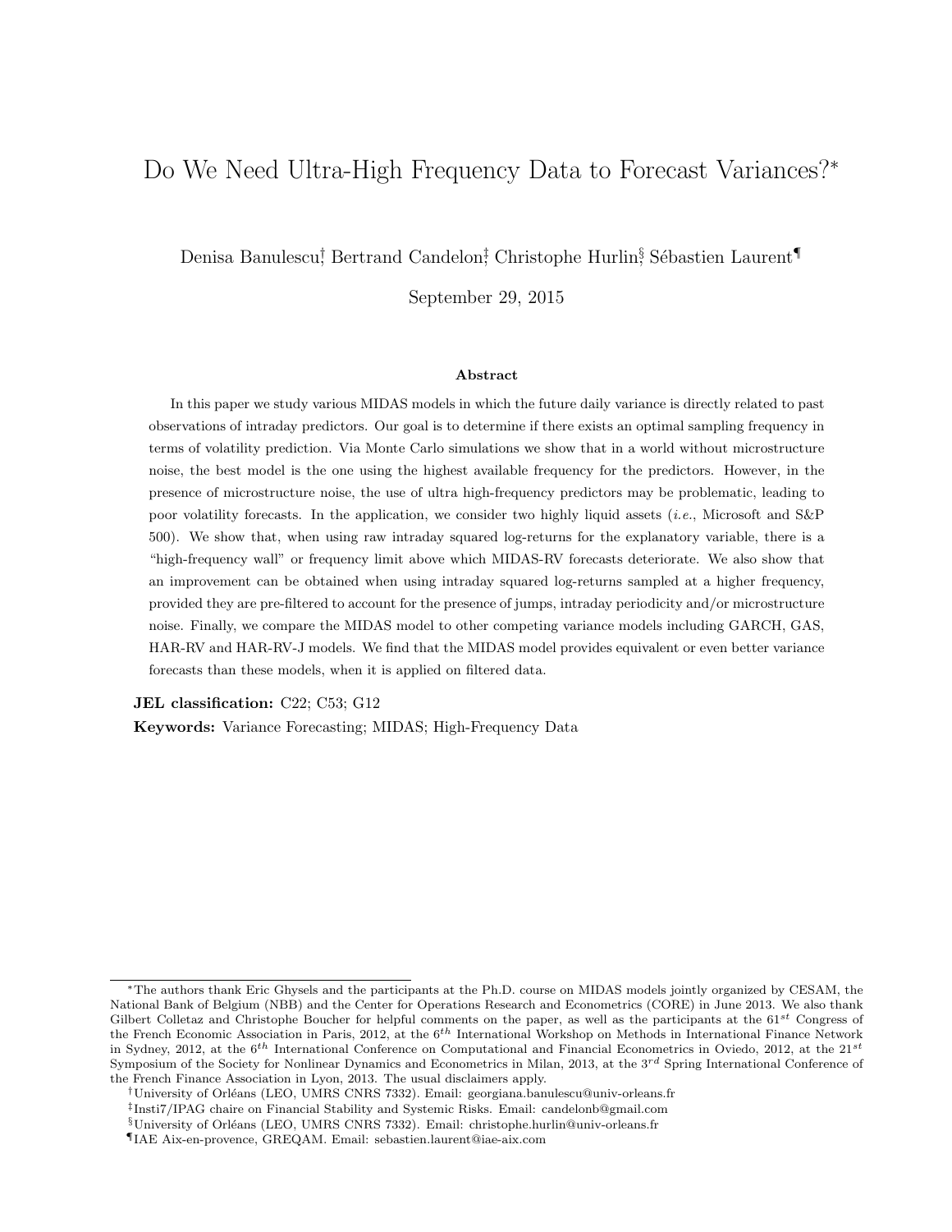# Do We Need Ultra-High Frequency Data to Forecast Variances?*

Denisa Banulescu[†], Bertrand Candelon[‡], Christophe Hurlin[§], Sébastien Laurent[¶]

September 29, 2015

## Abstract

In this paper we study various MIDAS models in which the future daily variance is directly related to past observations of intraday predictors. Our goal is to determine if there exists an optimal sampling frequency in terms of volatility prediction. Via Monte Carlo simulations we show that in a world without microstructure noise, the best model is the one using the highest available frequency for the predictors. However, in the presence of microstructure noise, the use of ultra high-frequency predictors may be problematic, leading to poor volatility forecasts. In the application, we consider two highly liquid assets (*i.e.*, Microsoft and S&P 500). We show that, when using raw intraday squared log-returns for the explanatory variable, there is a "high-frequency wall" or frequency limit above which MIDAS-RV forecasts deteriorate. We also show that an improvement can be obtained when using intraday squared log-returns sampled at a higher frequency, provided they are pre-filtered to account for the presence of jumps, intraday periodicity and/or microstructure noise. Finally, we compare the MIDAS model to other competing variance models including GARCH, GAS, HAR-RV and HAR-RV-J models. We find that the MIDAS model provides equivalent or even better variance forecasts than these models, when it is applied on filtered data.

**JEL classification:** C22; C53; G12

**Keywords:** Variance Forecasting; MIDAS; High-Frequency Data

---

*The authors thank Eric Ghysels and the participants at the Ph.D. course on MIDAS models jointly organized by CESAM, the National Bank of Belgium (NBB) and the Center for Operations Research and Econometrics (CORE) in June 2013. We also thank Gilbert Colletaz and Christophe Boucher for helpful comments on the paper, as well as the participants at the 61$^{st}$ Congress of the French Economic Association in Paris, 2012, at the 6$^{th}$ International Workshop on Methods in International Finance Network in Sydney, 2012, at the 6$^{th}$ International Conference on Computational and Financial Econometrics in Oviedo, 2012, at the 21$^{st}$ Symposium of the Society for Nonlinear Dynamics and Econometrics in Milan, 2013, at the 3$^{rd}$ Spring International Conference of the French Finance Association in Lyon, 2013. The usual disclaimers apply.

[†] University of Orléans (LEO, UMRS CNRS 7332). Email: georgiana.banulescu@univ-orleans.fr

[‡] Insti7/IPAG chaire on Financial Stability and Systemic Risks. Email: candelonb@gmail.com

[§] University of Orléans (LEO, UMRS CNRS 7332). Email: christophe.hurlin@univ-orleans.fr

[¶] IAE Aix-en-provence, GREQAM. Email: sebastien.laurent@iae-aix.com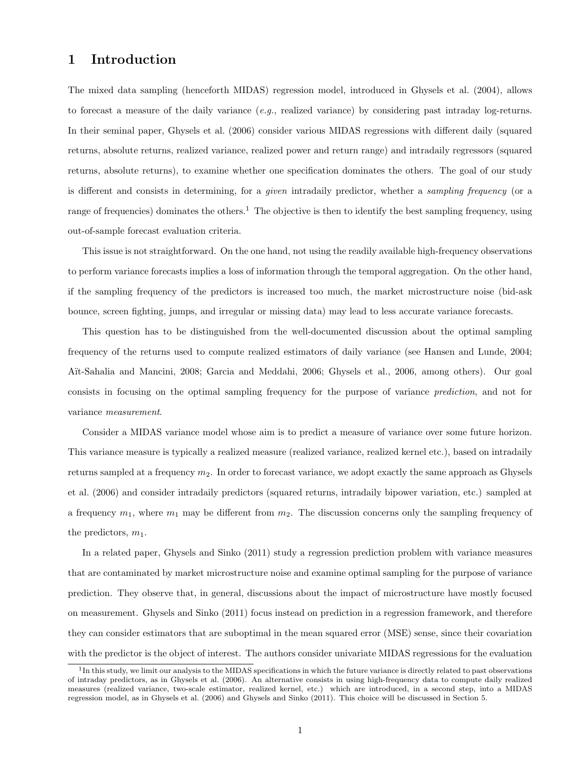# 1 Introduction

The mixed data sampling (henceforth MIDAS) regression model, introduced in Ghysels et al. (2004), allows to forecast a measure of the daily variance (*e.g.*, realized variance) by considering past intraday log-returns. In their seminal paper, Ghysels et al. (2006) consider various MIDAS regressions with different daily (squared returns, absolute returns, realized variance, realized power and return range) and intradaily regressors (squared returns, absolute returns), to examine whether one specification dominates the others. The goal of our study is different and consists in determining, for a *given* intradaily predictor, whether a *sampling frequency* (or a range of frequencies) dominates the others.[1] The objective is then to identify the best sampling frequency, using out-of-sample forecast evaluation criteria.

This issue is not straightforward. On the one hand, not using the readily available high-frequency observations to perform variance forecasts implies a loss of information through the temporal aggregation. On the other hand, if the sampling frequency of the predictors is increased too much, the market microstructure noise (bid-ask bounce, screen fighting, jumps, and irregular or missing data) may lead to less accurate variance forecasts.

This question has to be distinguished from the well-documented discussion about the optimal sampling frequency of the returns used to compute realized estimators of daily variance (see Hansen and Lunde, 2004; Aït-Sahalia and Mancini, 2008; Garcia and Meddahi, 2006; Ghysels et al., 2006, among others). Our goal consists in focusing on the optimal sampling frequency for the purpose of variance *prediction*, and not for variance *measurement*.

Consider a MIDAS variance model whose aim is to predict a measure of variance over some future horizon. This variance measure is typically a realized measure (realized variance, realized kernel etc.), based on intradaily returns sampled at a frequency $m_2$. In order to forecast variance, we adopt exactly the same approach as Ghysels et al. (2006) and consider intradaily predictors (squared returns, intradaily bipower variation, etc.) sampled at a frequency $m_1$, where $m_1$ may be different from $m_2$. The discussion concerns only the sampling frequency of the predictors, $m_1$.

In a related paper, Ghysels and Sinko (2011) study a regression prediction problem with variance measures that are contaminated by market microstructure noise and examine optimal sampling for the purpose of variance prediction. They observe that, in general, discussions about the impact of microstructure have mostly focused on measurement. Ghysels and Sinko (2011) focus instead on prediction in a regression framework, and therefore they can consider estimators that are suboptimal in the mean squared error (MSE) sense, since their covariation with the predictor is the object of interest. The authors consider univariate MIDAS regressions for the evaluation

[1] In this study, we limit our analysis to the MIDAS specifications in which the future variance is directly related to past observations of intraday predictors, as in Ghysels et al. (2006). An alternative consists in using high-frequency data to compute daily realized measures (realized variance, two-scale estimator, realized kernel, etc.) which are introduced, in a second step, into a MIDAS regression model, as in Ghysels et al. (2006) and Ghysels and Sinko (2011). This choice will be discussed in Section 5.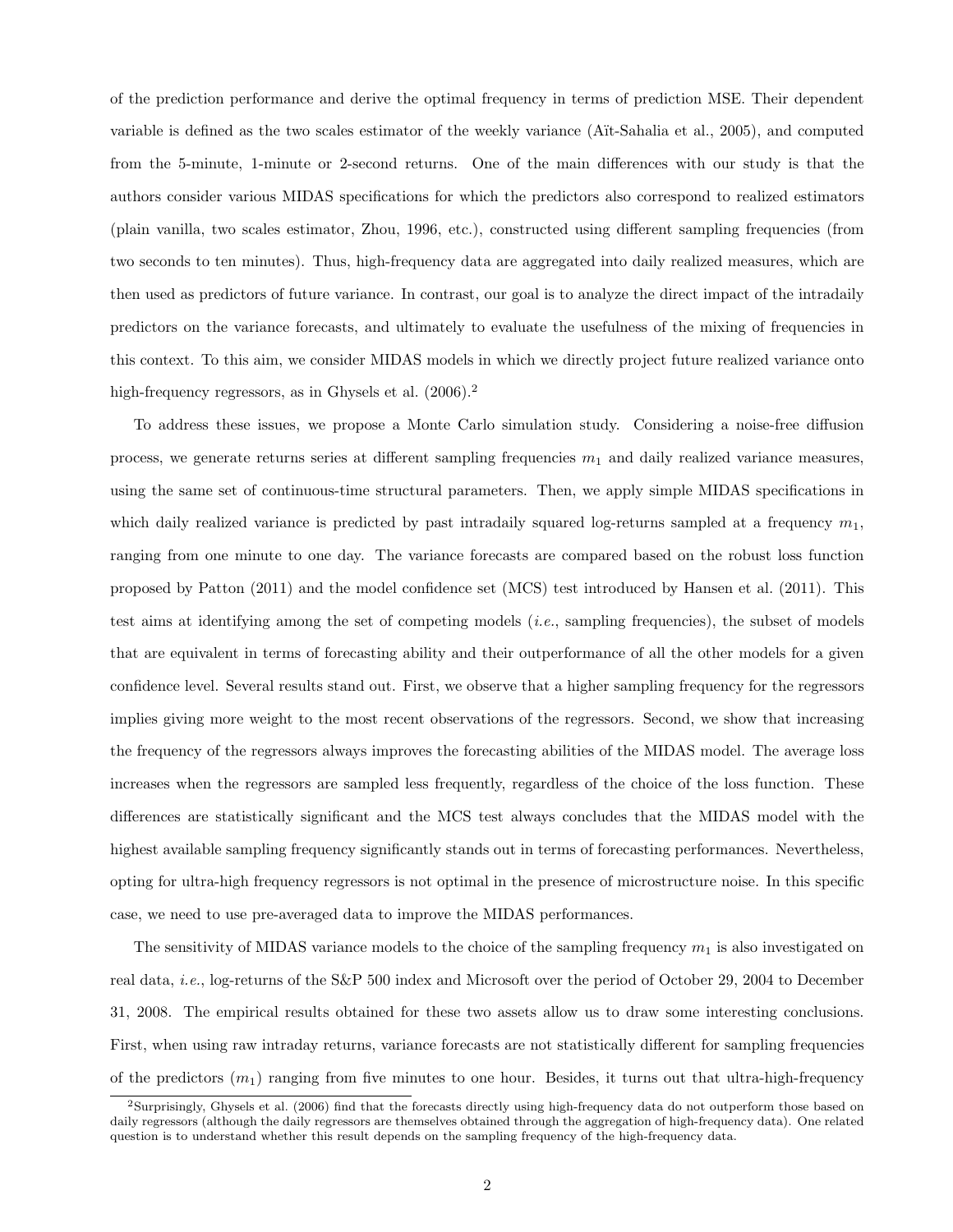of the prediction performance and derive the optimal frequency in terms of prediction MSE. Their dependent variable is defined as the two scales estimator of the weekly variance (Aït-Sahalia et al., 2005), and computed from the 5-minute, 1-minute or 2-second returns. One of the main differences with our study is that the authors consider various MIDAS specifications for which the predictors also correspond to realized estimators (plain vanilla, two scales estimator, Zhou, 1996, etc.), constructed using different sampling frequencies (from two seconds to ten minutes). Thus, high-frequency data are aggregated into daily realized measures, which are then used as predictors of future variance. In contrast, our goal is to analyze the direct impact of the intradaily predictors on the variance forecasts, and ultimately to evaluate the usefulness of the mixing of frequencies in this context. To this aim, we consider MIDAS models in which we directly project future realized variance onto high-frequency regressors, as in Ghysels et al. (2006).[2]

To address these issues, we propose a Monte Carlo simulation study. Considering a noise-free diffusion process, we generate returns series at different sampling frequencies $m_1$ and daily realized variance measures, using the same set of continuous-time structural parameters. Then, we apply simple MIDAS specifications in which daily realized variance is predicted by past intradaily squared log-returns sampled at a frequency $m_1$, ranging from one minute to one day. The variance forecasts are compared based on the robust loss function proposed by Patton (2011) and the model confidence set (MCS) test introduced by Hansen et al. (2011). This test aims at identifying among the set of competing models (*i.e.*, sampling frequencies), the subset of models that are equivalent in terms of forecasting ability and their outperformance of all the other models for a given confidence level. Several results stand out. First, we observe that a higher sampling frequency for the regressors implies giving more weight to the most recent observations of the regressors. Second, we show that increasing the frequency of the regressors always improves the forecasting abilities of the MIDAS model. The average loss increases when the regressors are sampled less frequently, regardless of the choice of the loss function. These differences are statistically significant and the MCS test always concludes that the MIDAS model with the highest available sampling frequency significantly stands out in terms of forecasting performances. Nevertheless, opting for ultra-high frequency regressors is not optimal in the presence of microstructure noise. In this specific case, we need to use pre-averaged data to improve the MIDAS performances.

The sensitivity of MIDAS variance models to the choice of the sampling frequency $m_1$ is also investigated on real data, *i.e.*, log-returns of the S&P 500 index and Microsoft over the period of October 29, 2004 to December 31, 2008. The empirical results obtained for these two assets allow us to draw some interesting conclusions. First, when using raw intraday returns, variance forecasts are not statistically different for sampling frequencies of the predictors ($m_1$) ranging from five minutes to one hour. Besides, it turns out that ultra-high-frequency

[2] Surprisingly, Ghysels et al. (2006) find that the forecasts directly using high-frequency data do not outperform those based on daily regressors (although the daily regressors are themselves obtained through the aggregation of high-frequency data). One related question is to understand whether this result depends on the sampling frequency of the high-frequency data.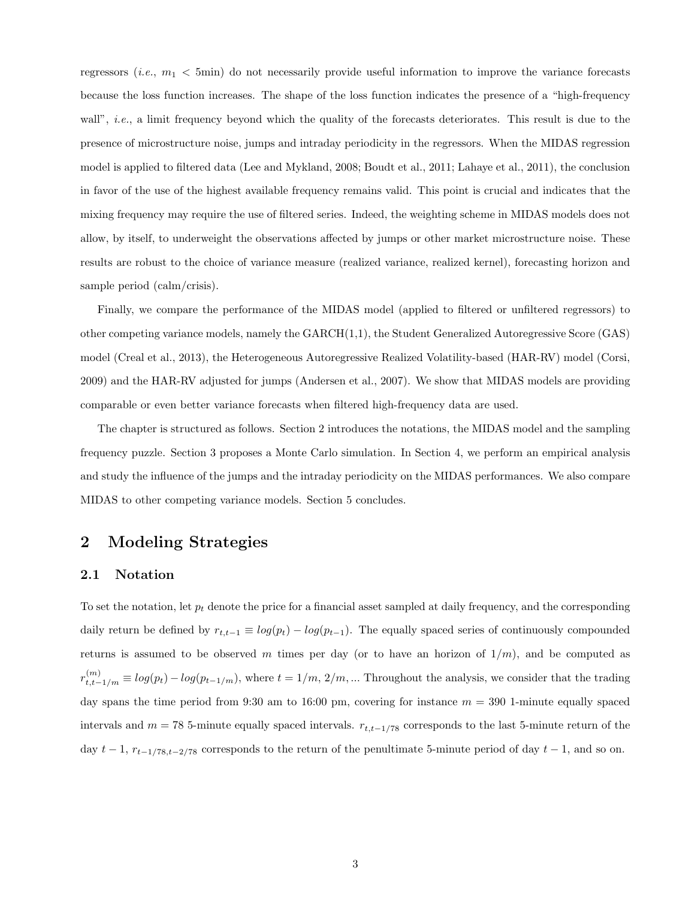regressors (*i.e.*, $m_1 < 5$min) do not necessarily provide useful information to improve the variance forecasts because the loss function increases. The shape of the loss function indicates the presence of a "high-frequency wall", *i.e.*, a limit frequency beyond which the quality of the forecasts deteriorates. This result is due to the presence of microstructure noise, jumps and intraday periodicity in the regressors. When the MIDAS regression model is applied to filtered data (Lee and Mykland, 2008; Boudt et al., 2011; Lahaye et al., 2011), the conclusion in favor of the use of the highest available frequency remains valid. This point is crucial and indicates that the mixing frequency may require the use of filtered series. Indeed, the weighting scheme in MIDAS models does not allow, by itself, to underweight the observations affected by jumps or other market microstructure noise. These results are robust to the choice of variance measure (realized variance, realized kernel), forecasting horizon and sample period (calm/crisis).

Finally, we compare the performance of the MIDAS model (applied to filtered or unfiltered regressors) to other competing variance models, namely the GARCH(1,1), the Student Generalized Autoregressive Score (GAS) model (Creal et al., 2013), the Heterogeneous Autoregressive Realized Volatility-based (HAR-RV) model (Corsi, 2009) and the HAR-RV adjusted for jumps (Andersen et al., 2007). We show that MIDAS models are providing comparable or even better variance forecasts when filtered high-frequency data are used.

The chapter is structured as follows. Section 2 introduces the notations, the MIDAS model and the sampling frequency puzzle. Section 3 proposes a Monte Carlo simulation. In Section 4, we perform an empirical analysis and study the influence of the jumps and the intraday periodicity on the MIDAS performances. We also compare MIDAS to other competing variance models. Section 5 concludes.

## 2 Modeling Strategies

### 2.1 Notation

To set the notation, let $p_t$ denote the price for a financial asset sampled at daily frequency, and the corresponding daily return be defined by $r_{t,t-1} \equiv log(p_t) - log(p_{t-1})$. The equally spaced series of continuously compounded returns is assumed to be observed $m$ times per day (or to have an horizon of $1/m$), and be computed as $r^{(m)}_{t,t-1/m} \equiv log(p_t) - log(p_{t-1/m})$, where $t = 1/m, 2/m, ...$ Throughout the analysis, we consider that the trading day spans the time period from 9:30 am to 16:00 pm, covering for instance $m = 390$ 1-minute equally spaced intervals and $m = 78$ 5-minute equally spaced intervals. $r_{t,t-1/78}$ corresponds to the last 5-minute return of the day $t-1$, $r_{t-1/78,t-2/78}$ corresponds to the return of the penultimate 5-minute period of day $t-1$, and so on.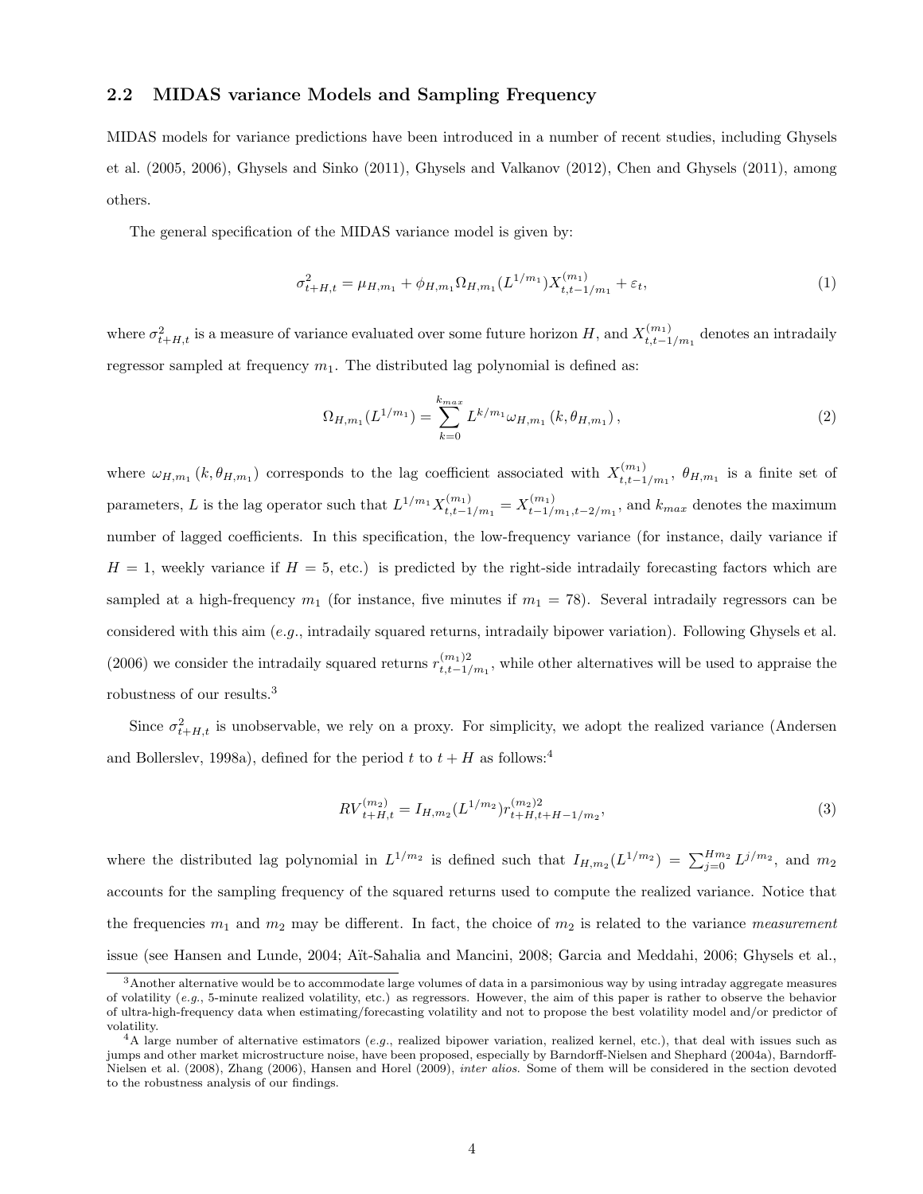## 2.2 MIDAS variance Models and Sampling Frequency

MIDAS models for variance predictions have been introduced in a number of recent studies, including Ghysels et al. (2005, 2006), Ghysels and Sinko (2011), Ghysels and Valkanov (2012), Chen and Ghysels (2011), among others.

The general specification of the MIDAS variance model is given by:

$$\sigma^2_{t+H,t} = \mu_{H,m_1} + \phi_{H,m_1}\Omega_{H,m_1}(L^{1/m_1})X^{(m_1)}_{t,t-1/m_1} + \varepsilon_t, \tag{1}$$

where $\sigma^2_{t+H,t}$ is a measure of variance evaluated over some future horizon $H$, and $X^{(m_1)}_{t,t-1/m_1}$ denotes an intradaily regressor sampled at frequency $m_1$. The distributed lag polynomial is defined as:

$$\Omega_{H,m_1}(L^{1/m_1}) = \sum_{k=0}^{k_{max}} L^{k/m_1}\omega_{H,m_1}\left(k, \theta_{H,m_1}\right), \tag{2}$$

where $\omega_{H,m_1}\left(k, \theta_{H,m_1}\right)$ corresponds to the lag coefficient associated with $X^{(m_1)}_{t,t-1/m_1}$, $\theta_{H,m_1}$ is a finite set of parameters, $L$ is the lag operator such that $L^{1/m_1}X^{(m_1)}_{t,t-1/m_1} = X^{(m_1)}_{t-1/m_1,t-2/m_1}$, and $k_{max}$ denotes the maximum number of lagged coefficients. In this specification, the low-frequency variance (for instance, daily variance if $H = 1$, weekly variance if $H = 5$, etc.) is predicted by the right-side intradaily forecasting factors which are sampled at a high-frequency $m_1$ (for instance, five minutes if $m_1 = 78$). Several intradaily regressors can be considered with this aim (*e.g.*, intradaily squared returns, intradaily bipower variation). Following Ghysels et al. (2006) we consider the intradaily squared returns $r^{(m_1)2}_{t,t-1/m_1}$, while other alternatives will be used to appraise the robustness of our results.[3]

Since $\sigma^2_{t+H,t}$ is unobservable, we rely on a proxy. For simplicity, we adopt the realized variance (Andersen and Bollerslev, 1998a), defined for the period $t$ to $t + H$ as follows:[4]

$$RV^{(m_2)}_{t+H,t} = I_{H,m_2}(L^{1/m_2})r^{(m_2)2}_{t+H,t+H-1/m_2}, \tag{3}$$

where the distributed lag polynomial in $L^{1/m_2}$ is defined such that $I_{H,m_2}(L^{1/m_2}) = \sum_{j=0}^{Hm_2} L^{j/m_2}$, and $m_2$ accounts for the sampling frequency of the squared returns used to compute the realized variance. Notice that the frequencies $m_1$ and $m_2$ may be different. In fact, the choice of $m_2$ is related to the variance *measurement* issue (see Hansen and Lunde, 2004; Aït-Sahalia and Mancini, 2008; Garcia and Meddahi, 2006; Ghysels et al.,

---

[3] Another alternative would be to accommodate large volumes of data in a parsimonious way by using intraday aggregate measures of volatility (*e.g.*, 5-minute realized volatility, etc.) as regressors. However, the aim of this paper is rather to observe the behavior of ultra-high-frequency data when estimating/forecasting volatility and not to propose the best volatility model and/or predictor of volatility.

[4] A large number of alternative estimators (*e.g.*, realized bipower variation, realized kernel, etc.), that deal with issues such as jumps and other market microstructure noise, have been proposed, especially by Barndorff-Nielsen and Shephard (2004a), Barndorff-Nielsen et al. (2008), Zhang (2006), Hansen and Horel (2009), *inter alios*. Some of them will be considered in the section devoted to the robustness analysis of our findings.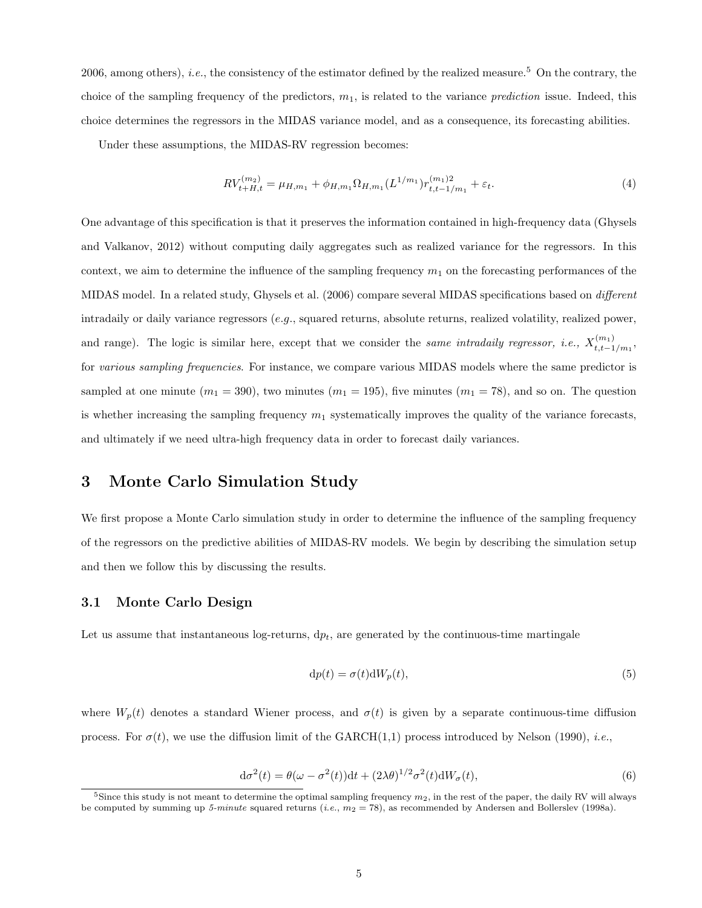2006, among others), *i.e.*, the consistency of the estimator defined by the realized measure.[5] On the contrary, the choice of the sampling frequency of the predictors, $m_1$, is related to the variance *prediction* issue. Indeed, this choice determines the regressors in the MIDAS variance model, and as a consequence, its forecasting abilities.

Under these assumptions, the MIDAS-RV regression becomes:

$$RV_{t+H,t}^{(m_2)} = \mu_{H,m_1} + \phi_{H,m_1} \Omega_{H,m_1}(L^{1/m_1}) r_{t,t-1/m_1}^{(m_1)2} + \varepsilon_t. \tag{4}$$

One advantage of this specification is that it preserves the information contained in high-frequency data (Ghysels and Valkanov, 2012) without computing daily aggregates such as realized variance for the regressors. In this context, we aim to determine the influence of the sampling frequency $m_1$ on the forecasting performances of the MIDAS model. In a related study, Ghysels et al. (2006) compare several MIDAS specifications based on *different* intradaily or daily variance regressors (*e.g.*, squared returns, absolute returns, realized volatility, realized power, and range). The logic is similar here, except that we consider the *same intradaily regressor, i.e.,* $X_{t,t-1/m_1}^{(m_1)}$, for *various sampling frequencies*. For instance, we compare various MIDAS models where the same predictor is sampled at one minute ($m_1 = 390$), two minutes ($m_1 = 195$), five minutes ($m_1 = 78$), and so on. The question is whether increasing the sampling frequency $m_1$ systematically improves the quality of the variance forecasts, and ultimately if we need ultra-high frequency data in order to forecast daily variances.

# 3 Monte Carlo Simulation Study

We first propose a Monte Carlo simulation study in order to determine the influence of the sampling frequency of the regressors on the predictive abilities of MIDAS-RV models. We begin by describing the simulation setup and then we follow this by discussing the results.

## 3.1 Monte Carlo Design

Let us assume that instantaneous log-returns, $\mathrm{d}p_t$, are generated by the continuous-time martingale

$$\mathrm{d}p(t) = \sigma(t)\mathrm{d}W_p(t), \tag{5}$$

where $W_p(t)$ denotes a standard Wiener process, and $\sigma(t)$ is given by a separate continuous-time diffusion process. For $\sigma(t)$, we use the diffusion limit of the GARCH(1,1) process introduced by Nelson (1990), *i.e.*,

$$\mathrm{d}\sigma^2(t) = \theta(\omega - \sigma^2(t))\mathrm{d}t + (2\lambda\theta)^{1/2}\sigma^2(t)\mathrm{d}W_\sigma(t), \tag{6}$$

[5] Since this study is not meant to determine the optimal sampling frequency $m_2$, in the rest of the paper, the daily RV will always be computed by summing up *5-minute* squared returns (*i.e.*, $m_2 = 78$), as recommended by Andersen and Bollerslev (1998a).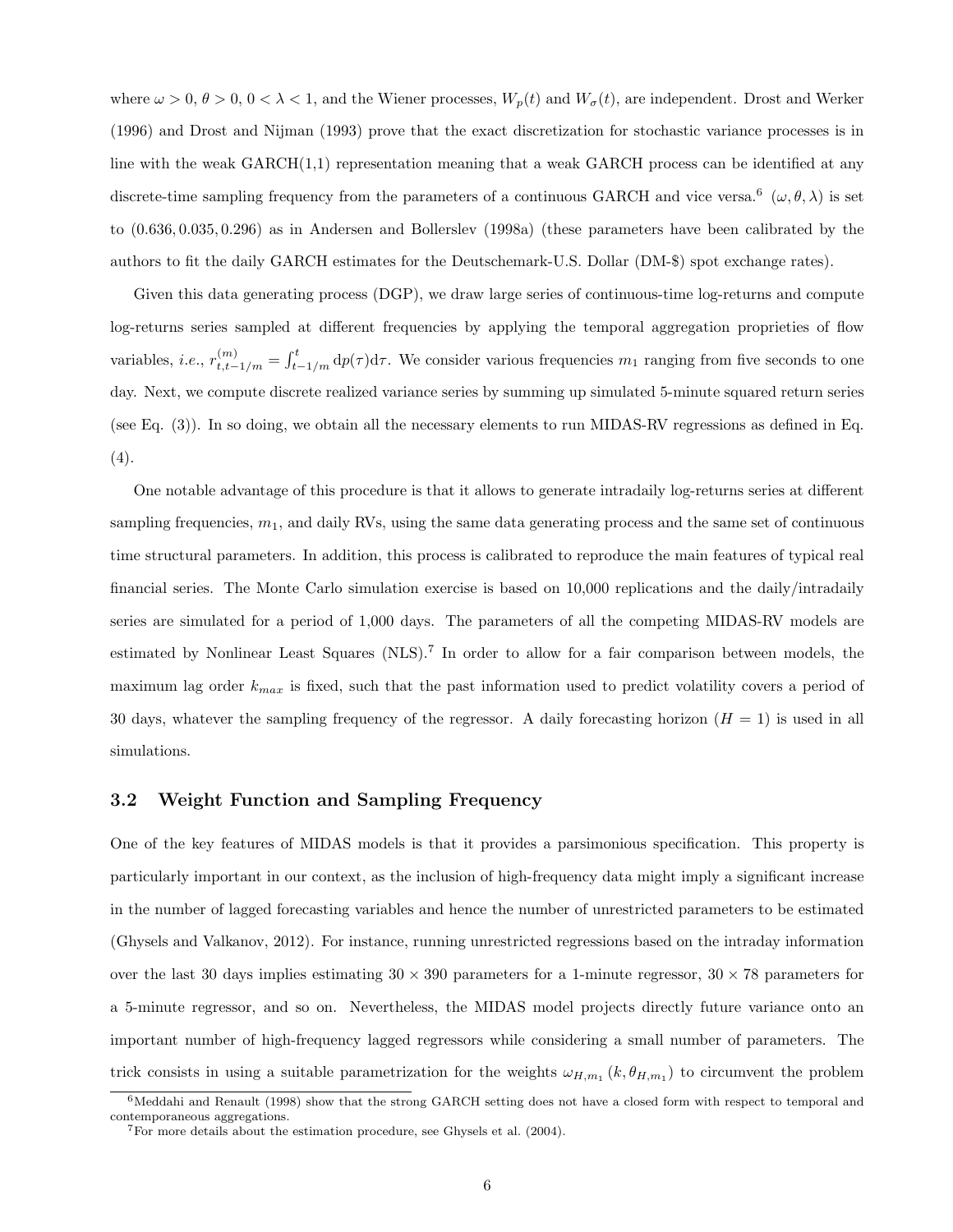where $\omega > 0$, $\theta > 0$, $0 < \lambda < 1$, and the Wiener processes, $W_p(t)$ and $W_\sigma(t)$, are independent. Drost and Werker (1996) and Drost and Nijman (1993) prove that the exact discretization for stochastic variance processes is in line with the weak GARCH(1,1) representation meaning that a weak GARCH process can be identified at any discrete-time sampling frequency from the parameters of a continuous GARCH and vice versa.[6] $(\omega, \theta, \lambda)$ is set to $(0.636, 0.035, 0.296)$ as in Andersen and Bollerslev (1998a) (these parameters have been calibrated by the authors to fit the daily GARCH estimates for the Deutschemark-U.S. Dollar (DM-\$) spot exchange rates).

Given this data generating process (DGP), we draw large series of continuous-time log-returns and compute log-returns series sampled at different frequencies by applying the temporal aggregation proprieties of flow variables, *i.e.*, $r^{(m)}_{t,t-1/m} = \int_{t-1/m}^{t} \mathrm{d}p(\tau)\mathrm{d}\tau$. We consider various frequencies $m_1$ ranging from five seconds to one day. Next, we compute discrete realized variance series by summing up simulated 5-minute squared return series (see Eq. (3)). In so doing, we obtain all the necessary elements to run MIDAS-RV regressions as defined in Eq. (4).

One notable advantage of this procedure is that it allows to generate intradaily log-returns series at different sampling frequencies, $m_1$, and daily RVs, using the same data generating process and the same set of continuous time structural parameters. In addition, this process is calibrated to reproduce the main features of typical real financial series. The Monte Carlo simulation exercise is based on 10,000 replications and the daily/intradaily series are simulated for a period of 1,000 days. The parameters of all the competing MIDAS-RV models are estimated by Nonlinear Least Squares (NLS).[7] In order to allow for a fair comparison between models, the maximum lag order $k_{max}$ is fixed, such that the past information used to predict volatility covers a period of 30 days, whatever the sampling frequency of the regressor. A daily forecasting horizon ($H = 1$) is used in all simulations.

### 3.2 Weight Function and Sampling Frequency

One of the key features of MIDAS models is that it provides a parsimonious specification. This property is particularly important in our context, as the inclusion of high-frequency data might imply a significant increase in the number of lagged forecasting variables and hence the number of unrestricted parameters to be estimated (Ghysels and Valkanov, 2012). For instance, running unrestricted regressions based on the intraday information over the last 30 days implies estimating $30 \times 390$ parameters for a 1-minute regressor, $30 \times 78$ parameters for a 5-minute regressor, and so on. Nevertheless, the MIDAS model projects directly future variance onto an important number of high-frequency lagged regressors while considering a small number of parameters. The trick consists in using a suitable parametrization for the weights $\omega_{H,m_1}(k, \theta_{H,m_1})$ to circumvent the problem

[6] Meddahi and Renault (1998) show that the strong GARCH setting does not have a closed form with respect to temporal and contemporaneous aggregations.

[7] For more details about the estimation procedure, see Ghysels et al. (2004).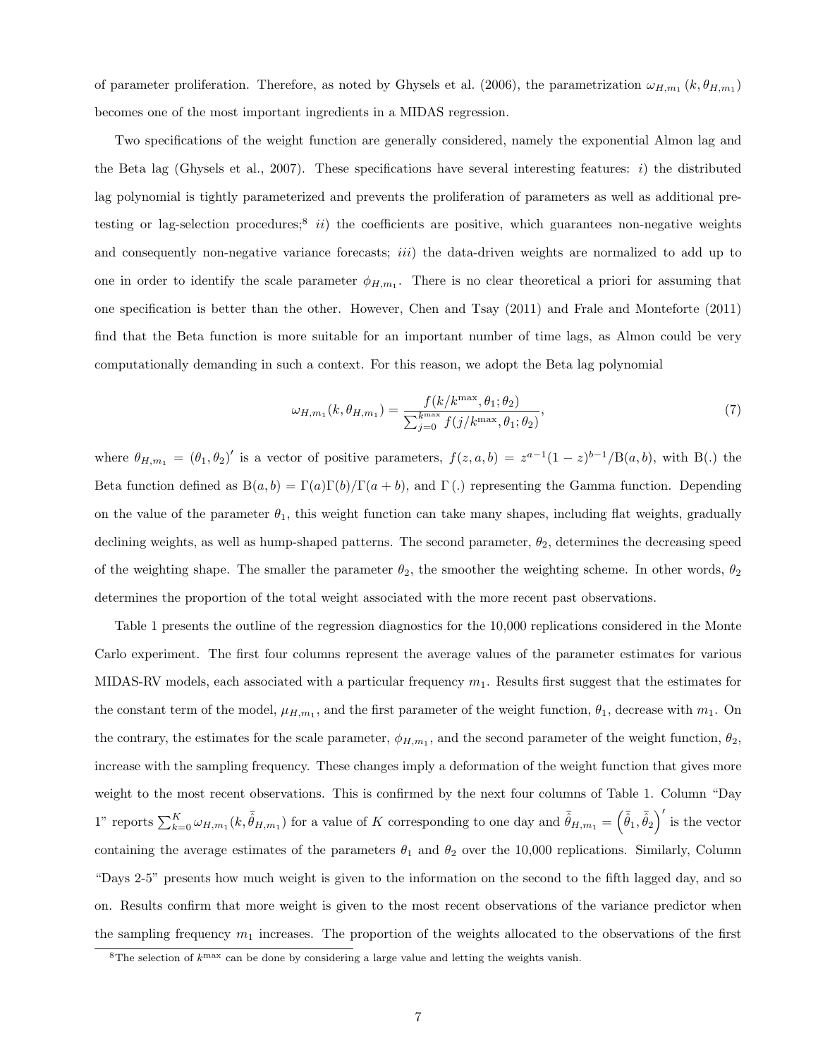of parameter proliferation. Therefore, as noted by Ghysels et al. (2006), the parametrization $\omega_{H,m_1}(k, \theta_{H,m_1})$ becomes one of the most important ingredients in a MIDAS regression.

Two specifications of the weight function are generally considered, namely the exponential Almon lag and the Beta lag (Ghysels et al., 2007). These specifications have several interesting features: *i)* the distributed lag polynomial is tightly parameterized and prevents the proliferation of parameters as well as additional pre-testing or lag-selection procedures;[8] *ii)* the coefficients are positive, which guarantees non-negative weights and consequently non-negative variance forecasts; *iii)* the data-driven weights are normalized to add up to one in order to identify the scale parameter $\phi_{H,m_1}$. There is no clear theoretical a priori for assuming that one specification is better than the other. However, Chen and Tsay (2011) and Frale and Monteforte (2011) find that the Beta function is more suitable for an important number of time lags, as Almon could be very computationally demanding in such a context. For this reason, we adopt the Beta lag polynomial

$$\omega_{H,m_1}(k, \theta_{H,m_1}) = \frac{f(k/k^{\max}, \theta_1; \theta_2)}{\sum_{j=0}^{k^{\max}} f(j/k^{\max}, \theta_1; \theta_2)}, \tag{7}$$

where $\theta_{H,m_1} = (\theta_1, \theta_2)'$ is a vector of positive parameters, $f(z, a, b) = z^{a-1}(1-z)^{b-1}/\mathrm{B}(a, b)$, with $\mathrm{B}(.)$ the Beta function defined as $\mathrm{B}(a, b) = \Gamma(a)\Gamma(b)/\Gamma(a+b)$, and $\Gamma(.)$ representing the Gamma function. Depending on the value of the parameter $\theta_1$, this weight function can take many shapes, including flat weights, gradually declining weights, as well as hump-shaped patterns. The second parameter, $\theta_2$, determines the decreasing speed of the weighting shape. The smaller the parameter $\theta_2$, the smoother the weighting scheme. In other words, $\theta_2$ determines the proportion of the total weight associated with the more recent past observations.

Table 1 presents the outline of the regression diagnostics for the 10,000 replications considered in the Monte Carlo experiment. The first four columns represent the average values of the parameter estimates for various MIDAS-RV models, each associated with a particular frequency $m_1$. Results first suggest that the estimates for the constant term of the model, $\mu_{H,m_1}$, and the first parameter of the weight function, $\theta_1$, decrease with $m_1$. On the contrary, the estimates for the scale parameter, $\phi_{H,m_1}$, and the second parameter of the weight function, $\theta_2$, increase with the sampling frequency. These changes imply a deformation of the weight function that gives more weight to the most recent observations. This is confirmed by the next four columns of Table 1. Column "Day 1" reports $\sum_{k=0}^{K} \omega_{H,m_1}(k, \bar{\hat{\theta}}_{H,m_1})$ for a value of $K$ corresponding to one day and $\bar{\hat{\theta}}_{H,m_1} = \left(\bar{\hat{\theta}}_1, \bar{\hat{\theta}}_2\right)'$ is the vector containing the average estimates of the parameters $\theta_1$ and $\theta_2$ over the 10,000 replications. Similarly, Column "Days 2-5" presents how much weight is given to the information on the second to the fifth lagged day, and so on. Results confirm that more weight is given to the most recent observations of the variance predictor when the sampling frequency $m_1$ increases. The proportion of the weights allocated to the observations of the first

[8] The selection of $k^{\max}$ can be done by considering a large value and letting the weights vanish.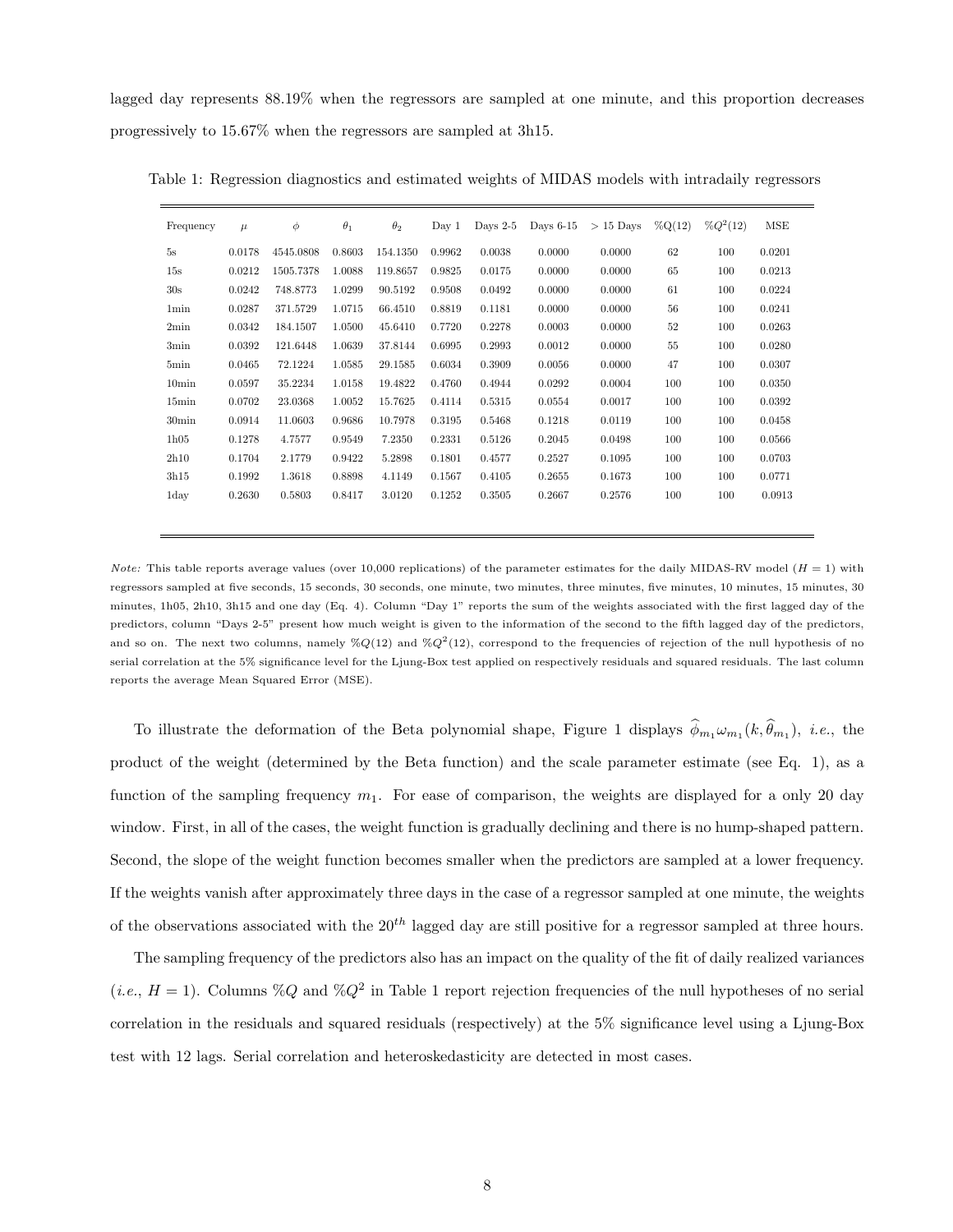lagged day represents 88.19% when the regressors are sampled at one minute, and this proportion decreases progressively to 15.67% when the regressors are sampled at 3h15.

Table 1: Regression diagnostics and estimated weights of MIDAS models with intradaily regressors

| Frequency | $\mu$ | $\phi$ | $\theta_1$ | $\theta_2$ | Day 1 | Days 2-5 | Days 6-15 | > 15 Days | %Q(12) | %$Q^2$(12) | MSE |
|---|---|---|---|---|---|---|---|---|---|---|---|
| 5s | 0.0178 | 4545.0808 | 0.8603 | 154.1350 | 0.9962 | 0.0038 | 0.0000 | 0.0000 | 62 | 100 | 0.0201 |
| 15s | 0.0212 | 1505.7378 | 1.0088 | 119.8657 | 0.9825 | 0.0175 | 0.0000 | 0.0000 | 65 | 100 | 0.0213 |
| 30s | 0.0242 | 748.8773 | 1.0299 | 90.5192 | 0.9508 | 0.0492 | 0.0000 | 0.0000 | 61 | 100 | 0.0224 |
| 1min | 0.0287 | 371.5729 | 1.0715 | 66.4510 | 0.8819 | 0.1181 | 0.0000 | 0.0000 | 56 | 100 | 0.0241 |
| 2min | 0.0342 | 184.1507 | 1.0500 | 45.6410 | 0.7720 | 0.2278 | 0.0003 | 0.0000 | 52 | 100 | 0.0263 |
| 3min | 0.0392 | 121.6448 | 1.0639 | 37.8144 | 0.6995 | 0.2993 | 0.0012 | 0.0000 | 55 | 100 | 0.0280 |
| 5min | 0.0465 | 72.1224 | 1.0585 | 29.1585 | 0.6034 | 0.3909 | 0.0056 | 0.0000 | 47 | 100 | 0.0307 |
| 10min | 0.0597 | 35.2234 | 1.0158 | 19.4822 | 0.4760 | 0.4944 | 0.0292 | 0.0004 | 100 | 100 | 0.0350 |
| 15min | 0.0702 | 23.0368 | 1.0052 | 15.7625 | 0.4114 | 0.5315 | 0.0554 | 0.0017 | 100 | 100 | 0.0392 |
| 30min | 0.0914 | 11.0603 | 0.9686 | 10.7978 | 0.3195 | 0.5468 | 0.1218 | 0.0119 | 100 | 100 | 0.0458 |
| 1h05 | 0.1278 | 4.7577 | 0.9549 | 7.2350 | 0.2331 | 0.5126 | 0.2045 | 0.0498 | 100 | 100 | 0.0566 |
| 2h10 | 0.1704 | 2.1779 | 0.9422 | 5.2898 | 0.1801 | 0.4577 | 0.2527 | 0.1095 | 100 | 100 | 0.0703 |
| 3h15 | 0.1992 | 1.3618 | 0.8898 | 4.1149 | 0.1567 | 0.4105 | 0.2655 | 0.1673 | 100 | 100 | 0.0771 |
| 1day | 0.2630 | 0.5803 | 0.8417 | 3.0120 | 0.1252 | 0.3505 | 0.2667 | 0.2576 | 100 | 100 | 0.0913 |

*Note:* This table reports average values (over 10,000 replications) of the parameter estimates for the daily MIDAS-RV model ($H = 1$) with regressors sampled at five seconds, 15 seconds, 30 seconds, one minute, two minutes, three minutes, five minutes, 10 minutes, 15 minutes, 30 minutes, 1h05, 2h10, 3h15 and one day (Eq. 4). Column "Day 1" reports the sum of the weights associated with the first lagged day of the predictors, column "Days 2-5" present how much weight is given to the information of the second to the fifth lagged day of the predictors, and so on. The next two columns, namely $\%Q(12)$ and $\%Q^2(12)$, correspond to the frequencies of rejection of the null hypothesis of no serial correlation at the 5% significance level for the Ljung-Box test applied on respectively residuals and squared residuals. The last column reports the average Mean Squared Error (MSE).

To illustrate the deformation of the Beta polynomial shape, Figure 1 displays $\widehat{\phi}_{m_1}\omega_{m_1}(k, \widehat{\theta}_{m_1})$, *i.e.*, the product of the weight (determined by the Beta function) and the scale parameter estimate (see Eq. 1), as a function of the sampling frequency $m_1$. For ease of comparison, the weights are displayed for a only 20 day window. First, in all of the cases, the weight function is gradually declining and there is no hump-shaped pattern. Second, the slope of the weight function becomes smaller when the predictors are sampled at a lower frequency. If the weights vanish after approximately three days in the case of a regressor sampled at one minute, the weights of the observations associated with the $20^{th}$ lagged day are still positive for a regressor sampled at three hours.

The sampling frequency of the predictors also has an impact on the quality of the fit of daily realized variances (*i.e.*, $H = 1$). Columns $\%Q$ and $\%Q^2$ in Table 1 report rejection frequencies of the null hypotheses of no serial correlation in the residuals and squared residuals (respectively) at the 5% significance level using a Ljung-Box test with 12 lags. Serial correlation and heteroskedasticity are detected in most cases.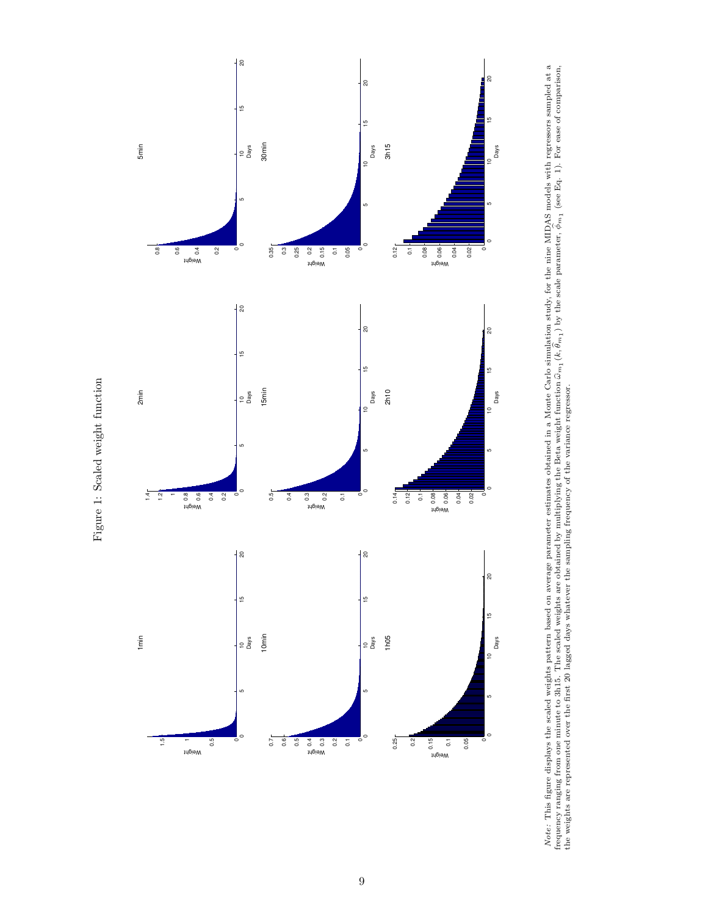Figure 1: Scaled weight function

*Note:* This figure displays the scaled weights pattern based on average parameter estimates obtained in a Monte Carlo simulation study, for the nine MIDAS models with regressors sampled at a frequency ranging from one minute to 3h15. The scaled weights are obtained by multiplying the Beta weight function $\widehat{\omega}_{m_1}(k, \widehat{\theta}_{m_1})$ by the scale parameter, $\widehat{\phi}_{m_1}$ (see Eq. 1). For ease of comparison, the weights are represented over the first 20 lagged days whatever the sampling frequency of the variance regressor.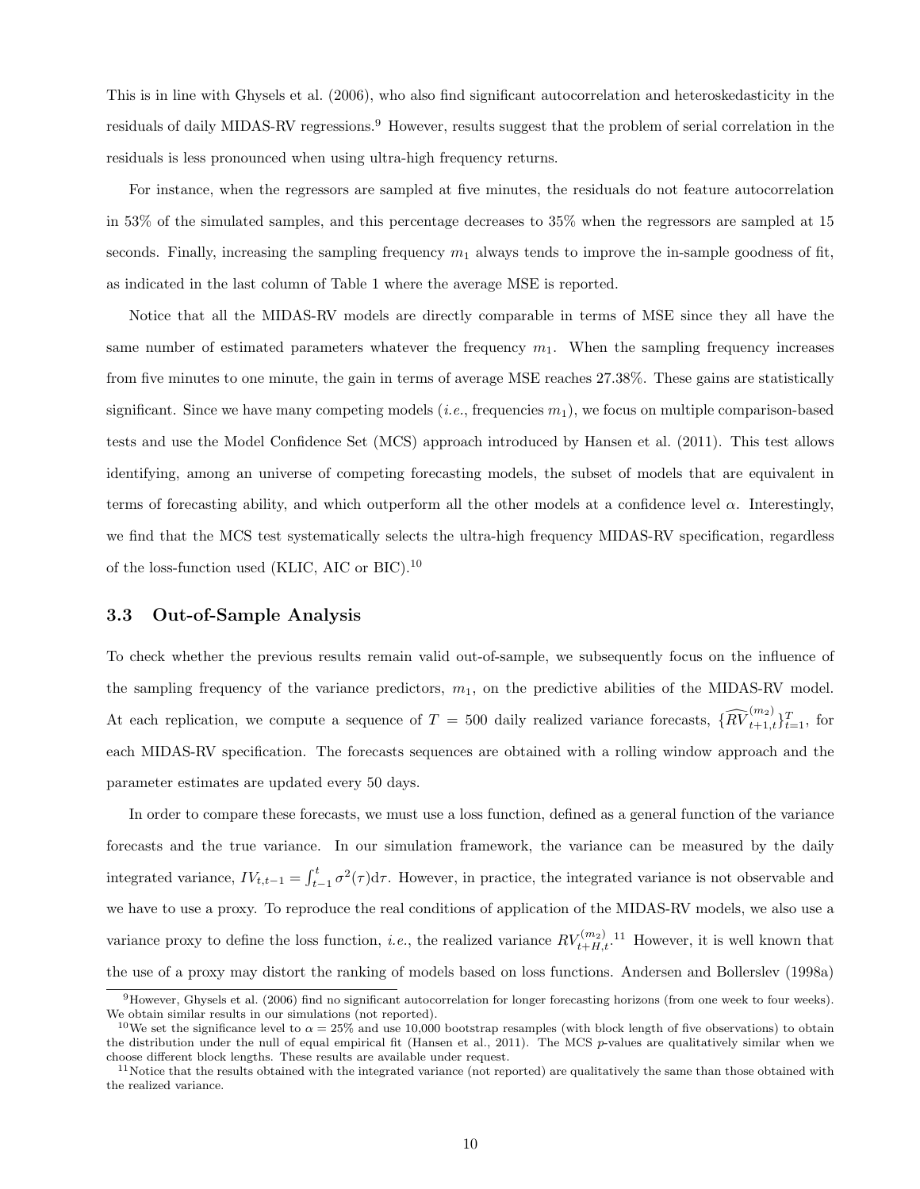This is in line with Ghysels et al. (2006), who also find significant autocorrelation and heteroskedasticity in the residuals of daily MIDAS-RV regressions.[9] However, results suggest that the problem of serial correlation in the residuals is less pronounced when using ultra-high frequency returns.

For instance, when the regressors are sampled at five minutes, the residuals do not feature autocorrelation in 53% of the simulated samples, and this percentage decreases to 35% when the regressors are sampled at 15 seconds. Finally, increasing the sampling frequency $m_1$ always tends to improve the in-sample goodness of fit, as indicated in the last column of Table 1 where the average MSE is reported.

Notice that all the MIDAS-RV models are directly comparable in terms of MSE since they all have the same number of estimated parameters whatever the frequency $m_1$. When the sampling frequency increases from five minutes to one minute, the gain in terms of average MSE reaches 27.38%. These gains are statistically significant. Since we have many competing models (*i.e.*, frequencies $m_1$), we focus on multiple comparison-based tests and use the Model Confidence Set (MCS) approach introduced by Hansen et al. (2011). This test allows identifying, among an universe of competing forecasting models, the subset of models that are equivalent in terms of forecasting ability, and which outperform all the other models at a confidence level $\alpha$. Interestingly, we find that the MCS test systematically selects the ultra-high frequency MIDAS-RV specification, regardless of the loss-function used (KLIC, AIC or BIC).[10]

### 3.3 Out-of-Sample Analysis

To check whether the previous results remain valid out-of-sample, we subsequently focus on the influence of the sampling frequency of the variance predictors, $m_1$, on the predictive abilities of the MIDAS-RV model. At each replication, we compute a sequence of $T = 500$ daily realized variance forecasts, $\{\widehat{RV}_{t+1,t}^{(m_2)}\}_{t=1}^{T}$, for each MIDAS-RV specification. The forecasts sequences are obtained with a rolling window approach and the parameter estimates are updated every 50 days.

In order to compare these forecasts, we must use a loss function, defined as a general function of the variance forecasts and the true variance. In our simulation framework, the variance can be measured by the daily integrated variance, $IV_{t,t-1} = \int_{t-1}^{t} \sigma^2(\tau) \mathrm{d}\tau$. However, in practice, the integrated variance is not observable and we have to use a proxy. To reproduce the real conditions of application of the MIDAS-RV models, we also use a variance proxy to define the loss function, *i.e.*, the realized variance $RV_{t+H,t}^{(m_2)}$.[11] However, it is well known that the use of a proxy may distort the ranking of models based on loss functions. Andersen and Bollerslev (1998a)

---

[9] However, Ghysels et al. (2006) find no significant autocorrelation for longer forecasting horizons (from one week to four weeks). We obtain similar results in our simulations (not reported).

[10] We set the significance level to $\alpha = 25\%$ and use 10,000 bootstrap resamples (with block length of five observations) to obtain the distribution under the null of equal empirical fit (Hansen et al., 2011). The MCS $p$-values are qualitatively similar when we choose different block lengths. These results are available under request.

[11] Notice that the results obtained with the integrated variance (not reported) are qualitatively the same than those obtained with the realized variance.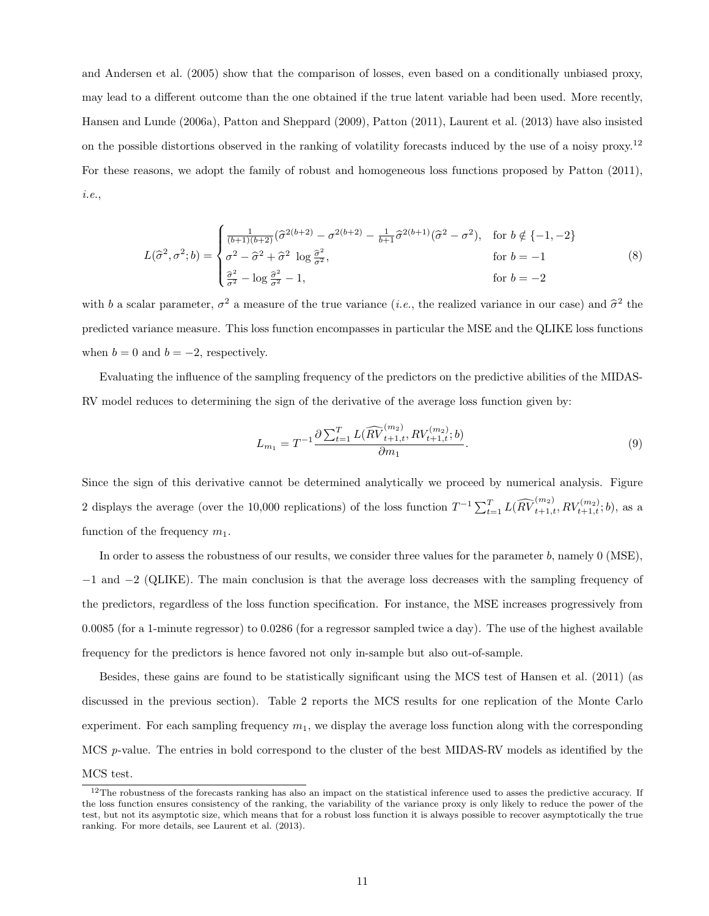and Andersen et al. (2005) show that the comparison of losses, even based on a conditionally unbiased proxy, may lead to a different outcome than the one obtained if the true latent variable had been used. More recently, Hansen and Lunde (2006a), Patton and Sheppard (2009), Patton (2011), Laurent et al. (2013) have also insisted on the possible distortions observed in the ranking of volatility forecasts induced by the use of a noisy proxy.[12] For these reasons, we adopt the family of robust and homogeneous loss functions proposed by Patton (2011), *i.e.*,

$$L(\widehat{\sigma}^2, \sigma^2; b) = \begin{cases} \frac{1}{(b+1)(b+2)}(\widehat{\sigma}^{2(b+2)} - \sigma^{2(b+2)} - \frac{1}{b+1}\widehat{\sigma}^{2(b+1)}(\widehat{\sigma}^2 - \sigma^2), & \text{for } b \notin \{-1, -2\} \\ \sigma^2 - \widehat{\sigma}^2 + \widehat{\sigma}^2 \ \log \frac{\widehat{\sigma}^2}{\sigma^2}, & \text{for } b = -1 \\ \frac{\widehat{\sigma}^2}{\sigma^2} - \log \frac{\widehat{\sigma}^2}{\sigma^2} - 1, & \text{for } b = -2 \end{cases} \tag{8}$$

with $b$ a scalar parameter, $\sigma^2$ a measure of the true variance (*i.e.*, the realized variance in our case) and $\widehat{\sigma}^2$ the predicted variance measure. This loss function encompasses in particular the MSE and the QLIKE loss functions when $b = 0$ and $b = -2$, respectively.

Evaluating the influence of the sampling frequency of the predictors on the predictive abilities of the MIDAS-RV model reduces to determining the sign of the derivative of the average loss function given by:

$$L_{m_1} = T^{-1} \frac{\partial \sum_{t=1}^{T} L(\widehat{RV}_{t+1,t}^{(m_2)}, RV_{t+1,t}^{(m_2)}; b)}{\partial m_1}. \tag{9}$$

Since the sign of this derivative cannot be determined analytically we proceed by numerical analysis. Figure 2 displays the average (over the 10,000 replications) of the loss function $T^{-1} \sum_{t=1}^{T} L(\widehat{RV}_{t+1,t}^{(m_2)}, RV_{t+1,t}^{(m_2)}; b)$, as a function of the frequency $m_1$.

In order to assess the robustness of our results, we consider three values for the parameter $b$, namely 0 (MSE), $-1$ and $-2$ (QLIKE). The main conclusion is that the average loss decreases with the sampling frequency of the predictors, regardless of the loss function specification. For instance, the MSE increases progressively from 0.0085 (for a 1-minute regressor) to 0.0286 (for a regressor sampled twice a day). The use of the highest available frequency for the predictors is hence favored not only in-sample but also out-of-sample.

Besides, these gains are found to be statistically significant using the MCS test of Hansen et al. (2011) (as discussed in the previous section). Table 2 reports the MCS results for one replication of the Monte Carlo experiment. For each sampling frequency $m_1$, we display the average loss function along with the corresponding MCS $p$-value. The entries in bold correspond to the cluster of the best MIDAS-RV models as identified by the MCS test.

[12] The robustness of the forecasts ranking has also an impact on the statistical inference used to asses the predictive accuracy. If the loss function ensures consistency of the ranking, the variability of the variance proxy is only likely to reduce the power of the test, but not its asymptotic size, which means that for a robust loss function it is always possible to recover asymptotically the true ranking. For more details, see Laurent et al. (2013).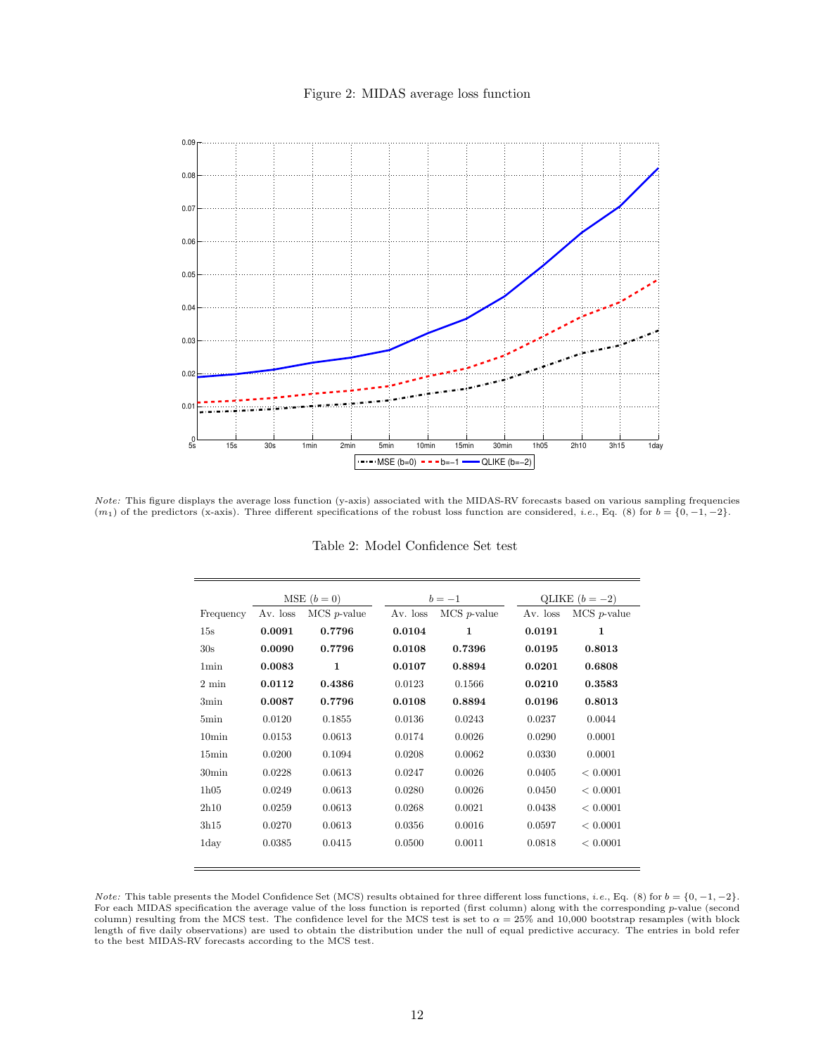Figure 2: MIDAS average loss function

*Note:* This figure displays the average loss function (y-axis) associated with the MIDAS-RV forecasts based on various sampling frequencies ($m_1$) of the predictors (x-axis). Three different specifications of the robust loss function are considered, *i.e.*, Eq. (8) for $b = \{0, -1, -2\}$.

Table 2: Model Confidence Set test

| | MSE ($b = 0$) | | $b = -1$ | | QLIKE ($b = -2$) | |
|---|---|---|---|---|---|---|
| Frequency | Av. loss | MCS $p$-value | Av. loss | MCS $p$-value | Av. loss | MCS $p$-value |
| 15s | **0.0091** | **0.7796** | **0.0104** | **1** | **0.0191** | **1** |
| 30s | **0.0090** | **0.7796** | **0.0108** | **0.7396** | **0.0195** | **0.8013** |
| 1min | **0.0083** | **1** | **0.0107** | **0.8894** | **0.0201** | **0.6808** |
| 2 min | **0.0112** | **0.4386** | 0.0123 | 0.1566 | **0.0210** | **0.3583** |
| 3min | **0.0087** | **0.7796** | **0.0108** | **0.8894** | **0.0196** | **0.8013** |
| 5min | 0.0120 | 0.1855 | 0.0136 | 0.0243 | 0.0237 | 0.0044 |
| 10min | 0.0153 | 0.0613 | 0.0174 | 0.0026 | 0.0290 | 0.0001 |
| 15min | 0.0200 | 0.1094 | 0.0208 | 0.0062 | 0.0330 | 0.0001 |
| 30min | 0.0228 | 0.0613 | 0.0247 | 0.0026 | 0.0405 | $< 0.0001$ |
| 1h05 | 0.0249 | 0.0613 | 0.0280 | 0.0026 | 0.0450 | $< 0.0001$ |
| 2h10 | 0.0259 | 0.0613 | 0.0268 | 0.0021 | 0.0438 | $< 0.0001$ |
| 3h15 | 0.0270 | 0.0613 | 0.0356 | 0.0016 | 0.0597 | $< 0.0001$ |
| 1day | 0.0385 | 0.0415 | 0.0500 | 0.0011 | 0.0818 | $< 0.0001$ |

*Note:* This table presents the Model Confidence Set (MCS) results obtained for three different loss functions, *i.e.*, Eq. (8) for $b = \{0, -1, -2\}$. For each MIDAS specification the average value of the loss function is reported (first column) along with the corresponding $p$-value (second column) resulting from the MCS test. The confidence level for the MCS test is set to $\alpha = 25\%$ and 10,000 bootstrap resamples (with block length of five daily observations) are used to obtain the distribution under the null of equal predictive accuracy. The entries in bold refer to the best MIDAS-RV forecasts according to the MCS test.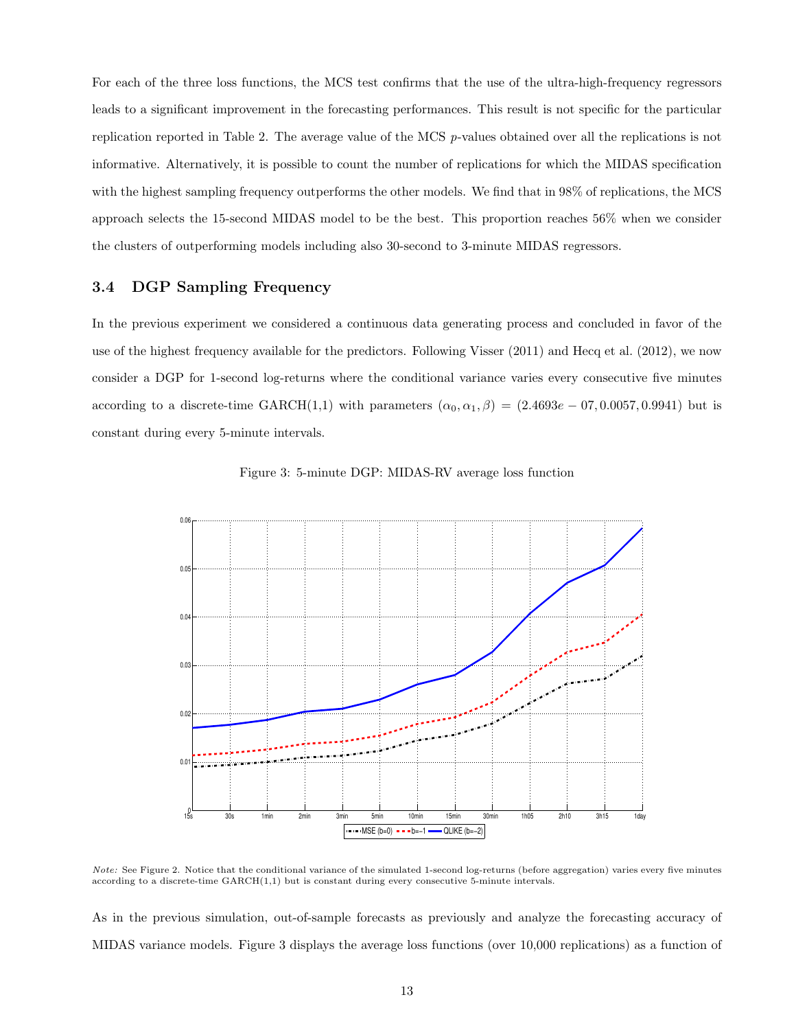For each of the three loss functions, the MCS test confirms that the use of the ultra-high-frequency regressors leads to a significant improvement in the forecasting performances. This result is not specific for the particular replication reported in Table 2. The average value of the MCS $p$-values obtained over all the replications is not informative. Alternatively, it is possible to count the number of replications for which the MIDAS specification with the highest sampling frequency outperforms the other models. We find that in 98% of replications, the MCS approach selects the 15-second MIDAS model to be the best. This proportion reaches 56% when we consider the clusters of outperforming models including also 30-second to 3-minute MIDAS regressors.

### 3.4 DGP Sampling Frequency

In the previous experiment we considered a continuous data generating process and concluded in favor of the use of the highest frequency available for the predictors. Following Visser (2011) and Hecq et al. (2012), we now consider a DGP for 1-second log-returns where the conditional variance varies every consecutive five minutes according to a discrete-time GARCH(1,1) with parameters $(\alpha_0, \alpha_1, \beta) = (2.4693e-07, 0.0057, 0.9941)$ but is constant during every 5-minute intervals.

Figure 3: 5-minute DGP: MIDAS-RV average loss function

*Note:* See Figure 2. Notice that the conditional variance of the simulated 1-second log-returns (before aggregation) varies every five minutes according to a discrete-time GARCH(1,1) but is constant during every consecutive 5-minute intervals.

As in the previous simulation, out-of-sample forecasts as previously and analyze the forecasting accuracy of MIDAS variance models. Figure 3 displays the average loss functions (over 10,000 replications) as a function of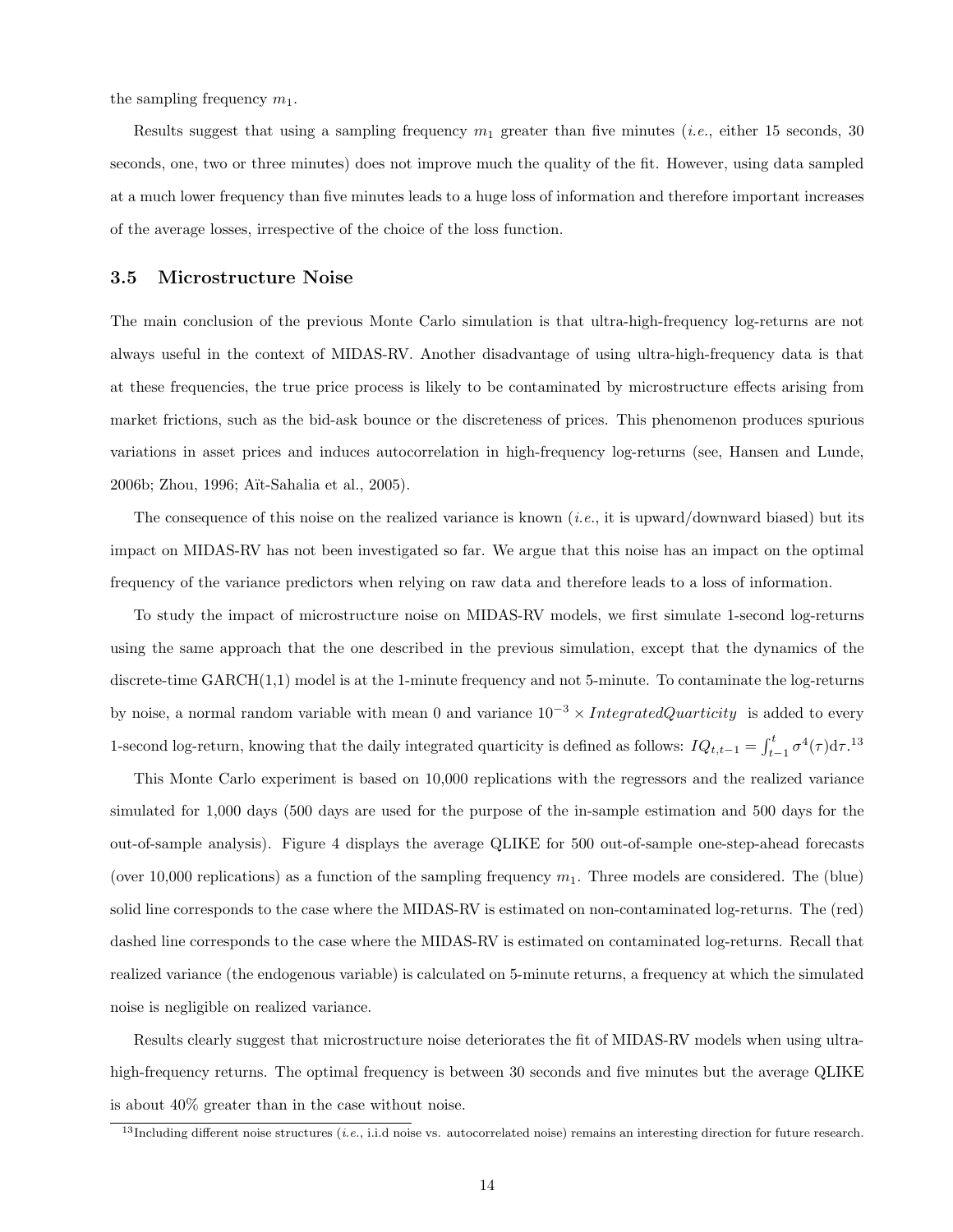the sampling frequency $m_1$.

Results suggest that using a sampling frequency $m_1$ greater than five minutes (*i.e.*, either 15 seconds, 30 seconds, one, two or three minutes) does not improve much the quality of the fit. However, using data sampled at a much lower frequency than five minutes leads to a huge loss of information and therefore important increases of the average losses, irrespective of the choice of the loss function.

### 3.5 Microstructure Noise

The main conclusion of the previous Monte Carlo simulation is that ultra-high-frequency log-returns are not always useful in the context of MIDAS-RV. Another disadvantage of using ultra-high-frequency data is that at these frequencies, the true price process is likely to be contaminated by microstructure effects arising from market frictions, such as the bid-ask bounce or the discreteness of prices. This phenomenon produces spurious variations in asset prices and induces autocorrelation in high-frequency log-returns (see, Hansen and Lunde, 2006b; Zhou, 1996; Aït-Sahalia et al., 2005).

The consequence of this noise on the realized variance is known (*i.e.*, it is upward/downward biased) but its impact on MIDAS-RV has not been investigated so far. We argue that this noise has an impact on the optimal frequency of the variance predictors when relying on raw data and therefore leads to a loss of information.

To study the impact of microstructure noise on MIDAS-RV models, we first simulate 1-second log-returns using the same approach that the one described in the previous simulation, except that the dynamics of the discrete-time GARCH(1,1) model is at the 1-minute frequency and not 5-minute. To contaminate the log-returns by noise, a normal random variable with mean 0 and variance $10^{-3} \times IntegratedQuarticity$ is added to every 1-second log-return, knowing that the daily integrated quarticity is defined as follows: $IQ_{t,t-1} = \int_{t-1}^{t} \sigma^4(\tau) \mathrm{d}\tau$.[13]

This Monte Carlo experiment is based on 10,000 replications with the regressors and the realized variance simulated for 1,000 days (500 days are used for the purpose of the in-sample estimation and 500 days for the out-of-sample analysis). Figure 4 displays the average QLIKE for 500 out-of-sample one-step-ahead forecasts (over 10,000 replications) as a function of the sampling frequency $m_1$. Three models are considered. The (blue) solid line corresponds to the case where the MIDAS-RV is estimated on non-contaminated log-returns. The (red) dashed line corresponds to the case where the MIDAS-RV is estimated on contaminated log-returns. Recall that realized variance (the endogenous variable) is calculated on 5-minute returns, a frequency at which the simulated noise is negligible on realized variance.

Results clearly suggest that microstructure noise deteriorates the fit of MIDAS-RV models when using ultra-high-frequency returns. The optimal frequency is between 30 seconds and five minutes but the average QLIKE is about 40% greater than in the case without noise.

[13] Including different noise structures (*i.e.*, i.i.d noise vs. autocorrelated noise) remains an interesting direction for future research.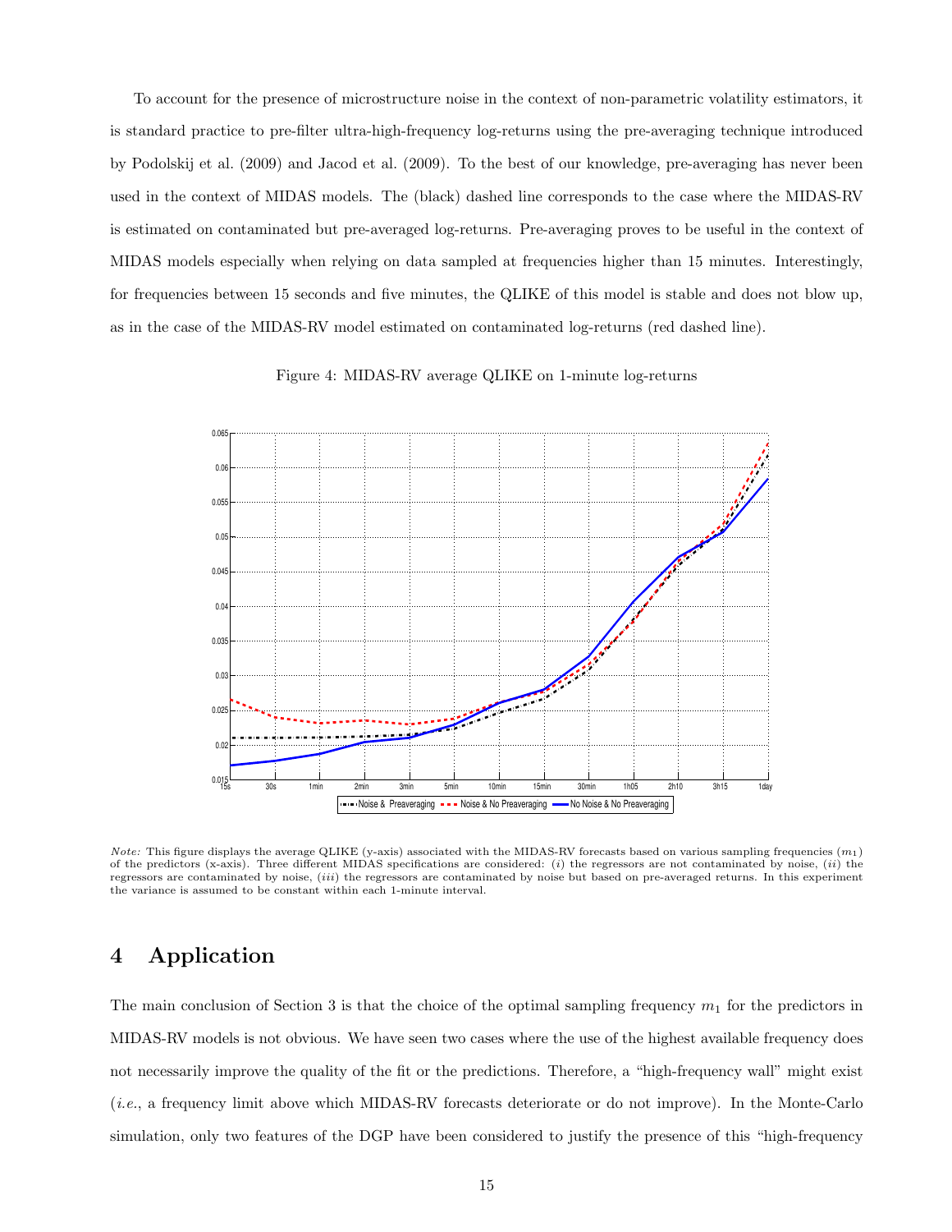To account for the presence of microstructure noise in the context of non-parametric volatility estimators, it is standard practice to pre-filter ultra-high-frequency log-returns using the pre-averaging technique introduced by Podolskij et al. (2009) and Jacod et al. (2009). To the best of our knowledge, pre-averaging has never been used in the context of MIDAS models. The (black) dashed line corresponds to the case where the MIDAS-RV is estimated on contaminated but pre-averaged log-returns. Pre-averaging proves to be useful in the context of MIDAS models especially when relying on data sampled at frequencies higher than 15 minutes. Interestingly, for frequencies between 15 seconds and five minutes, the QLIKE of this model is stable and does not blow up, as in the case of the MIDAS-RV model estimated on contaminated log-returns (red dashed line).

Figure 4: MIDAS-RV average QLIKE on 1-minute log-returns

*Note:* This figure displays the average QLIKE (y-axis) associated with the MIDAS-RV forecasts based on various sampling frequencies ($m_1$) of the predictors (x-axis). Three different MIDAS specifications are considered: (*i*) the regressors are not contaminated by noise, (*ii*) the regressors are contaminated by noise, (*iii*) the regressors are contaminated by noise but based on pre-averaged returns. In this experiment the variance is assumed to be constant within each 1-minute interval.

## 4 Application

The main conclusion of Section 3 is that the choice of the optimal sampling frequency $m_1$ for the predictors in MIDAS-RV models is not obvious. We have seen two cases where the use of the highest available frequency does not necessarily improve the quality of the fit or the predictions. Therefore, a "high-frequency wall" might exist (*i.e.*, a frequency limit above which MIDAS-RV forecasts deteriorate or do not improve). In the Monte-Carlo simulation, only two features of the DGP have been considered to justify the presence of this "high-frequency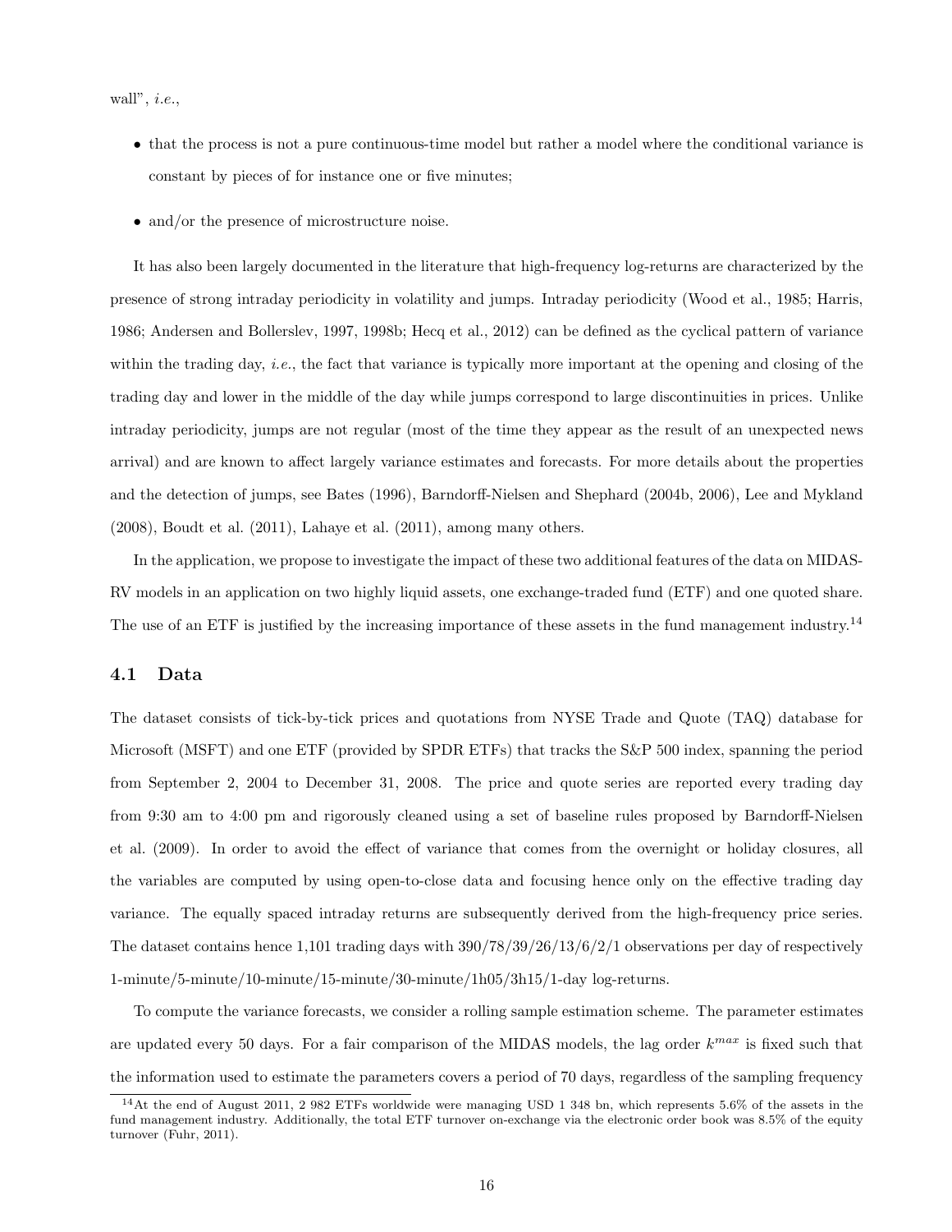wall", *i.e.*,

- that the process is not a pure continuous-time model but rather a model where the conditional variance is constant by pieces of for instance one or five minutes;
- and/or the presence of microstructure noise.

It has also been largely documented in the literature that high-frequency log-returns are characterized by the presence of strong intraday periodicity in volatility and jumps. Intraday periodicity (Wood et al., 1985; Harris, 1986; Andersen and Bollerslev, 1997, 1998b; Hecq et al., 2012) can be defined as the cyclical pattern of variance within the trading day, *i.e.*, the fact that variance is typically more important at the opening and closing of the trading day and lower in the middle of the day while jumps correspond to large discontinuities in prices. Unlike intraday periodicity, jumps are not regular (most of the time they appear as the result of an unexpected news arrival) and are known to affect largely variance estimates and forecasts. For more details about the properties and the detection of jumps, see Bates (1996), Barndorff-Nielsen and Shephard (2004b, 2006), Lee and Mykland (2008), Boudt et al. (2011), Lahaye et al. (2011), among many others.

In the application, we propose to investigate the impact of these two additional features of the data on MIDAS-RV models in an application on two highly liquid assets, one exchange-traded fund (ETF) and one quoted share. The use of an ETF is justified by the increasing importance of these assets in the fund management industry.[14]

### 4.1 Data

The dataset consists of tick-by-tick prices and quotations from NYSE Trade and Quote (TAQ) database for Microsoft (MSFT) and one ETF (provided by SPDR ETFs) that tracks the S&P 500 index, spanning the period from September 2, 2004 to December 31, 2008. The price and quote series are reported every trading day from 9:30 am to 4:00 pm and rigorously cleaned using a set of baseline rules proposed by Barndorff-Nielsen et al. (2009). In order to avoid the effect of variance that comes from the overnight or holiday closures, all the variables are computed by using open-to-close data and focusing hence only on the effective trading day variance. The equally spaced intraday returns are subsequently derived from the high-frequency price series. The dataset contains hence 1,101 trading days with 390/78/39/26/13/6/2/1 observations per day of respectively 1-minute/5-minute/10-minute/15-minute/30-minute/1h05/3h15/1-day log-returns.

To compute the variance forecasts, we consider a rolling sample estimation scheme. The parameter estimates are updated every 50 days. For a fair comparison of the MIDAS models, the lag order $k^{max}$ is fixed such that the information used to estimate the parameters covers a period of 70 days, regardless of the sampling frequency

[14] At the end of August 2011, 2 982 ETFs worldwide were managing USD 1 348 bn, which represents 5.6% of the assets in the fund management industry. Additionally, the total ETF turnover on-exchange via the electronic order book was 8.5% of the equity turnover (Fuhr, 2011).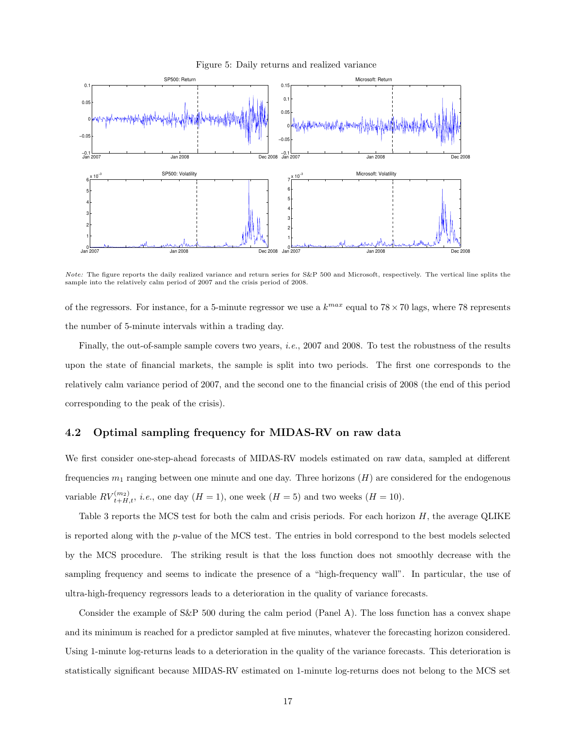Figure 5: Daily returns and realized variance

*Note:* The figure reports the daily realized variance and return series for S&P 500 and Microsoft, respectively. The vertical line splits the sample into the relatively calm period of 2007 and the crisis period of 2008.

of the regressors. For instance, for a 5-minute regressor we use a $k^{max}$ equal to $78 \times 70$ lags, where 78 represents the number of 5-minute intervals within a trading day.

Finally, the out-of-sample sample covers two years, *i.e.*, 2007 and 2008. To test the robustness of the results upon the state of financial markets, the sample is split into two periods. The first one corresponds to the relatively calm variance period of 2007, and the second one to the financial crisis of 2008 (the end of this period corresponding to the peak of the crisis).

### 4.2 Optimal sampling frequency for MIDAS-RV on raw data

We first consider one-step-ahead forecasts of MIDAS-RV models estimated on raw data, sampled at different frequencies $m_1$ ranging between one minute and one day. Three horizons ($H$) are considered for the endogenous variable $RV_{t+H,t}^{(m_2)}$, *i.e.*, one day ($H = 1$), one week ($H = 5$) and two weeks ($H = 10$).

Table 3 reports the MCS test for both the calm and crisis periods. For each horizon $H$, the average QLIKE is reported along with the $p$-value of the MCS test. The entries in bold correspond to the best models selected by the MCS procedure. The striking result is that the loss function does not smoothly decrease with the sampling frequency and seems to indicate the presence of a "high-frequency wall". In particular, the use of ultra-high-frequency regressors leads to a deterioration in the quality of variance forecasts.

Consider the example of S&P 500 during the calm period (Panel A). The loss function has a convex shape and its minimum is reached for a predictor sampled at five minutes, whatever the forecasting horizon considered. Using 1-minute log-returns leads to a deterioration in the quality of the variance forecasts. This deterioration is statistically significant because MIDAS-RV estimated on 1-minute log-returns does not belong to the MCS set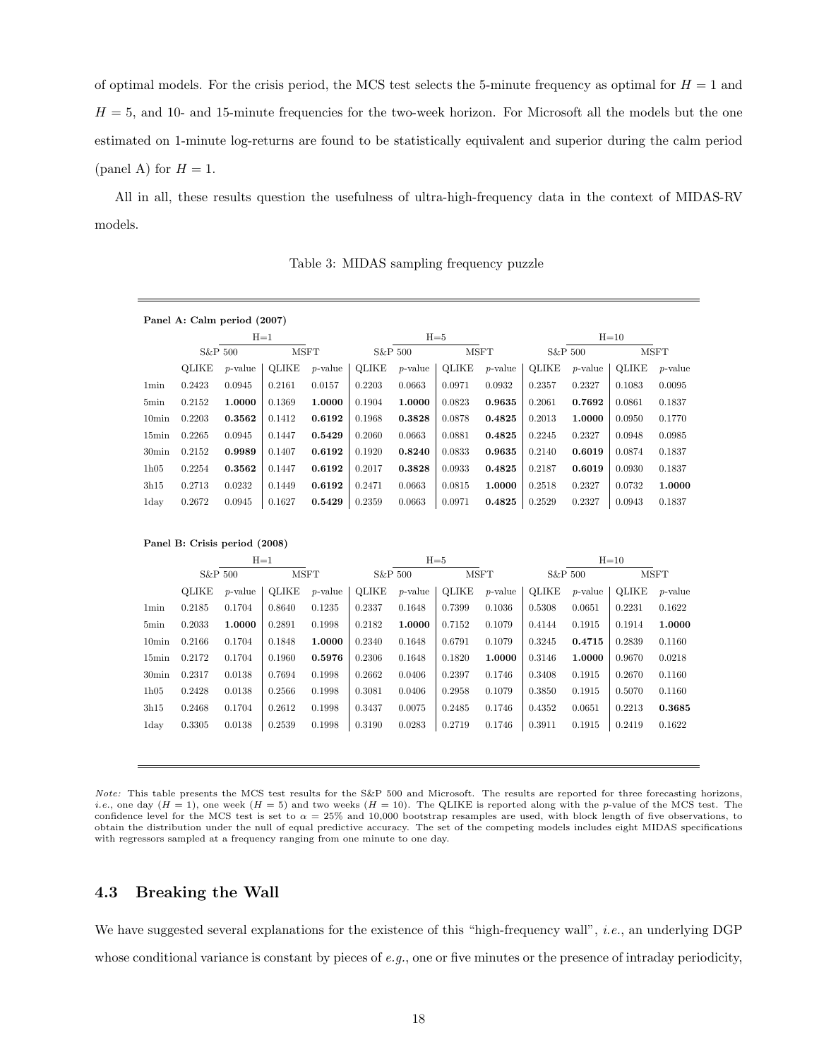of optimal models. For the crisis period, the MCS test selects the 5-minute frequency as optimal for $H = 1$ and $H = 5$, and 10- and 15-minute frequencies for the two-week horizon. For Microsoft all the models but the one estimated on 1-minute log-returns are found to be statistically equivalent and superior during the calm period (panel A) for $H = 1$.

All in all, these results question the usefulness of ultra-high-frequency data in the context of MIDAS-RV models.

Table 3: MIDAS sampling frequency puzzle

**Panel A: Calm period (2007)**

| | H=1 | | | | H=5 | | | | H=10 | | | |
|---|---|---|---|---|---|---|---|---|---|---|---|---|
| | S&P 500 | | MSFT | | S&P 500 | | MSFT | | S&P 500 | | MSFT | |
| | QLIKE | *p*-value | QLIKE | *p*-value | QLIKE | *p*-value | QLIKE | *p*-value | QLIKE | *p*-value | QLIKE | *p*-value |
| 1min | 0.2423 | 0.0945 | 0.2161 | 0.0157 | 0.2203 | 0.0663 | 0.0971 | 0.0932 | 0.2357 | 0.2327 | 0.1083 | 0.0095 |
| 5min | 0.2152 | **1.0000** | 0.1369 | **1.0000** | 0.1904 | **1.0000** | 0.0823 | **0.9635** | 0.2061 | **0.7692** | 0.0861 | 0.1837 |
| 10min | 0.2203 | **0.3562** | 0.1412 | **0.6192** | 0.1968 | **0.3828** | 0.0878 | **0.4825** | 0.2013 | **1.0000** | 0.0950 | 0.1770 |
| 15min | 0.2265 | 0.0945 | 0.1447 | **0.5429** | 0.2060 | 0.0663 | 0.0881 | **0.4825** | 0.2245 | 0.2327 | 0.0948 | 0.0985 |
| 30min | 0.2152 | **0.9989** | 0.1407 | **0.6192** | 0.1920 | **0.8240** | 0.0833 | **0.9635** | 0.2140 | **0.6019** | 0.0874 | 0.1837 |
| 1h05 | 0.2254 | **0.3562** | 0.1447 | **0.6192** | 0.2017 | **0.3828** | 0.0933 | **0.4825** | 0.2187 | **0.6019** | 0.0930 | 0.1837 |
| 3h15 | 0.2713 | 0.0232 | 0.1449 | **0.6192** | 0.2471 | 0.0663 | 0.0815 | **1.0000** | 0.2518 | 0.2327 | 0.0732 | **1.0000** |
| 1day | 0.2672 | 0.0945 | 0.1627 | **0.5429** | 0.2359 | 0.0663 | 0.0971 | **0.4825** | 0.2529 | 0.2327 | 0.0943 | 0.1837 |

**Panel B: Crisis period (2008)**

| | H=1 | | | | H=5 | | | | H=10 | | | |
|---|---|---|---|---|---|---|---|---|---|---|---|---|
| | S&P 500 | | MSFT | | S&P 500 | | MSFT | | S&P 500 | | MSFT | |
| | QLIKE | *p*-value | QLIKE | *p*-value | QLIKE | *p*-value | QLIKE | *p*-value | QLIKE | *p*-value | QLIKE | *p*-value |
| 1min | 0.2185 | 0.1704 | 0.8640 | 0.1235 | 0.2337 | 0.1648 | 0.7399 | 0.1036 | 0.5308 | 0.0651 | 0.2231 | 0.1622 |
| 5min | 0.2033 | **1.0000** | 0.2891 | 0.1998 | 0.2182 | **1.0000** | 0.7152 | 0.1079 | 0.4144 | 0.1915 | 0.1914 | **1.0000** |
| 10min | 0.2166 | 0.1704 | 0.1848 | **1.0000** | 0.2340 | 0.1648 | 0.6791 | 0.1079 | 0.3245 | **0.4715** | 0.2839 | 0.1160 |
| 15min | 0.2172 | 0.1704 | 0.1960 | **0.5976** | 0.2306 | 0.1648 | 0.1820 | **1.0000** | 0.3146 | **1.0000** | 0.9670 | 0.0218 |
| 30min | 0.2317 | 0.0138 | 0.7694 | 0.1998 | 0.2662 | 0.0406 | 0.2397 | 0.1746 | 0.3408 | 0.1915 | 0.2670 | 0.1160 |
| 1h05 | 0.2428 | 0.0138 | 0.2566 | 0.1998 | 0.3081 | 0.0406 | 0.2958 | 0.1079 | 0.3850 | 0.1915 | 0.5070 | 0.1160 |
| 3h15 | 0.2468 | 0.1704 | 0.2612 | 0.1998 | 0.3437 | 0.0075 | 0.2485 | 0.1746 | 0.4352 | 0.0651 | 0.2213 | **0.3685** |
| 1day | 0.3305 | 0.0138 | 0.2539 | 0.1998 | 0.3190 | 0.0283 | 0.2719 | 0.1746 | 0.3911 | 0.1915 | 0.2419 | 0.1622 |

*Note:* This table presents the MCS test results for the S&P 500 and Microsoft. The results are reported for three forecasting horizons, *i.e.*, one day ($H = 1$), one week ($H = 5$) and two weeks ($H = 10$). The QLIKE is reported along with the *p*-value of the MCS test. The confidence level for the MCS test is set to $\alpha = 25\%$ and 10,000 bootstrap resamples are used, with block length of five observations, to obtain the distribution under the null of equal predictive accuracy. The set of the competing models includes eight MIDAS specifications with regressors sampled at a frequency ranging from one minute to one day.

### 4.3 Breaking the Wall

We have suggested several explanations for the existence of this "high-frequency wall", *i.e.*, an underlying DGP whose conditional variance is constant by pieces of *e.g.*, one or five minutes or the presence of intraday periodicity,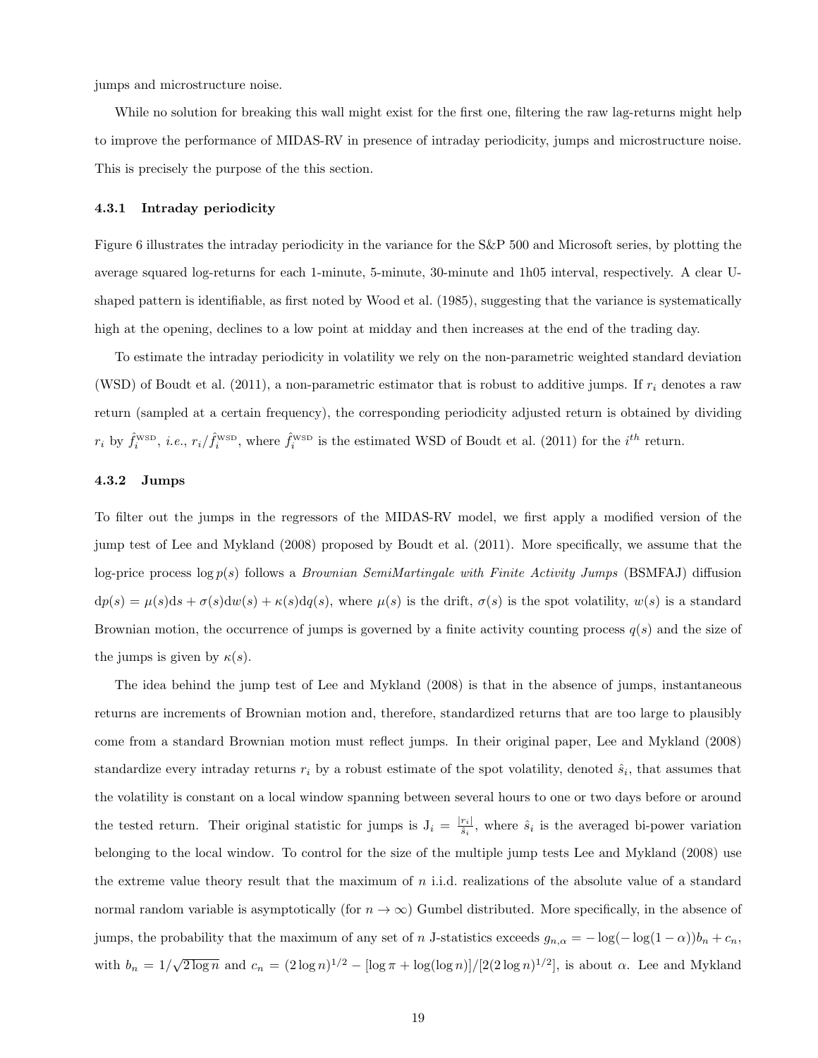jumps and microstructure noise.

While no solution for breaking this wall might exist for the first one, filtering the raw lag-returns might help to improve the performance of MIDAS-RV in presence of intraday periodicity, jumps and microstructure noise. This is precisely the purpose of the this section.

#### 4.3.1 Intraday periodicity

Figure 6 illustrates the intraday periodicity in the variance for the S&P 500 and Microsoft series, by plotting the average squared log-returns for each 1-minute, 5-minute, 30-minute and 1h05 interval, respectively. A clear U-shaped pattern is identifiable, as first noted by Wood et al. (1985), suggesting that the variance is systematically high at the opening, declines to a low point at midday and then increases at the end of the trading day.

To estimate the intraday periodicity in volatility we rely on the non-parametric weighted standard deviation (WSD) of Boudt et al. (2011), a non-parametric estimator that is robust to additive jumps. If $r_i$ denotes a raw return (sampled at a certain frequency), the corresponding periodicity adjusted return is obtained by dividing $r_i$ by $\hat{f}_i^{\text{WSD}}$, *i.e.*, $r_i/\hat{f}_i^{\text{WSD}}$, where $\hat{f}_i^{\text{WSD}}$ is the estimated WSD of Boudt et al. (2011) for the $i^{th}$ return.

#### 4.3.2 Jumps

To filter out the jumps in the regressors of the MIDAS-RV model, we first apply a modified version of the jump test of Lee and Mykland (2008) proposed by Boudt et al. (2011). More specifically, we assume that the log-price process $\log p(s)$ follows a *Brownian SemiMartingale with Finite Activity Jumps* (BSMFAJ) diffusion $\mathrm{d}p(s) = \mu(s)\mathrm{d}s + \sigma(s)\mathrm{d}w(s) + \kappa(s)\mathrm{d}q(s)$, where $\mu(s)$ is the drift, $\sigma(s)$ is the spot volatility, $w(s)$ is a standard Brownian motion, the occurrence of jumps is governed by a finite activity counting process $q(s)$ and the size of the jumps is given by $\kappa(s)$.

The idea behind the jump test of Lee and Mykland (2008) is that in the absence of jumps, instantaneous returns are increments of Brownian motion and, therefore, standardized returns that are too large to plausibly come from a standard Brownian motion must reflect jumps. In their original paper, Lee and Mykland (2008) standardize every intraday returns $r_i$ by a robust estimate of the spot volatility, denoted $\hat{s}_i$, that assumes that the volatility is constant on a local window spanning between several hours to one or two days before or around the tested return. Their original statistic for jumps is $\mathrm{J}_i = \frac{|r_i|}{\hat{s}_i}$, where $\hat{s}_i$ is the averaged bi-power variation belonging to the local window. To control for the size of the multiple jump tests Lee and Mykland (2008) use the extreme value theory result that the maximum of $n$ i.i.d. realizations of the absolute value of a standard normal random variable is asymptotically (for $n \to \infty$) Gumbel distributed. More specifically, in the absence of jumps, the probability that the maximum of any set of $n$ J-statistics exceeds $g_{n,\alpha} = -\log(-\log(1-\alpha))b_n + c_n$, with $b_n = 1/\sqrt{2\log n}$ and $c_n = (2\log n)^{1/2} - [\log \pi + \log(\log n)]/[2(2\log n)^{1/2}]$, is about $\alpha$. Lee and Mykland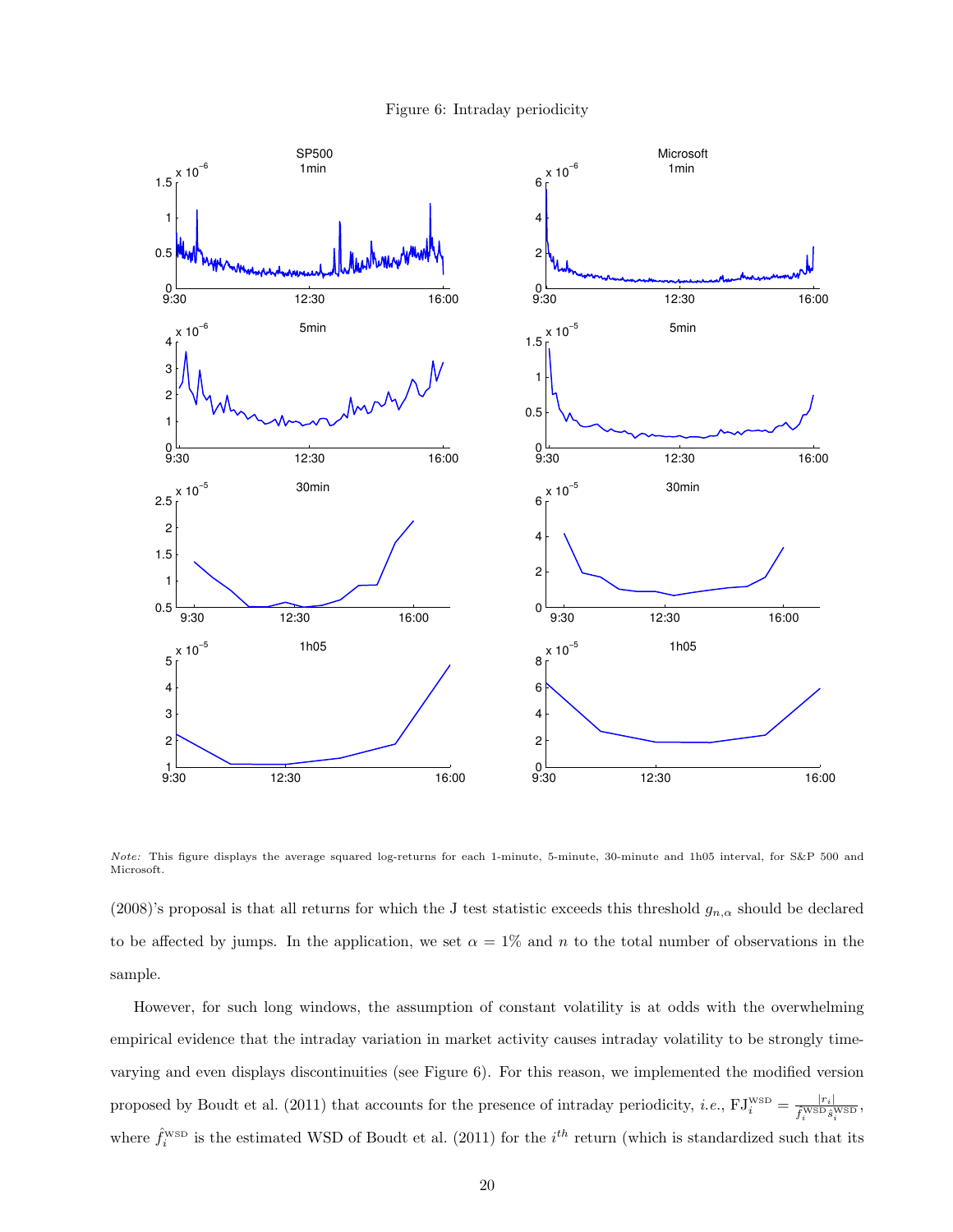Figure 6: Intraday periodicity

*Note:* This figure displays the average squared log-returns for each 1-minute, 5-minute, 30-minute and 1h05 interval, for S&P 500 and Microsoft.

(2008)'s proposal is that all returns for which the J test statistic exceeds this threshold $g_{n,\alpha}$ should be declared to be affected by jumps. In the application, we set $\alpha = 1\%$ and $n$ to the total number of observations in the sample.

However, for such long windows, the assumption of constant volatility is at odds with the overwhelming empirical evidence that the intraday variation in market activity causes intraday volatility to be strongly time-varying and even displays discontinuities (see Figure 6). For this reason, we implemented the modified version proposed by Boudt et al. (2011) that accounts for the presence of intraday periodicity, *i.e.*, $\text{FJ}_i^{\text{WSD}} = \frac{|r_i|}{\hat{f}_i^{\text{WSD}} \hat{s}_i^{\text{WSD}}}$, where $\hat{f}_i^{\text{WSD}}$ is the estimated WSD of Boudt et al. (2011) for the $i^{th}$ return (which is standardized such that its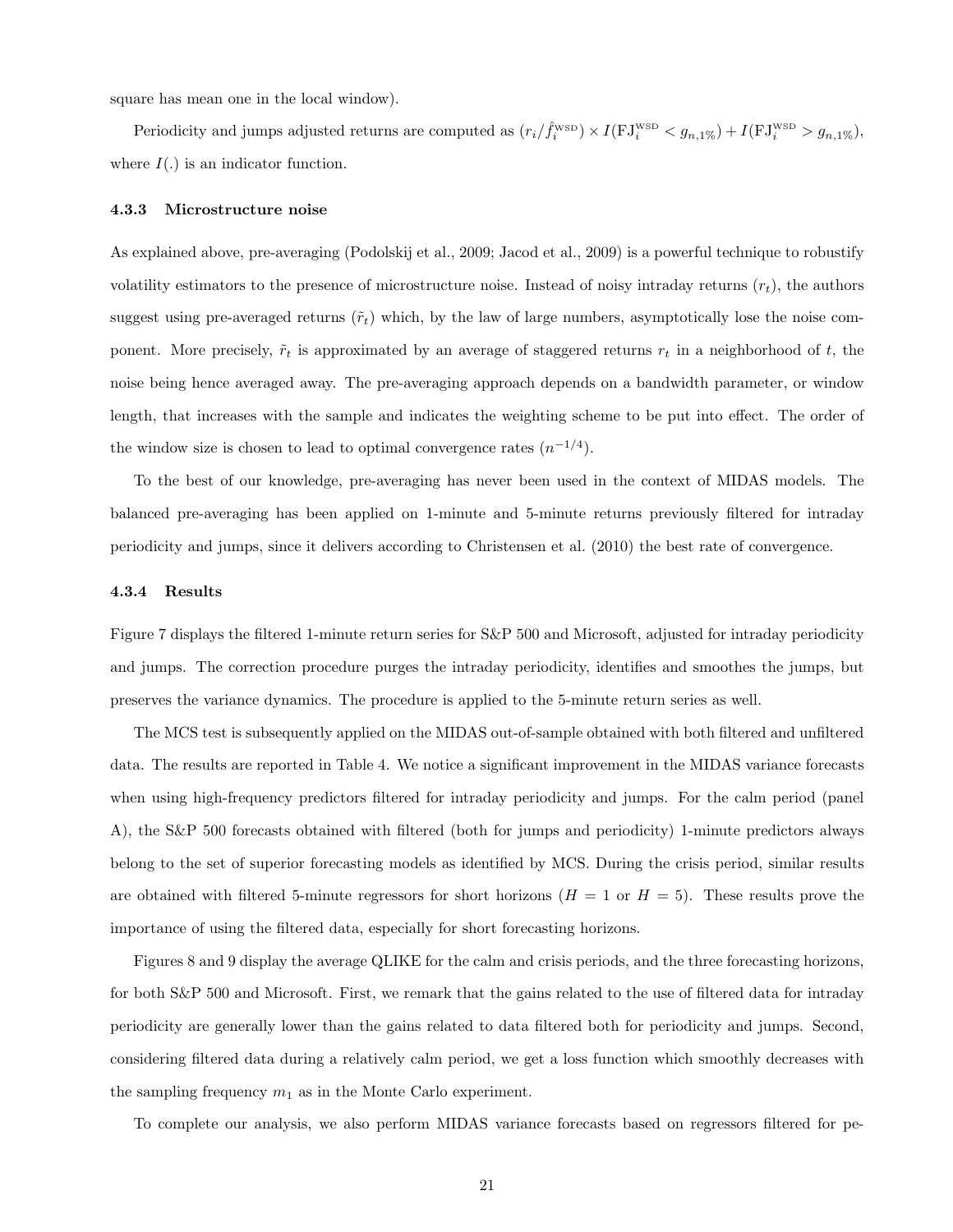square has mean one in the local window).

Periodicity and jumps adjusted returns are computed as $(r_i/\hat{f}_i^{\text{WSD}}) \times I(\text{FJ}_i^{\text{WSD}} < g_{n,1\%}) + I(\text{FJ}_i^{\text{WSD}} > g_{n,1\%})$, where $I(.)$ is an indicator function.

#### 4.3.3 Microstructure noise

As explained above, pre-averaging (Podolskij et al., 2009; Jacod et al., 2009) is a powerful technique to robustify volatility estimators to the presence of microstructure noise. Instead of noisy intraday returns $(r_t)$, the authors suggest using pre-averaged returns $(\tilde{r}_t)$ which, by the law of large numbers, asymptotically lose the noise component. More precisely, $\tilde{r}_t$ is approximated by an average of staggered returns $r_t$ in a neighborhood of $t$, the noise being hence averaged away. The pre-averaging approach depends on a bandwidth parameter, or window length, that increases with the sample and indicates the weighting scheme to be put into effect. The order of the window size is chosen to lead to optimal convergence rates $(n^{-1/4})$.

To the best of our knowledge, pre-averaging has never been used in the context of MIDAS models. The balanced pre-averaging has been applied on 1-minute and 5-minute returns previously filtered for intraday periodicity and jumps, since it delivers according to Christensen et al. (2010) the best rate of convergence.

#### 4.3.4 Results

Figure 7 displays the filtered 1-minute return series for S&P 500 and Microsoft, adjusted for intraday periodicity and jumps. The correction procedure purges the intraday periodicity, identifies and smoothes the jumps, but preserves the variance dynamics. The procedure is applied to the 5-minute return series as well.

The MCS test is subsequently applied on the MIDAS out-of-sample obtained with both filtered and unfiltered data. The results are reported in Table 4. We notice a significant improvement in the MIDAS variance forecasts when using high-frequency predictors filtered for intraday periodicity and jumps. For the calm period (panel A), the S&P 500 forecasts obtained with filtered (both for jumps and periodicity) 1-minute predictors always belong to the set of superior forecasting models as identified by MCS. During the crisis period, similar results are obtained with filtered 5-minute regressors for short horizons ($H = 1$ or $H = 5$). These results prove the importance of using the filtered data, especially for short forecasting horizons.

Figures 8 and 9 display the average QLIKE for the calm and crisis periods, and the three forecasting horizons, for both S&P 500 and Microsoft. First, we remark that the gains related to the use of filtered data for intraday periodicity are generally lower than the gains related to data filtered both for periodicity and jumps. Second, considering filtered data during a relatively calm period, we get a loss function which smoothly decreases with the sampling frequency $m_1$ as in the Monte Carlo experiment.

To complete our analysis, we also perform MIDAS variance forecasts based on regressors filtered for pe-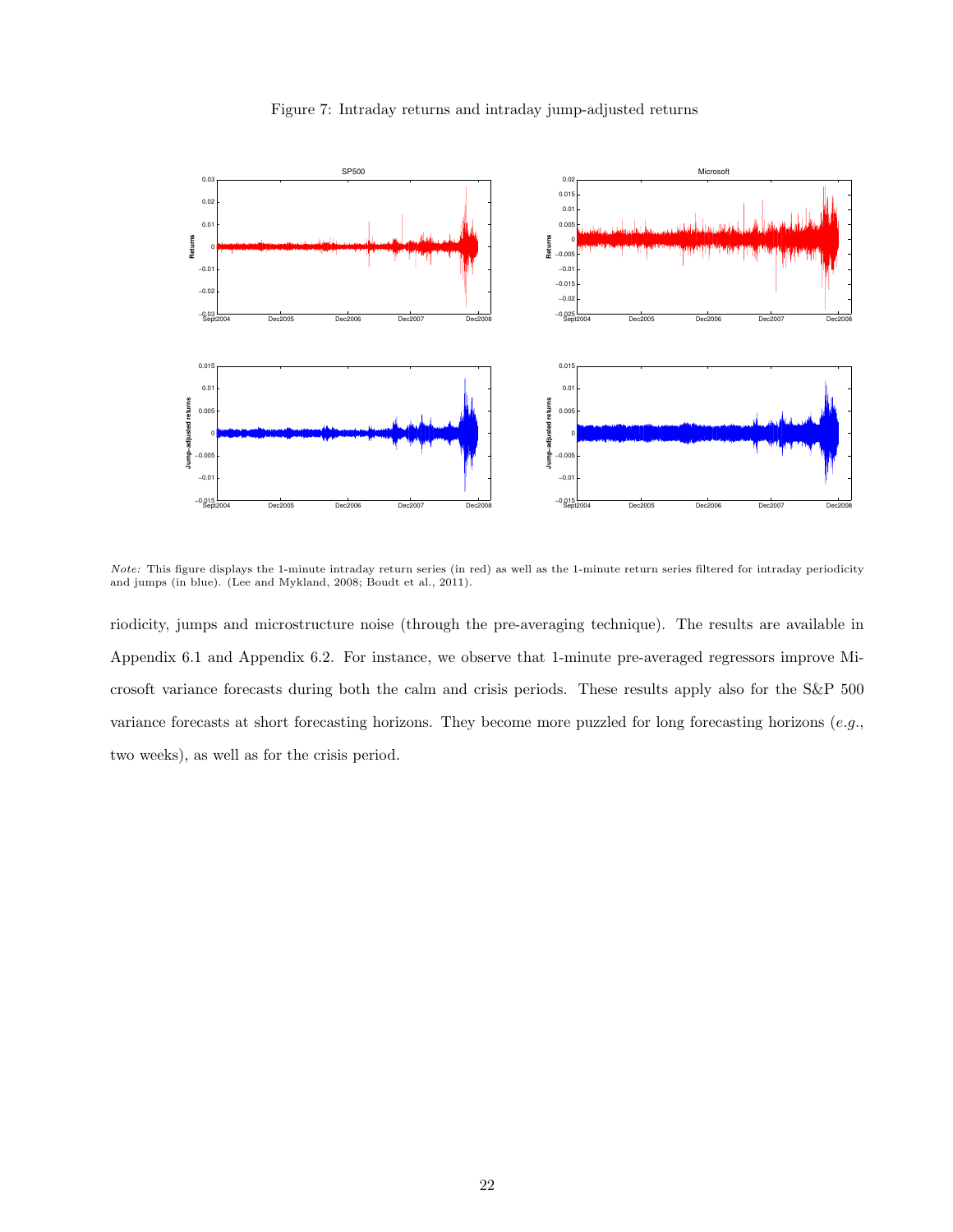Figure 7: Intraday returns and intraday jump-adjusted returns

*Note:* This figure displays the 1-minute intraday return series (in red) as well as the 1-minute return series filtered for intraday periodicity and jumps (in blue). (Lee and Mykland, 2008; Boudt et al., 2011).

riodicity, jumps and microstructure noise (through the pre-averaging technique). The results are available in Appendix 6.1 and Appendix 6.2. For instance, we observe that 1-minute pre-averaged regressors improve Microsoft variance forecasts during both the calm and crisis periods. These results apply also for the S&P 500 variance forecasts at short forecasting horizons. They become more puzzled for long forecasting horizons (*e.g.*, two weeks), as well as for the crisis period.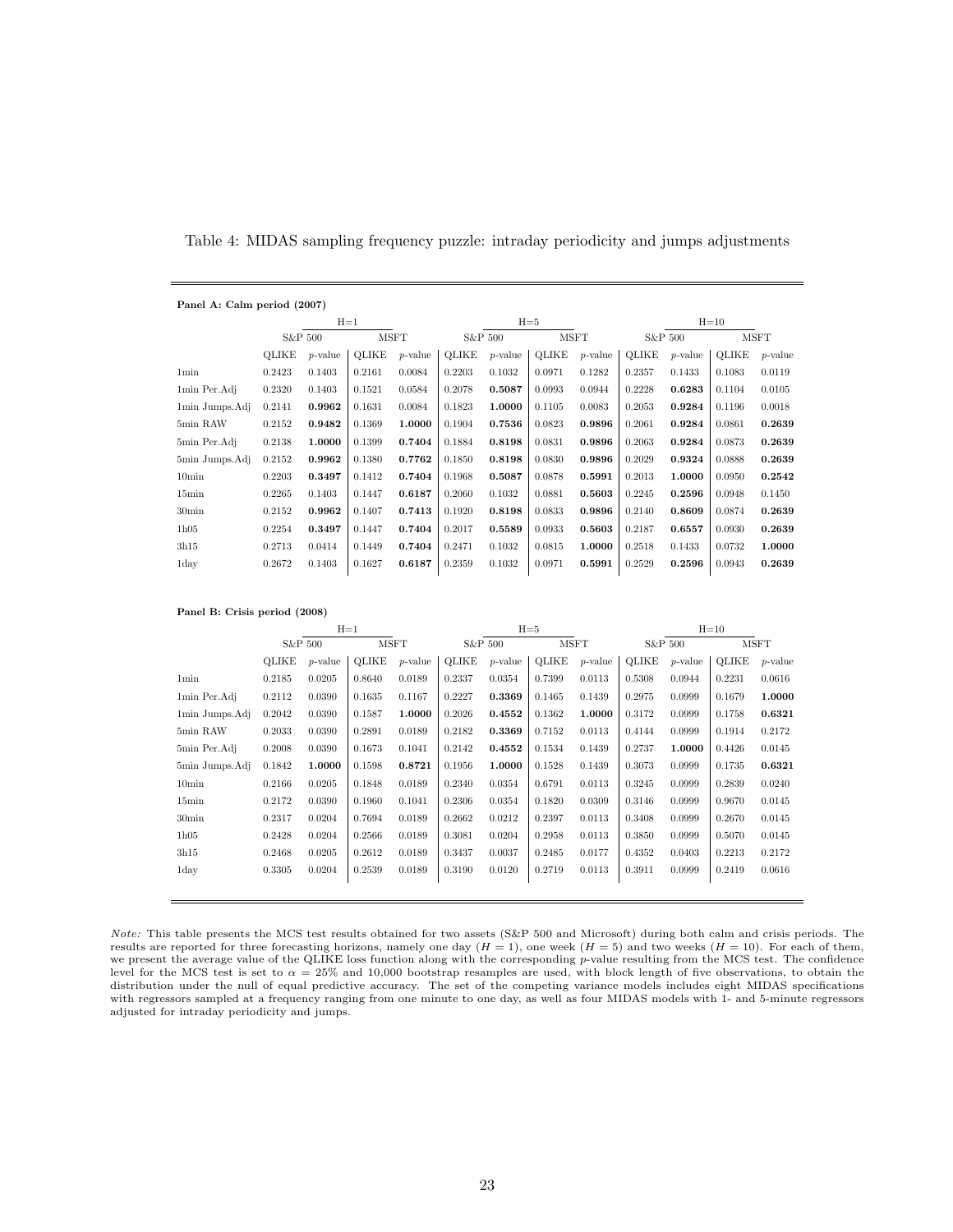Table 4: MIDAS sampling frequency puzzle: intraday periodicity and jumps adjustments

**Panel A: Calm period (2007)**

| | H=1 | | | | H=5 | | | | H=10 | | | |
|---|---|---|---|---|---|---|---|---|---|---|---|---|
| | S&P 500 | | MSFT | | S&P 500 | | MSFT | | S&P 500 | | MSFT | |
| | QLIKE | *p*-value | QLIKE | *p*-value | QLIKE | *p*-value | QLIKE | *p*-value | QLIKE | *p*-value | QLIKE | *p*-value |
| 1min | 0.2423 | 0.1403 | 0.2161 | 0.0084 | 0.2203 | 0.1032 | 0.0971 | 0.1282 | 0.2357 | 0.1433 | 0.1083 | 0.0119 |
| 1min Per.Adj | 0.2320 | 0.1403 | 0.1521 | 0.0584 | 0.2078 | **0.5087** | 0.0993 | 0.0944 | 0.2228 | **0.6283** | 0.1104 | 0.0105 |
| 1min Jumps.Adj | 0.2141 | **0.9962** | 0.1631 | 0.0084 | 0.1823 | **1.0000** | 0.1105 | 0.0083 | 0.2053 | **0.9284** | 0.1196 | 0.0018 |
| 5min RAW | 0.2152 | **0.9482** | 0.1369 | **1.0000** | 0.1904 | **0.7536** | 0.0823 | **0.9896** | 0.2061 | **0.9284** | 0.0861 | **0.2639** |
| 5min Per.Adj | 0.2138 | **1.0000** | 0.1399 | **0.7404** | 0.1884 | **0.8198** | 0.0831 | **0.9896** | 0.2063 | **0.9284** | 0.0873 | **0.2639** |
| 5min Jumps.Adj | 0.2152 | **0.9962** | 0.1380 | **0.7762** | 0.1850 | **0.8198** | 0.0830 | **0.9896** | 0.2029 | **0.9324** | 0.0888 | **0.2639** |
| 10min | 0.2203 | **0.3497** | 0.1412 | **0.7404** | 0.1968 | **0.5087** | 0.0878 | **0.5991** | 0.2013 | **1.0000** | 0.0950 | **0.2542** |
| 15min | 0.2265 | 0.1403 | 0.1447 | **0.6187** | 0.2060 | 0.1032 | 0.0881 | **0.5603** | 0.2245 | **0.2596** | 0.0948 | 0.1450 |
| 30min | 0.2152 | **0.9962** | 0.1407 | **0.7413** | 0.1920 | **0.8198** | 0.0833 | **0.9896** | 0.2140 | **0.8609** | 0.0874 | **0.2639** |
| 1h05 | 0.2254 | **0.3497** | 0.1447 | **0.7404** | 0.2017 | **0.5589** | 0.0933 | **0.5603** | 0.2187 | **0.6557** | 0.0930 | **0.2639** |
| 3h15 | 0.2713 | 0.0414 | 0.1449 | **0.7404** | 0.2471 | 0.1032 | 0.0815 | **1.0000** | 0.2518 | 0.1433 | 0.0732 | **1.0000** |
| 1day | 0.2672 | 0.1403 | 0.1627 | **0.6187** | 0.2359 | 0.1032 | 0.0971 | **0.5991** | 0.2529 | **0.2596** | 0.0943 | **0.2639** |

**Panel B: Crisis period (2008)**

| | H=1 | | | | H=5 | | | | H=10 | | | |
|---|---|---|---|---|---|---|---|---|---|---|---|---|
| | S&P 500 | | MSFT | | S&P 500 | | MSFT | | S&P 500 | | MSFT | |
| | QLIKE | *p*-value | QLIKE | *p*-value | QLIKE | *p*-value | QLIKE | *p*-value | QLIKE | *p*-value | QLIKE | *p*-value |
| 1min | 0.2185 | 0.0205 | 0.8640 | 0.0189 | 0.2337 | 0.0354 | 0.7399 | 0.0113 | 0.5308 | 0.0944 | 0.2231 | 0.0616 |
| 1min Per.Adj | 0.2112 | 0.0390 | 0.1635 | 0.1167 | 0.2227 | **0.3369** | 0.1465 | 0.1439 | 0.2975 | 0.0999 | 0.1679 | **1.0000** |
| 1min Jumps.Adj | 0.2042 | 0.0390 | 0.1587 | **1.0000** | 0.2026 | **0.4552** | 0.1362 | **1.0000** | 0.3172 | 0.0999 | 0.1758 | **0.6321** |
| 5min RAW | 0.2033 | 0.0390 | 0.2891 | 0.0189 | 0.2182 | **0.3369** | 0.7152 | 0.0113 | 0.4144 | 0.0999 | 0.1914 | 0.2172 |
| 5min Per.Adj | 0.2008 | 0.0390 | 0.1673 | 0.1041 | 0.2142 | **0.4552** | 0.1534 | 0.1439 | 0.2737 | **1.0000** | 0.4426 | 0.0145 |
| 5min Jumps.Adj | 0.1842 | **1.0000** | 0.1598 | **0.8721** | 0.1956 | **1.0000** | 0.1528 | 0.1439 | 0.3073 | 0.0999 | 0.1735 | **0.6321** |
| 10min | 0.2166 | 0.0205 | 0.1848 | 0.0189 | 0.2340 | 0.0354 | 0.6791 | 0.0113 | 0.3245 | 0.0999 | 0.2839 | 0.0240 |
| 15min | 0.2172 | 0.0390 | 0.1960 | 0.1041 | 0.2306 | 0.0354 | 0.1820 | 0.0309 | 0.3146 | 0.0999 | 0.9670 | 0.0145 |
| 30min | 0.2317 | 0.0204 | 0.7694 | 0.0189 | 0.2662 | 0.0212 | 0.2397 | 0.0113 | 0.3408 | 0.0999 | 0.2670 | 0.0145 |
| 1h05 | 0.2428 | 0.0204 | 0.2566 | 0.0189 | 0.3081 | 0.0204 | 0.2958 | 0.0113 | 0.3850 | 0.0999 | 0.5070 | 0.0145 |
| 3h15 | 0.2468 | 0.0205 | 0.2612 | 0.0189 | 0.3437 | 0.0037 | 0.2485 | 0.0177 | 0.4352 | 0.0403 | 0.2213 | 0.2172 |
| 1day | 0.3305 | 0.0204 | 0.2539 | 0.0189 | 0.3190 | 0.0120 | 0.2719 | 0.0113 | 0.3911 | 0.0999 | 0.2419 | 0.0616 |

*Note:* This table presents the MCS test results obtained for two assets (S&P 500 and Microsoft) during both calm and crisis periods. The results are reported for three forecasting horizons, namely one day ($H = 1$), one week ($H = 5$) and two weeks ($H = 10$). For each of them, we present the average value of the QLIKE loss function along with the corresponding *p*-value resulting from the MCS test. The confidence level for the MCS test is set to $\alpha = 25\%$ and 10,000 bootstrap resamples are used, with block length of five observations, to obtain the distribution under the null of equal predictive accuracy. The set of the competing variance models includes eight MIDAS specifications with regressors sampled at a frequency ranging from one minute to one day, as well as four MIDAS models with 1- and 5-minute regressors adjusted for intraday periodicity and jumps.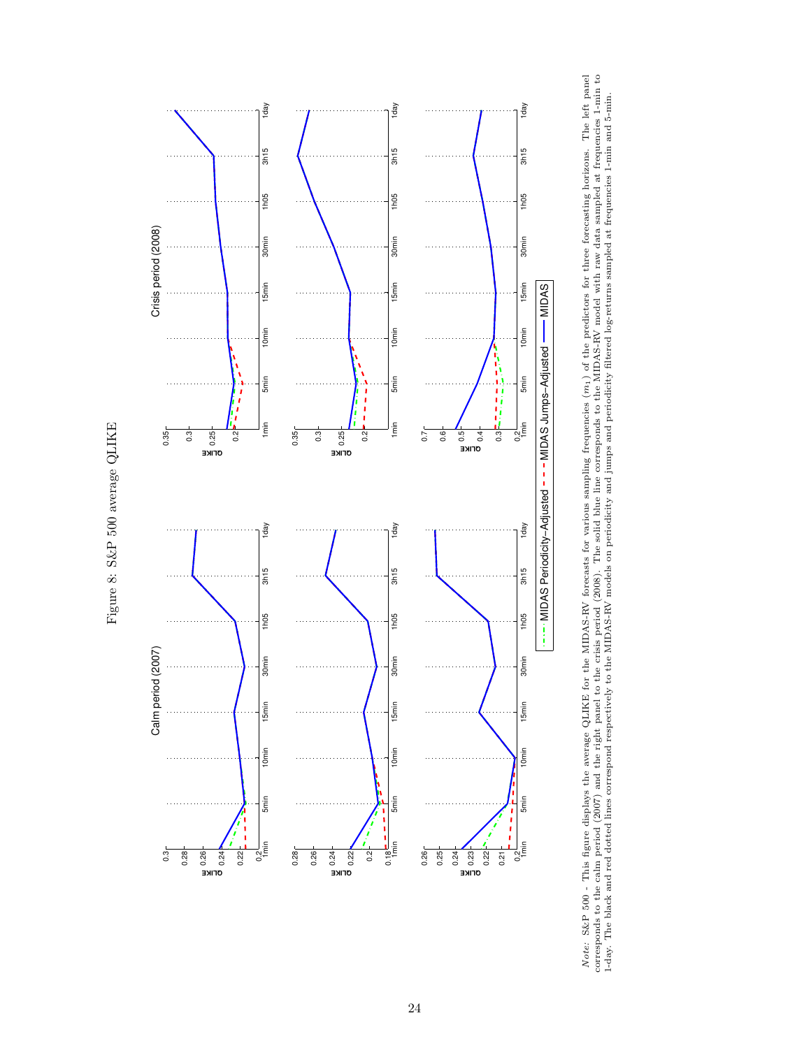# Figure 8: S&P 500 average QLIKE

*Note:* S&P 500 - This figure displays the average QLIKE for the MIDAS-RV forecasts for various sampling frequencies ($m_1$) of the predictors for three forecasting horizons. The left panel corresponds to the calm period (2007) and the right panel to the crisis period (2008). The solid blue line corresponds to the MIDAS-RV model with raw data sampled at frequencies 1-min to 1-day. The black and red dotted lines correspond respectively to the MIDAS-RV models on periodicity and jumps and periodicity filtered log-returns sampled at frequencies 1-min and 5-min.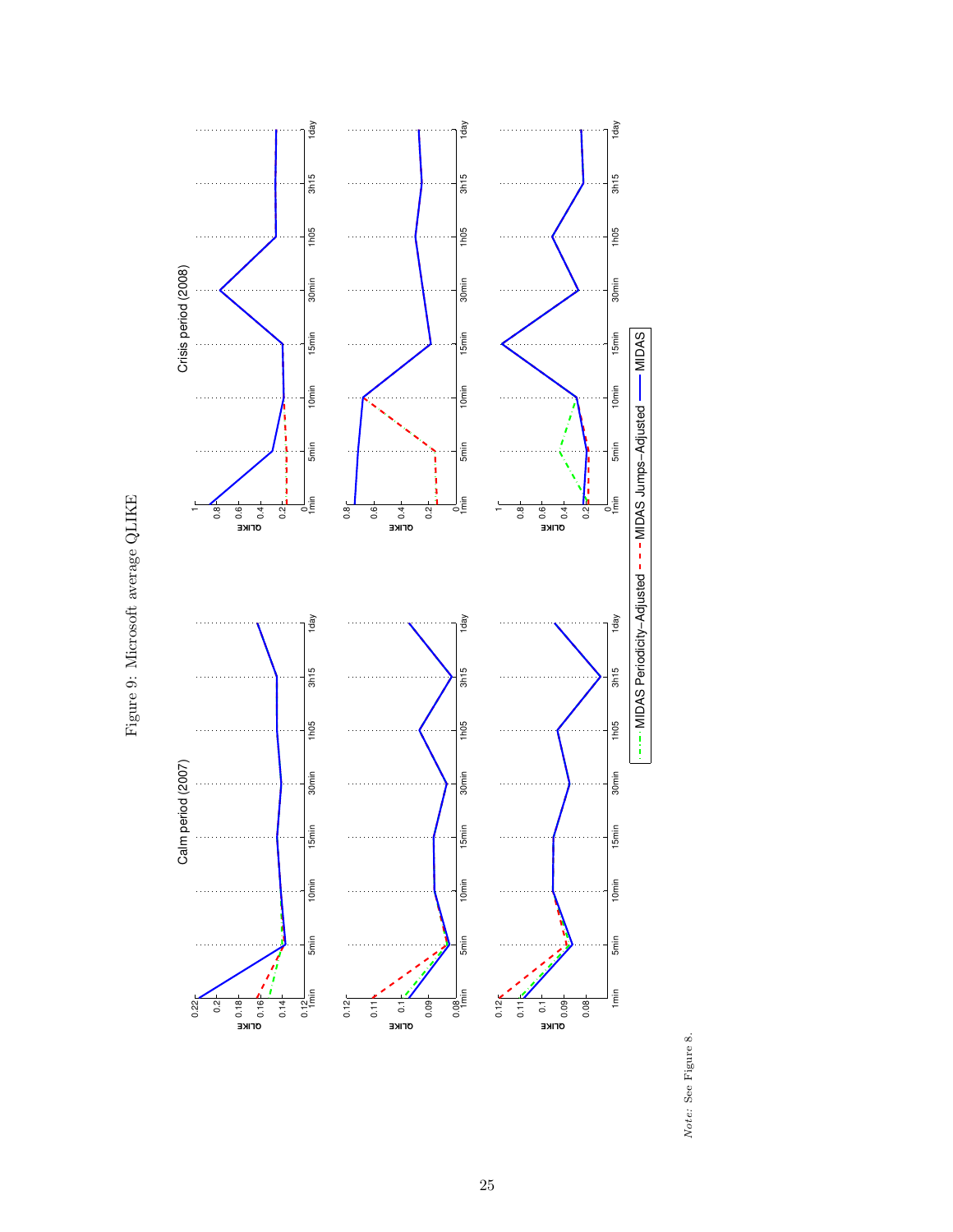Figure 9: Microsoft average QLIKE

*Note:* See Figure 8.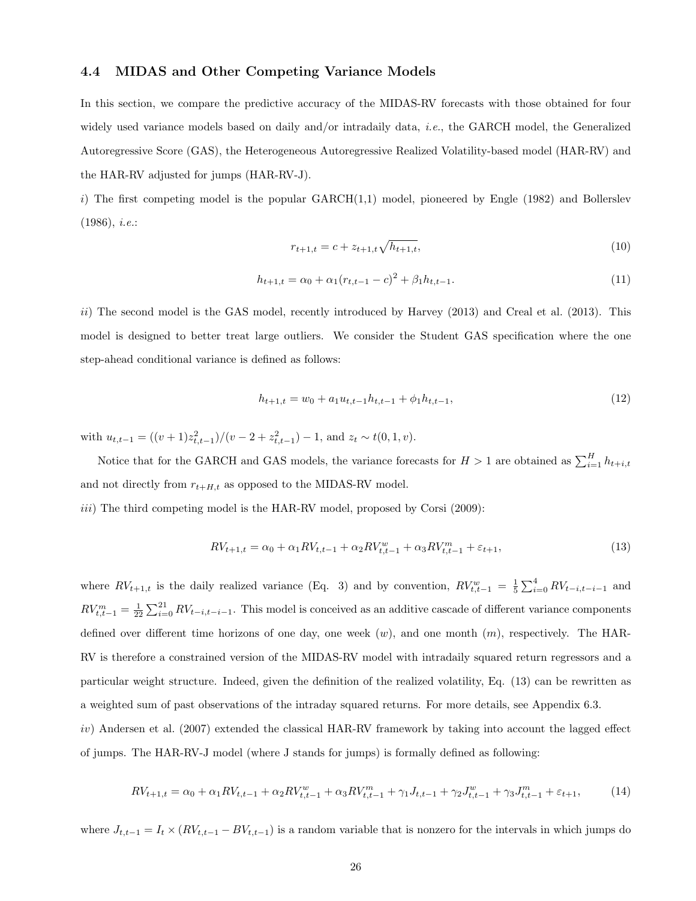### 4.4 MIDAS and Other Competing Variance Models

In this section, we compare the predictive accuracy of the MIDAS-RV forecasts with those obtained for four widely used variance models based on daily and/or intradaily data, *i.e.*, the GARCH model, the Generalized Autoregressive Score (GAS), the Heterogeneous Autoregressive Realized Volatility-based model (HAR-RV) and the HAR-RV adjusted for jumps (HAR-RV-J).

*i*) The first competing model is the popular GARCH(1,1) model, pioneered by Engle (1982) and Bollerslev (1986), *i.e.*:

$$r_{t+1,t} = c + z_{t+1,t}\sqrt{h_{t+1,t}}, \tag{10}$$

$$h_{t+1,t} = \alpha_0 + \alpha_1 (r_{t,t-1} - c)^2 + \beta_1 h_{t,t-1}. \tag{11}$$

*ii*) The second model is the GAS model, recently introduced by Harvey (2013) and Creal et al. (2013). This model is designed to better treat large outliers. We consider the Student GAS specification where the one step-ahead conditional variance is defined as follows:

$$h_{t+1,t} = w_0 + a_1 u_{t,t-1} h_{t,t-1} + \phi_1 h_{t,t-1}, \tag{12}$$

with $u_{t,t-1} = ((v+1)z^2_{t,t-1})/(v - 2 + z^2_{t,t-1}) - 1$, and $z_t \sim t(0, 1, v)$.

Notice that for the GARCH and GAS models, the variance forecasts for $H > 1$ are obtained as $\sum_{i=1}^{H} h_{t+i,t}$ and not directly from $r_{t+H,t}$ as opposed to the MIDAS-RV model.

*iii*) The third competing model is the HAR-RV model, proposed by Corsi (2009):

$$RV_{t+1,t} = \alpha_0 + \alpha_1 RV_{t,t-1} + \alpha_2 RV^w_{t,t-1} + \alpha_3 RV^m_{t,t-1} + \varepsilon_{t+1}, \tag{13}$$

where $RV_{t+1,t}$ is the daily realized variance (Eq. 3) and by convention, $RV^w_{t,t-1} = \frac{1}{5}\sum_{i=0}^{4} RV_{t-i,t-i-1}$ and $RV^m_{t,t-1} = \frac{1}{22}\sum_{i=0}^{21} RV_{t-i,t-i-1}$. This model is conceived as an additive cascade of different variance components defined over different time horizons of one day, one week ($w$), and one month ($m$), respectively. The HAR-RV is therefore a constrained version of the MIDAS-RV model with intradaily squared return regressors and a particular weight structure. Indeed, given the definition of the realized volatility, Eq. (13) can be rewritten as a weighted sum of past observations of the intraday squared returns. For more details, see Appendix 6.3.

*iv*) Andersen et al. (2007) extended the classical HAR-RV framework by taking into account the lagged effect of jumps. The HAR-RV-J model (where J stands for jumps) is formally defined as following:

$$RV_{t+1,t} = \alpha_0 + \alpha_1 RV_{t,t-1} + \alpha_2 RV^w_{t,t-1} + \alpha_3 RV^m_{t,t-1} + \gamma_1 J_{t,t-1} + \gamma_2 J^w_{t,t-1} + \gamma_3 J^m_{t,t-1} + \varepsilon_{t+1}, \tag{14}$$

where $J_{t,t-1} = I_t \times (RV_{t,t-1} - BV_{t,t-1})$ is a random variable that is nonzero for the intervals in which jumps do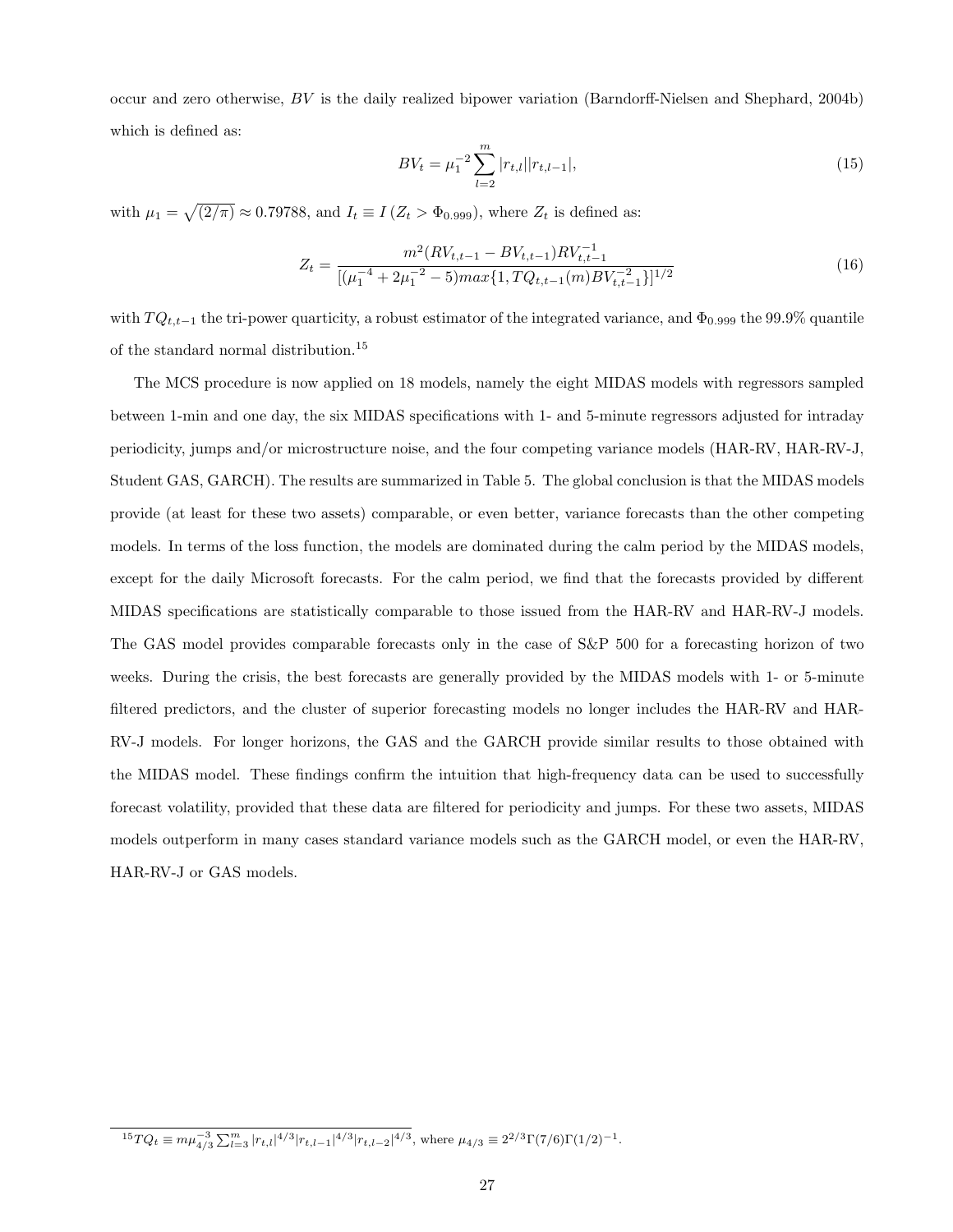occur and zero otherwise, $BV$ is the daily realized bipower variation (Barndorff-Nielsen and Shephard, 2004b) which is defined as:

$$BV_t = \mu_1^{-2} \sum_{l=2}^{m} |r_{t,l}||r_{t,l-1}|, \tag{15}$$

with $\mu_1 = \sqrt{(2/\pi)} \approx 0.79788$, and $I_t \equiv I\left(Z_t > \Phi_{0.999}\right)$, where $Z_t$ is defined as:

$$Z_t = \frac{m^2(RV_{t,t-1} - BV_{t,t-1})RV_{t,t-1}^{-1}}{[(\mu_1^{-4} + 2\mu_1^{-2} - 5)max\{1, TQ_{t,t-1}(m)BV_{t,t-1}^{-2}\}]^{1/2}} \tag{16}$$

with $TQ_{t,t-1}$ the tri-power quarticity, a robust estimator of the integrated variance, and $\Phi_{0.999}$ the 99.9% quantile of the standard normal distribution.[15]

The MCS procedure is now applied on 18 models, namely the eight MIDAS models with regressors sampled between 1-min and one day, the six MIDAS specifications with 1- and 5-minute regressors adjusted for intraday periodicity, jumps and/or microstructure noise, and the four competing variance models (HAR-RV, HAR-RV-J, Student GAS, GARCH). The results are summarized in Table 5. The global conclusion is that the MIDAS models provide (at least for these two assets) comparable, or even better, variance forecasts than the other competing models. In terms of the loss function, the models are dominated during the calm period by the MIDAS models, except for the daily Microsoft forecasts. For the calm period, we find that the forecasts provided by different MIDAS specifications are statistically comparable to those issued from the HAR-RV and HAR-RV-J models. The GAS model provides comparable forecasts only in the case of S&P 500 for a forecasting horizon of two weeks. During the crisis, the best forecasts are generally provided by the MIDAS models with 1- or 5-minute filtered predictors, and the cluster of superior forecasting models no longer includes the HAR-RV and HAR-RV-J models. For longer horizons, the GAS and the GARCH provide similar results to those obtained with the MIDAS model. These findings confirm the intuition that high-frequency data can be used to successfully forecast volatility, provided that these data are filtered for periodicity and jumps. For these two assets, MIDAS models outperform in many cases standard variance models such as the GARCH model, or even the HAR-RV, HAR-RV-J or GAS models.

[15] $TQ_t \equiv m\mu_{4/3}^{-3} \sum_{l=3}^{m} |r_{t,l}|^{4/3}|r_{t,l-1}|^{4/3}|r_{t,l-2}|^{4/3}$, where $\mu_{4/3} \equiv 2^{2/3}\Gamma(7/6)\Gamma(1/2)^{-1}$.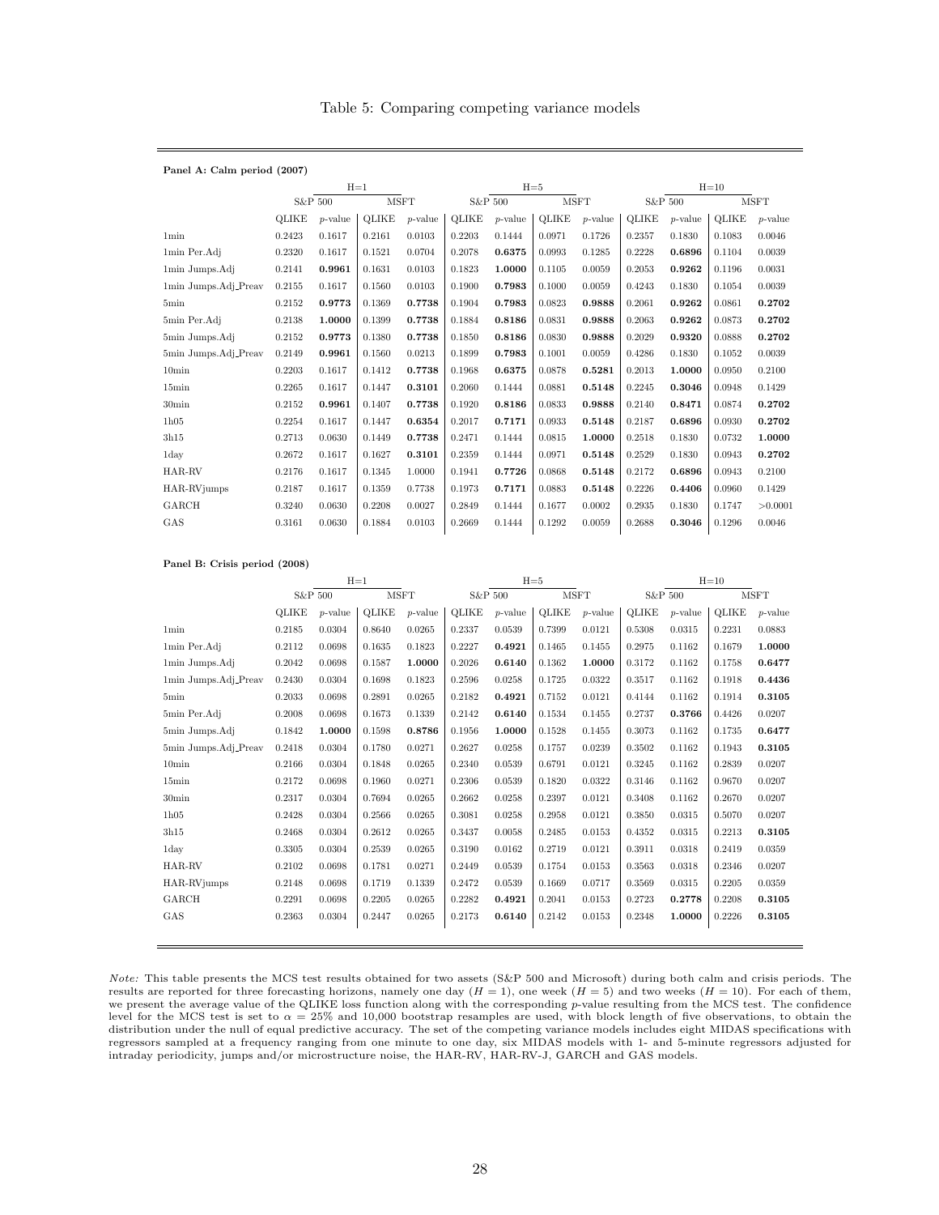## Table 5: Comparing competing variance models

**Panel A: Calm period (2007)**

| | H=1 | | | | H=5 | | | | H=10 | | | |
|---|---|---|---|---|---|---|---|---|---|---|---|---|
| | S&P 500 | | MSFT | | S&P 500 | | MSFT | | S&P 500 | | MSFT | |
| | QLIKE | $p$-value | QLIKE | $p$-value | QLIKE | $p$-value | QLIKE | $p$-value | QLIKE | $p$-value | QLIKE | $p$-value |
| 1min | 0.2423 | 0.1617 | 0.2161 | 0.0103 | 0.2203 | 0.1444 | 0.0971 | 0.1726 | 0.2357 | 0.1830 | 0.1083 | 0.0046 |
| 1min Per.Adj | 0.2320 | 0.1617 | 0.1521 | 0.0704 | 0.2078 | **0.6375** | 0.0993 | 0.1285 | 0.2228 | **0.6896** | 0.1104 | 0.0039 |
| 1min Jumps.Adj | 0.2141 | **0.9961** | 0.1631 | 0.0103 | 0.1823 | **1.0000** | 0.1105 | 0.0059 | 0.2053 | **0.9262** | 0.1196 | 0.0031 |
| 1min Jumps.Adj_Preav | 0.2155 | 0.1617 | 0.1560 | 0.0103 | 0.1900 | **0.7983** | 0.1000 | 0.0059 | 0.4243 | 0.1830 | 0.1054 | 0.0039 |
| 5min | 0.2152 | **0.9773** | 0.1369 | **0.7738** | 0.1904 | **0.7983** | 0.0823 | **0.9888** | 0.2061 | **0.9262** | 0.0861 | **0.2702** |
| 5min Per.Adj | 0.2138 | **1.0000** | 0.1399 | **0.7738** | 0.1884 | **0.8186** | 0.0831 | **0.9888** | 0.2063 | **0.9262** | 0.0873 | **0.2702** |
| 5min Jumps.Adj | 0.2152 | **0.9773** | 0.1380 | **0.7738** | 0.1850 | **0.8186** | 0.0830 | **0.9888** | 0.2029 | **0.9320** | 0.0888 | **0.2702** |
| 5min Jumps.Adj_Preav | 0.2149 | **0.9961** | 0.1560 | 0.0213 | 0.1899 | **0.7983** | 0.1001 | 0.0059 | 0.4286 | 0.1830 | 0.1052 | 0.0039 |
| 10min | 0.2203 | 0.1617 | 0.1412 | **0.7738** | 0.1968 | **0.6375** | 0.0878 | **0.5281** | 0.2013 | **1.0000** | 0.0950 | 0.2100 |
| 15min | 0.2265 | 0.1617 | 0.1447 | **0.3101** | 0.2060 | 0.1444 | 0.0881 | **0.5148** | 0.2245 | **0.3046** | 0.0948 | 0.1429 |
| 30min | 0.2152 | **0.9961** | 0.1407 | **0.7738** | 0.1920 | **0.8186** | 0.0833 | **0.9888** | 0.2140 | **0.8471** | 0.0874 | **0.2702** |
| 1h05 | 0.2254 | 0.1617 | 0.1447 | **0.6354** | 0.2017 | **0.7171** | 0.0933 | **0.5148** | 0.2187 | **0.6896** | 0.0930 | **0.2702** |
| 3h15 | 0.2713 | 0.0630 | 0.1449 | **0.7738** | 0.2471 | 0.1444 | 0.0815 | **1.0000** | 0.2518 | 0.1830 | 0.0732 | **1.0000** |
| 1day | 0.2672 | 0.1617 | 0.1627 | **0.3101** | 0.2359 | 0.1444 | 0.0971 | **0.5148** | 0.2529 | 0.1830 | 0.0943 | **0.2702** |
| HAR-RV | 0.2176 | 0.1617 | 0.1345 | 1.0000 | 0.1941 | **0.7726** | 0.0868 | **0.5148** | 0.2172 | **0.6896** | 0.0943 | 0.2100 |
| HAR-RVjumps | 0.2187 | 0.1617 | 0.1359 | 0.7738 | 0.1973 | **0.7171** | 0.0883 | **0.5148** | 0.2226 | **0.4406** | 0.0960 | 0.1429 |
| GARCH | 0.3240 | 0.0630 | 0.2208 | 0.0027 | 0.2849 | 0.1444 | 0.1677 | 0.0002 | 0.2935 | 0.1830 | 0.1747 | >0.0001 |
| GAS | 0.3161 | 0.0630 | 0.1884 | 0.0103 | 0.2669 | 0.1444 | 0.1292 | 0.0059 | 0.2688 | **0.3046** | 0.1296 | 0.0046 |

**Panel B: Crisis period (2008)**

| | H=1 | | | | H=5 | | | | H=10 | | | |
|---|---|---|---|---|---|---|---|---|---|---|---|---|
| | S&P 500 | | MSFT | | S&P 500 | | MSFT | | S&P 500 | | MSFT | |
| | QLIKE | $p$-value | QLIKE | $p$-value | QLIKE | $p$-value | QLIKE | $p$-value | QLIKE | $p$-value | QLIKE | $p$-value |
| 1min | 0.2185 | 0.0304 | 0.8640 | 0.0265 | 0.2337 | 0.0539 | 0.7399 | 0.0121 | 0.5308 | 0.0315 | 0.2231 | 0.0883 |
| 1min Per.Adj | 0.2112 | 0.0698 | 0.1635 | 0.1823 | 0.2227 | **0.4921** | 0.1465 | 0.1455 | 0.2975 | 0.1162 | 0.1679 | **1.0000** |
| 1min Jumps.Adj | 0.2042 | 0.0698 | 0.1587 | **1.0000** | 0.2026 | **0.6140** | 0.1362 | **1.0000** | 0.3172 | 0.1162 | 0.1758 | **0.6477** |
| 1min Jumps.Adj_Preav | 0.2430 | 0.0304 | 0.1698 | 0.1823 | 0.2596 | 0.0258 | 0.1725 | 0.0322 | 0.3517 | 0.1162 | 0.1918 | **0.4436** |
| 5min | 0.2033 | 0.0698 | 0.2891 | 0.0265 | 0.2182 | **0.4921** | 0.7152 | 0.0121 | 0.4144 | 0.1162 | 0.1914 | **0.3105** |
| 5min Per.Adj | 0.2008 | 0.0698 | 0.1673 | 0.1339 | 0.2142 | **0.6140** | 0.1534 | 0.1455 | 0.2737 | **0.3766** | 0.4426 | 0.0207 |
| 5min Jumps.Adj | 0.1842 | **1.0000** | 0.1598 | **0.8786** | 0.1956 | **1.0000** | 0.1528 | 0.1455 | 0.3073 | 0.1162 | 0.1735 | **0.6477** |
| 5min Jumps.Adj_Preav | 0.2418 | 0.0304 | 0.1780 | 0.0271 | 0.2627 | 0.0258 | 0.1757 | 0.0239 | 0.3502 | 0.1162 | 0.1943 | **0.3105** |
| 10min | 0.2166 | 0.0304 | 0.1848 | 0.0265 | 0.2340 | 0.0539 | 0.6791 | 0.0121 | 0.3245 | 0.1162 | 0.2839 | 0.0207 |
| 15min | 0.2172 | 0.0698 | 0.1960 | 0.0271 | 0.2306 | 0.0539 | 0.1820 | 0.0322 | 0.3146 | 0.1162 | 0.9670 | 0.0207 |
| 30min | 0.2317 | 0.0304 | 0.7694 | 0.0265 | 0.2662 | 0.0258 | 0.2397 | 0.0121 | 0.3408 | 0.1162 | 0.2670 | 0.0207 |
| 1h05 | 0.2428 | 0.0304 | 0.2566 | 0.0265 | 0.3081 | 0.0258 | 0.2958 | 0.0121 | 0.3850 | 0.0315 | 0.5070 | 0.0207 |
| 3h15 | 0.2468 | 0.0304 | 0.2612 | 0.0265 | 0.3437 | 0.0058 | 0.2485 | 0.0153 | 0.4352 | 0.0315 | 0.2213 | **0.3105** |
| 1day | 0.3305 | 0.0304 | 0.2539 | 0.0265 | 0.3190 | 0.0162 | 0.2719 | 0.0121 | 0.3911 | 0.0318 | 0.2419 | 0.0359 |
| HAR-RV | 0.2102 | 0.0698 | 0.1781 | 0.0271 | 0.2449 | 0.0539 | 0.1754 | 0.0153 | 0.3563 | 0.0318 | 0.2346 | 0.0207 |
| HAR-RVjumps | 0.2148 | 0.0698 | 0.1719 | 0.1339 | 0.2472 | 0.0539 | 0.1669 | 0.0717 | 0.3569 | 0.0315 | 0.2205 | 0.0359 |
| GARCH | 0.2291 | 0.0698 | 0.2205 | 0.0265 | 0.2282 | **0.4921** | 0.2041 | 0.0153 | 0.2723 | **0.2778** | 0.2208 | **0.3105** |
| GAS | 0.2363 | 0.0304 | 0.2447 | 0.0265 | 0.2173 | **0.6140** | 0.2142 | 0.0153 | 0.2348 | **1.0000** | 0.2226 | **0.3105** |

*Note:* This table presents the MCS test results obtained for two assets (S&P 500 and Microsoft) during both calm and crisis periods. The results are reported for three forecasting horizons, namely one day ($H = 1$), one week ($H = 5$) and two weeks ($H = 10$). For each of them, we present the average value of the QLIKE loss function along with the corresponding $p$-value resulting from the MCS test. The confidence level for the MCS test is set to $\alpha = 25\%$ and 10,000 bootstrap resamples are used, with block length of five observations, to obtain the distribution under the null of equal predictive accuracy. The set of the competing variance models includes eight MIDAS specifications with regressors sampled at a frequency ranging from one minute to one day, six MIDAS models with 1- and 5-minute regressors adjusted for intraday periodicity, jumps and/or microstructure noise, the HAR-RV, HAR-RV-J, GARCH and GAS models.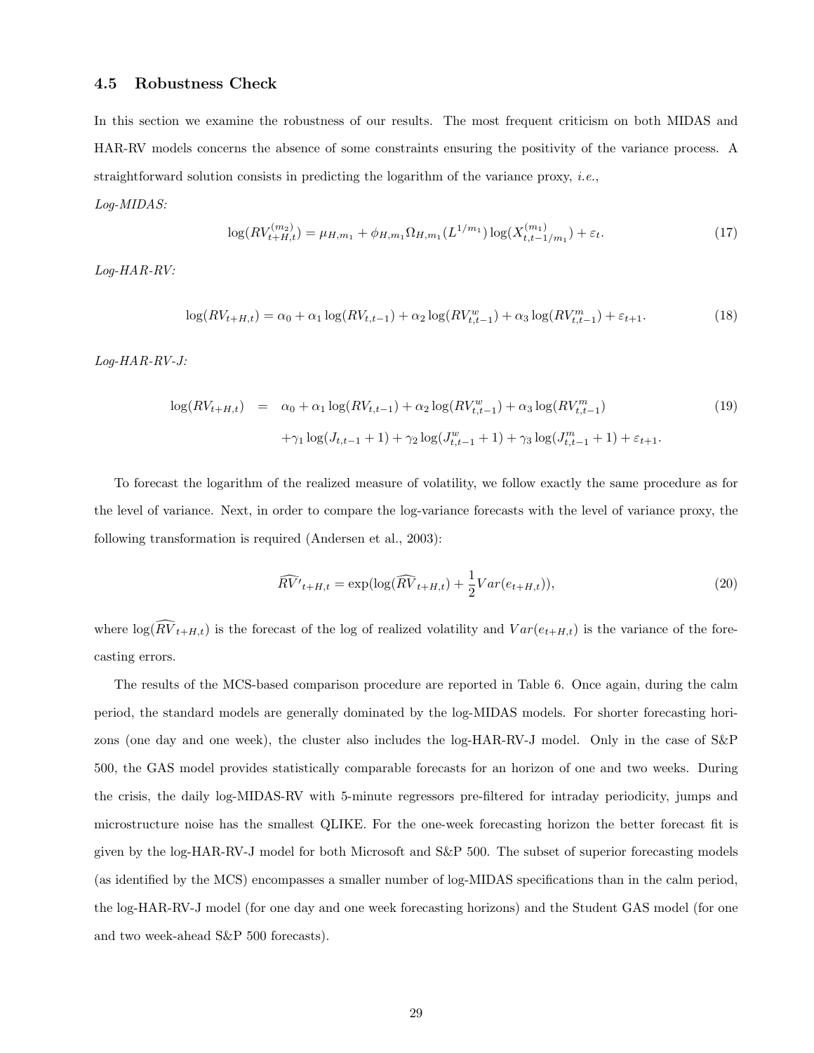### 4.5 Robustness Check

In this section we examine the robustness of our results. The most frequent criticism on both MIDAS and HAR-RV models concerns the absence of some constraints ensuring the positivity of the variance process. A straightforward solution consists in predicting the logarithm of the variance proxy, *i.e.*,

*Log-MIDAS:*

$$\log(RV^{(m_2)}_{t+H,t}) = \mu_{H,m_1} + \phi_{H,m_1}\Omega_{H,m_1}(L^{1/m_1})\log(X^{(m_1)}_{t,t-1/m_1}) + \varepsilon_t. \tag{17}$$

*Log-HAR-RV:*

$$\log(RV_{t+H,t}) = \alpha_0 + \alpha_1 \log(RV_{t,t-1}) + \alpha_2 \log(RV^w_{t,t-1}) + \alpha_3 \log(RV^m_{t,t-1}) + \varepsilon_{t+1}. \tag{18}$$

*Log-HAR-RV-J:*

$$\begin{aligned} \log(RV_{t+H,t}) \quad = \quad & \alpha_0 + \alpha_1 \log(RV_{t,t-1}) + \alpha_2 \log(RV^w_{t,t-1}) + \alpha_3 \log(RV^m_{t,t-1}) \\ & + \gamma_1 \log(J_{t,t-1} + 1) + \gamma_2 \log(J^w_{t,t-1} + 1) + \gamma_3 \log(J^m_{t,t-1} + 1) + \varepsilon_{t+1}. \end{aligned} \tag{19}$$

To forecast the logarithm of the realized measure of volatility, we follow exactly the same procedure as for the level of variance. Next, in order to compare the log-variance forecasts with the level of variance proxy, the following transformation is required (Andersen et al., 2003):

$$\widehat{RV}'_{t+H,t} = \exp(\log(\widehat{RV}_{t+H,t}) + \frac{1}{2}Var(e_{t+H,t})), \tag{20}$$

where $\log(\widehat{RV}_{t+H,t})$ is the forecast of the log of realized volatility and $Var(e_{t+H,t})$ is the variance of the forecasting errors.

The results of the MCS-based comparison procedure are reported in Table 6. Once again, during the calm period, the standard models are generally dominated by the log-MIDAS models. For shorter forecasting horizons (one day and one week), the cluster also includes the log-HAR-RV-J model. Only in the case of S&P 500, the GAS model provides statistically comparable forecasts for an horizon of one and two weeks. During the crisis, the daily log-MIDAS-RV with 5-minute regressors pre-filtered for intraday periodicity, jumps and microstructure noise has the smallest QLIKE. For the one-week forecasting horizon the better forecast fit is given by the log-HAR-RV-J model for both Microsoft and S&P 500. The subset of superior forecasting models (as identified by the MCS) encompasses a smaller number of log-MIDAS specifications than in the calm period, the log-HAR-RV-J model (for one day and one week forecasting horizons) and the Student GAS model (for one and two week-ahead S&P 500 forecasts).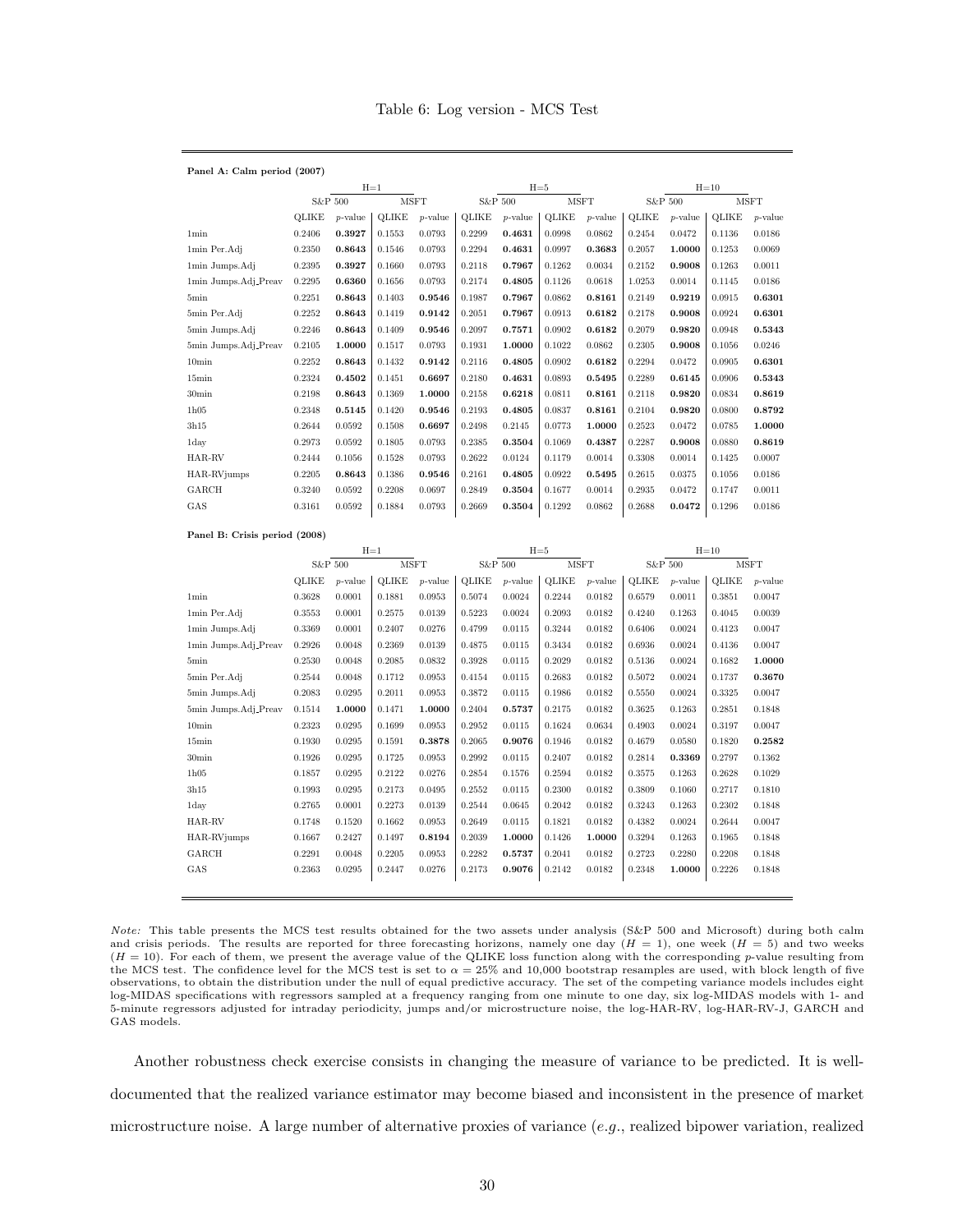Table 6: Log version - MCS Test

**Panel A: Calm period (2007)**

| | H=1 | | | | H=5 | | | | H=10 | | | |
|---|---|---|---|---|---|---|---|---|---|---|---|---|
| | S&P 500 | | MSFT | | S&P 500 | | MSFT | | S&P 500 | | MSFT | |
| | QLIKE | *p*-value | QLIKE | *p*-value | QLIKE | *p*-value | QLIKE | *p*-value | QLIKE | *p*-value | QLIKE | *p*-value |
| 1min | 0.2406 | **0.3927** | 0.1553 | 0.0793 | 0.2299 | **0.4631** | 0.0998 | 0.0862 | 0.2454 | 0.0472 | 0.1136 | 0.0186 |
| 1min Per.Adj | 0.2350 | **0.8643** | 0.1546 | 0.0793 | 0.2294 | **0.4631** | 0.0997 | **0.3683** | 0.2057 | **1.0000** | 0.1253 | 0.0069 |
| 1min Jumps.Adj | 0.2395 | **0.3927** | 0.1660 | 0.0793 | 0.2118 | **0.7967** | 0.1262 | 0.0034 | 0.2152 | **0.9008** | 0.1263 | 0.0011 |
| 1min Jumps.Adj_Preav | 0.2295 | **0.6360** | 0.1656 | 0.0793 | 0.2174 | **0.4805** | 0.1126 | 0.0618 | 1.0253 | 0.0014 | 0.1145 | 0.0186 |
| 5min | 0.2251 | **0.8643** | 0.1403 | **0.9546** | 0.1987 | **0.7967** | 0.0862 | **0.8161** | 0.2149 | **0.9219** | 0.0915 | **0.6301** |
| 5min Per.Adj | 0.2252 | **0.8643** | 0.1419 | **0.9142** | 0.2051 | **0.7967** | 0.0913 | **0.6182** | 0.2178 | **0.9008** | 0.0924 | **0.6301** |
| 5min Jumps.Adj | 0.2246 | **0.8643** | 0.1409 | **0.9546** | 0.2097 | **0.7571** | 0.0902 | **0.6182** | 0.2079 | **0.9820** | 0.0948 | **0.5343** |
| 5min Jumps.Adj_Preav | 0.2105 | **1.0000** | 0.1517 | 0.0793 | 0.1931 | **1.0000** | 0.1022 | 0.0862 | 0.2305 | **0.9008** | 0.1056 | 0.0246 |
| 10min | 0.2252 | **0.8643** | 0.1432 | **0.9142** | 0.2116 | **0.4805** | 0.0902 | **0.6182** | 0.2294 | 0.0472 | 0.0905 | **0.6301** |
| 15min | 0.2324 | **0.4502** | 0.1451 | **0.6697** | 0.2180 | **0.4631** | 0.0893 | **0.5495** | 0.2289 | **0.6145** | 0.0906 | **0.5343** |
| 30min | 0.2198 | **0.8643** | 0.1369 | **1.0000** | 0.2158 | **0.6218** | 0.0811 | **0.8161** | 0.2118 | **0.9820** | 0.0834 | **0.8619** |
| 1h05 | 0.2348 | **0.5145** | 0.1420 | **0.9546** | 0.2193 | **0.4805** | 0.0837 | **0.8161** | 0.2104 | **0.9820** | 0.0800 | **0.8792** |
| 3h15 | 0.2644 | 0.0592 | 0.1508 | **0.6697** | 0.2498 | 0.2145 | 0.0773 | **1.0000** | 0.2523 | 0.0472 | 0.0785 | **1.0000** |
| 1day | 0.2973 | 0.0592 | 0.1805 | 0.0793 | 0.2385 | **0.3504** | 0.1069 | **0.4387** | 0.2287 | **0.9008** | 0.0880 | **0.8619** |
| HAR-RV | 0.2444 | 0.1056 | 0.1528 | 0.0793 | 0.2622 | 0.0124 | 0.1179 | 0.0014 | 0.3308 | 0.0014 | 0.1425 | 0.0007 |
| HAR-RVjumps | 0.2205 | **0.8643** | 0.1386 | **0.9546** | 0.2161 | **0.4805** | 0.0922 | **0.5495** | 0.2615 | 0.0375 | 0.1056 | 0.0186 |
| GARCH | 0.3240 | 0.0592 | 0.2208 | 0.0697 | 0.2849 | **0.3504** | 0.1677 | 0.0014 | 0.2935 | 0.0472 | 0.1747 | 0.0011 |
| GAS | 0.3161 | 0.0592 | 0.1884 | 0.0793 | 0.2669 | **0.3504** | 0.1292 | 0.0862 | 0.2688 | **0.0472** | 0.1296 | 0.0186 |

**Panel B: Crisis period (2008)**

| | H=1 | | | | H=5 | | | | H=10 | | | |
|---|---|---|---|---|---|---|---|---|---|---|---|---|
| | S&P 500 | | MSFT | | S&P 500 | | MSFT | | S&P 500 | | MSFT | |
| | QLIKE | *p*-value | QLIKE | *p*-value | QLIKE | *p*-value | QLIKE | *p*-value | QLIKE | *p*-value | QLIKE | *p*-value |
| 1min | 0.3628 | 0.0001 | 0.1881 | 0.0953 | 0.5074 | 0.0024 | 0.2244 | 0.0182 | 0.6579 | 0.0011 | 0.3851 | 0.0047 |
| 1min Per.Adj | 0.3553 | 0.0001 | 0.2575 | 0.0139 | 0.5223 | 0.0024 | 0.2093 | 0.0182 | 0.4240 | 0.1263 | 0.4045 | 0.0039 |
| 1min Jumps.Adj | 0.3369 | 0.0001 | 0.2407 | 0.0276 | 0.4799 | 0.0115 | 0.3244 | 0.0182 | 0.6406 | 0.0024 | 0.4123 | 0.0047 |
| 1min Jumps.Adj_Preav | 0.2926 | 0.0048 | 0.2369 | 0.0139 | 0.4875 | 0.0115 | 0.3434 | 0.0182 | 0.6936 | 0.0024 | 0.4136 | 0.0047 |
| 5min | 0.2530 | 0.0048 | 0.2085 | 0.0832 | 0.3928 | 0.0115 | 0.2029 | 0.0182 | 0.5136 | 0.0024 | 0.1682 | **1.0000** |
| 5min Per.Adj | 0.2544 | 0.0048 | 0.1712 | 0.0953 | 0.4154 | 0.0115 | 0.2683 | 0.0182 | 0.5072 | 0.0024 | 0.1737 | **0.3670** |
| 5min Jumps.Adj | 0.2083 | 0.0295 | 0.2011 | 0.0953 | 0.3872 | 0.0115 | 0.1986 | 0.0182 | 0.5550 | 0.0024 | 0.3325 | 0.0047 |
| 5min Jumps.Adj_Preav | 0.1514 | **1.0000** | 0.1471 | **1.0000** | 0.2404 | **0.5737** | 0.2175 | 0.0182 | 0.3625 | 0.1263 | 0.2851 | 0.1848 |
| 10min | 0.2323 | 0.0295 | 0.1699 | 0.0953 | 0.2952 | 0.0115 | 0.1624 | 0.0634 | 0.4903 | 0.0024 | 0.3197 | 0.0047 |
| 15min | 0.1930 | 0.0295 | 0.1591 | **0.3878** | 0.2065 | **0.9076** | 0.1946 | 0.0182 | 0.4679 | 0.0580 | 0.1820 | **0.2582** |
| 30min | 0.1926 | 0.0295 | 0.1725 | 0.0953 | 0.2992 | 0.0115 | 0.2407 | 0.0182 | 0.2814 | **0.3369** | 0.2797 | 0.1362 |
| 1h05 | 0.1857 | 0.0295 | 0.2122 | 0.0276 | 0.2854 | 0.1576 | 0.2594 | 0.0182 | 0.3575 | 0.1263 | 0.2628 | 0.1029 |
| 3h15 | 0.1993 | 0.0295 | 0.2173 | 0.0495 | 0.2552 | 0.0115 | 0.2300 | 0.0182 | 0.3809 | 0.1060 | 0.2717 | 0.1810 |
| 1day | 0.2765 | 0.0001 | 0.2273 | 0.0139 | 0.2544 | 0.0645 | 0.2042 | 0.0182 | 0.3243 | 0.1263 | 0.2302 | 0.1848 |
| HAR-RV | 0.1748 | 0.1520 | 0.1662 | 0.0953 | 0.2649 | 0.0115 | 0.1821 | 0.0182 | 0.4382 | 0.0024 | 0.2644 | 0.0047 |
| HAR-RVjumps | 0.1667 | 0.2427 | 0.1497 | **0.8194** | 0.2039 | **1.0000** | 0.1426 | **1.0000** | 0.3294 | 0.1263 | 0.1965 | 0.1848 |
| GARCH | 0.2291 | 0.0048 | 0.2205 | 0.0953 | 0.2282 | **0.5737** | 0.2041 | 0.0182 | 0.2723 | 0.2280 | 0.2208 | 0.1848 |
| GAS | 0.2363 | 0.0295 | 0.2447 | 0.0276 | 0.2173 | **0.9076** | 0.2142 | 0.0182 | 0.2348 | **1.0000** | 0.2226 | 0.1848 |

*Note:* This table presents the MCS test results obtained for the two assets under analysis (S&P 500 and Microsoft) during both calm and crisis periods. The results are reported for three forecasting horizons, namely one day ($H = 1$), one week ($H = 5$) and two weeks ($H = 10$). For each of them, we present the average value of the QLIKE loss function along with the corresponding $p$-value resulting from the MCS test. The confidence level for the MCS test is set to $\alpha = 25\%$ and 10,000 bootstrap resamples are used, with block length of five observations, to obtain the distribution under the null of equal predictive accuracy. The set of the competing variance models includes eight log-MIDAS specifications with regressors sampled at a frequency ranging from one minute to one day, six log-MIDAS models with 1- and 5-minute regressors adjusted for intraday periodicity, jumps and/or microstructure noise, the log-HAR-RV, log-HAR-RV-J, GARCH and GAS models.

Another robustness check exercise consists in changing the measure of variance to be predicted. It is well-documented that the realized variance estimator may become biased and inconsistent in the presence of market microstructure noise. A large number of alternative proxies of variance (*e.g.*, realized bipower variation, realized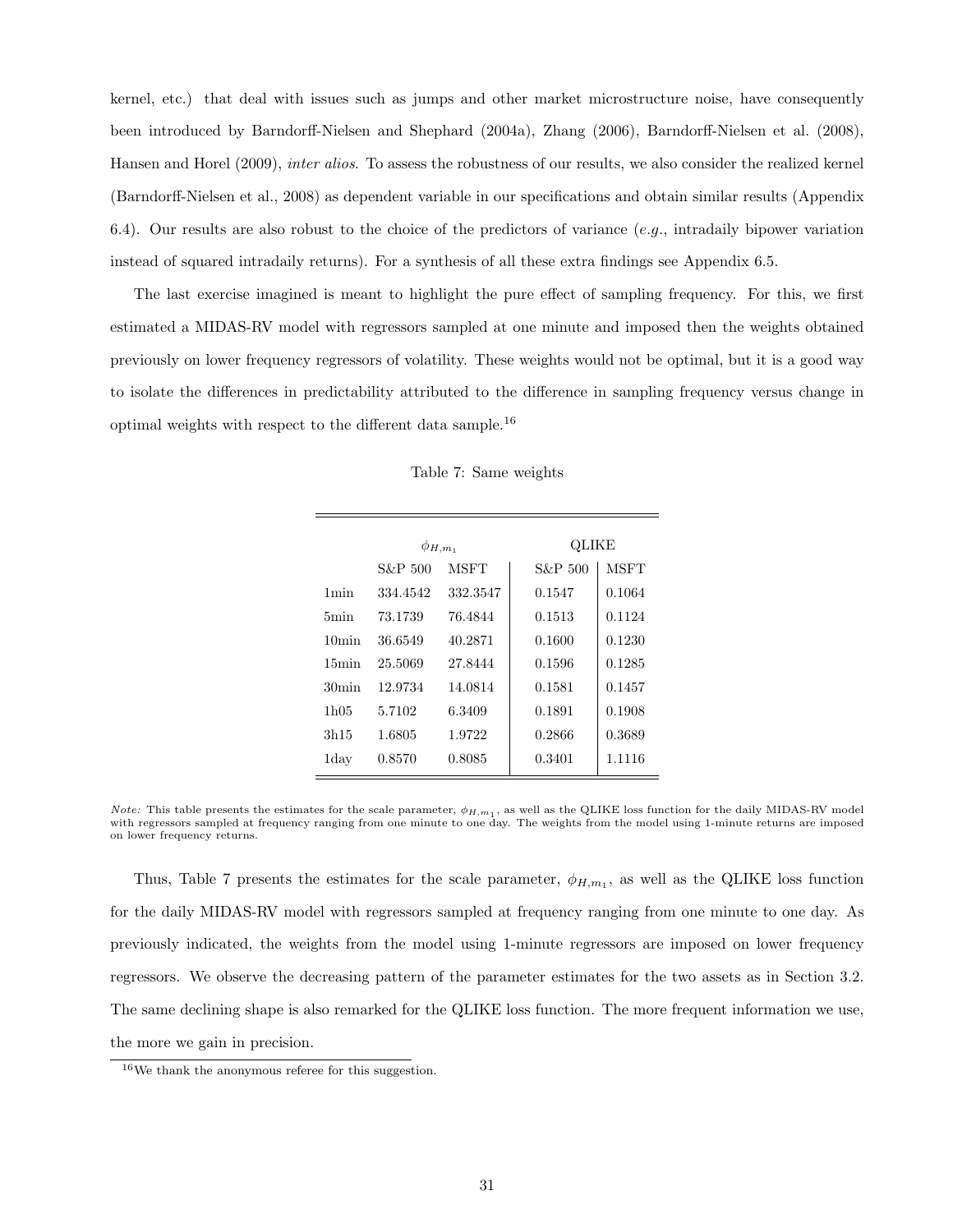kernel, etc.) that deal with issues such as jumps and other market microstructure noise, have consequently been introduced by Barndorff-Nielsen and Shephard (2004a), Zhang (2006), Barndorff-Nielsen et al. (2008), Hansen and Horel (2009), *inter alios*. To assess the robustness of our results, we also consider the realized kernel (Barndorff-Nielsen et al., 2008) as dependent variable in our specifications and obtain similar results (Appendix 6.4). Our results are also robust to the choice of the predictors of variance (*e.g.*, intradaily bipower variation instead of squared intradaily returns). For a synthesis of all these extra findings see Appendix 6.5.

The last exercise imagined is meant to highlight the pure effect of sampling frequency. For this, we first estimated a MIDAS-RV model with regressors sampled at one minute and imposed then the weights obtained previously on lower frequency regressors of volatility. These weights would not be optimal, but it is a good way to isolate the differences in predictability attributed to the difference in sampling frequency versus change in optimal weights with respect to the different data sample.[16]

Table 7: Same weights

| | $\phi_{H,m_1}$ | | QLIKE | |
|---|---|---|---|---|
| | S&P 500 | MSFT | S&P 500 | MSFT |
| 1min | 334.4542 | 332.3547 | 0.1547 | 0.1064 |
| 5min | 73.1739 | 76.4844 | 0.1513 | 0.1124 |
| 10min | 36.6549 | 40.2871 | 0.1600 | 0.1230 |
| 15min | 25.5069 | 27.8444 | 0.1596 | 0.1285 |
| 30min | 12.9734 | 14.0814 | 0.1581 | 0.1457 |
| 1h05 | 5.7102 | 6.3409 | 0.1891 | 0.1908 |
| 3h15 | 1.6805 | 1.9722 | 0.2866 | 0.3689 |
| 1day | 0.8570 | 0.8085 | 0.3401 | 1.1116 |

*Note:* This table presents the estimates for the scale parameter, $\phi_{H,m_1}$, as well as the QLIKE loss function for the daily MIDAS-RV model with regressors sampled at frequency ranging from one minute to one day. The weights from the model using 1-minute returns are imposed on lower frequency returns.

Thus, Table 7 presents the estimates for the scale parameter, $\phi_{H,m_1}$, as well as the QLIKE loss function for the daily MIDAS-RV model with regressors sampled at frequency ranging from one minute to one day. As previously indicated, the weights from the model using 1-minute regressors are imposed on lower frequency regressors. We observe the decreasing pattern of the parameter estimates for the two assets as in Section 3.2. The same declining shape is also remarked for the QLIKE loss function. The more frequent information we use, the more we gain in precision.

[16]We thank the anonymous referee for this suggestion.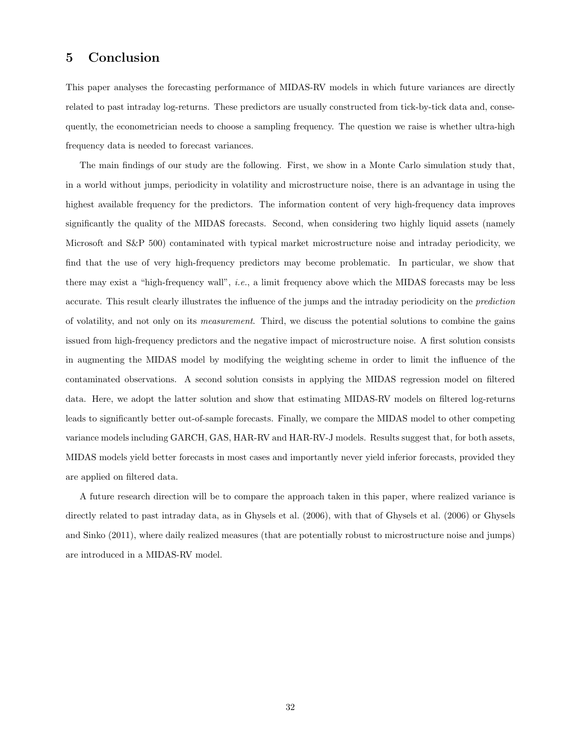# 5 Conclusion

This paper analyses the forecasting performance of MIDAS-RV models in which future variances are directly related to past intraday log-returns. These predictors are usually constructed from tick-by-tick data and, consequently, the econometrician needs to choose a sampling frequency. The question we raise is whether ultra-high frequency data is needed to forecast variances.

The main findings of our study are the following. First, we show in a Monte Carlo simulation study that, in a world without jumps, periodicity in volatility and microstructure noise, there is an advantage in using the highest available frequency for the predictors. The information content of very high-frequency data improves significantly the quality of the MIDAS forecasts. Second, when considering two highly liquid assets (namely Microsoft and S&P 500) contaminated with typical market microstructure noise and intraday periodicity, we find that the use of very high-frequency predictors may become problematic. In particular, we show that there may exist a "high-frequency wall", *i.e.*, a limit frequency above which the MIDAS forecasts may be less accurate. This result clearly illustrates the influence of the jumps and the intraday periodicity on the *prediction* of volatility, and not only on its *measurement*. Third, we discuss the potential solutions to combine the gains issued from high-frequency predictors and the negative impact of microstructure noise. A first solution consists in augmenting the MIDAS model by modifying the weighting scheme in order to limit the influence of the contaminated observations. A second solution consists in applying the MIDAS regression model on filtered data. Here, we adopt the latter solution and show that estimating MIDAS-RV models on filtered log-returns leads to significantly better out-of-sample forecasts. Finally, we compare the MIDAS model to other competing variance models including GARCH, GAS, HAR-RV and HAR-RV-J models. Results suggest that, for both assets, MIDAS models yield better forecasts in most cases and importantly never yield inferior forecasts, provided they are applied on filtered data.

A future research direction will be to compare the approach taken in this paper, where realized variance is directly related to past intraday data, as in Ghysels et al. (2006), with that of Ghysels et al. (2006) or Ghysels and Sinko (2011), where daily realized measures (that are potentially robust to microstructure noise and jumps) are introduced in a MIDAS-RV model.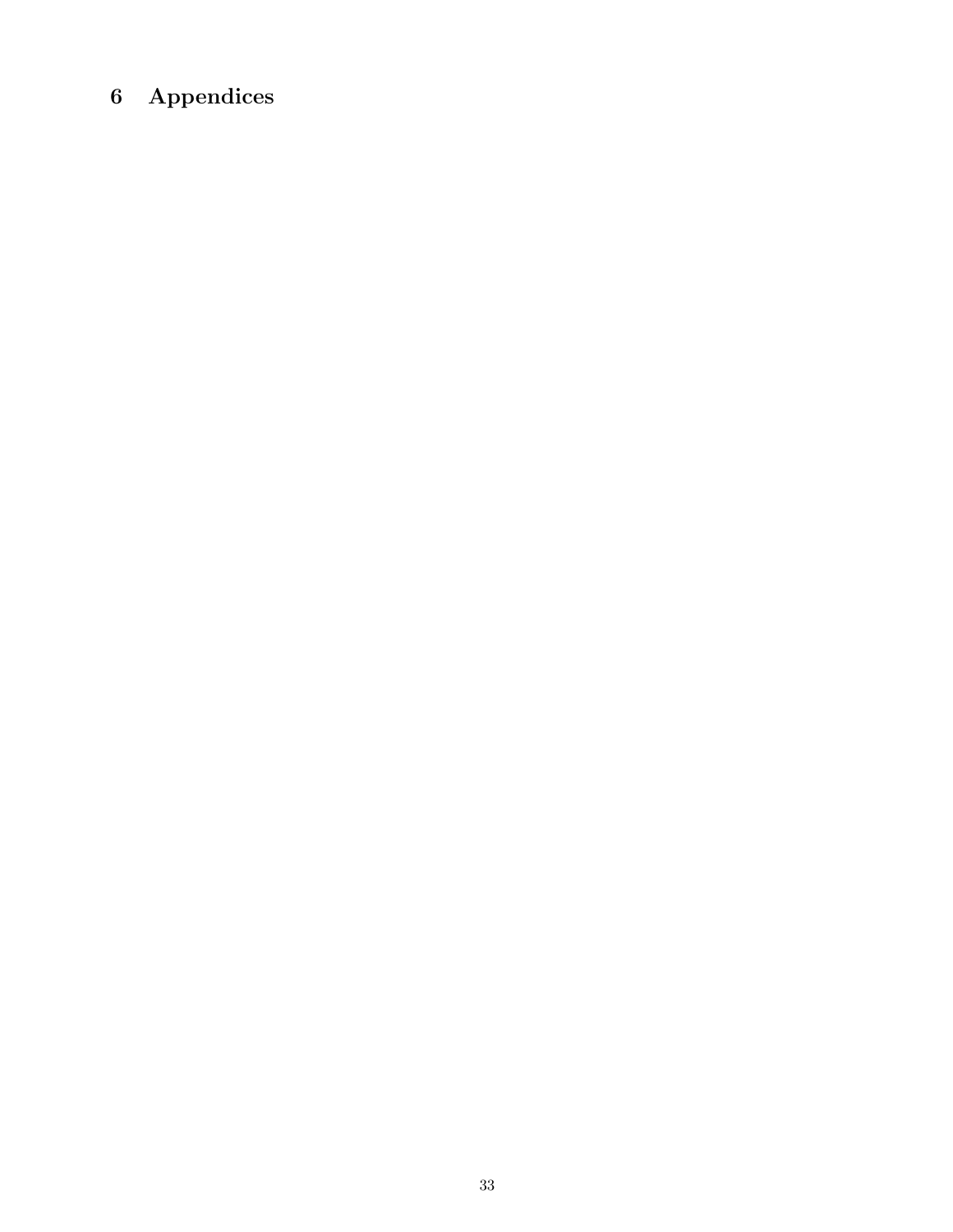# 6 Appendices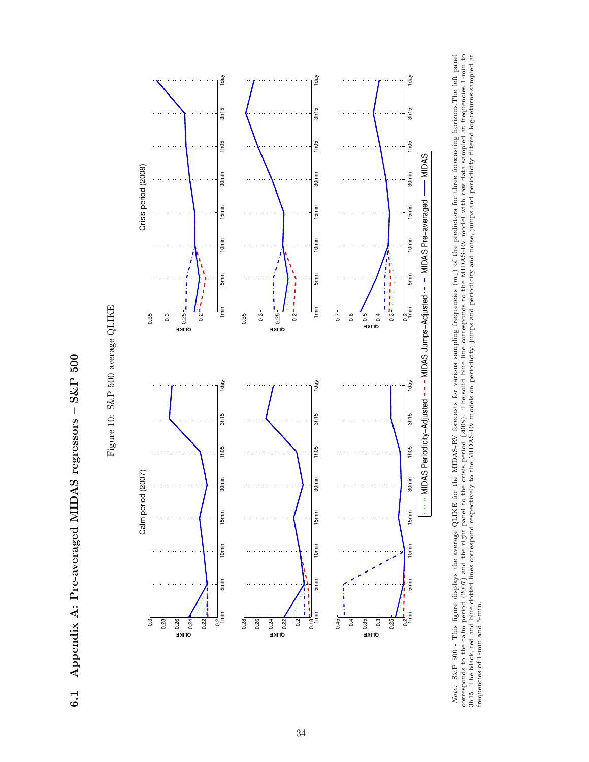## 6.1 Appendix A: Pre-averaged MIDAS regressors – S&P 500

Figure 10: S&P 500 average QLIKE

*Note*: S&P 500 - This figure displays the average QLIKE for the MIDAS-RV forecasts for various sampling frequencies ($m_1$) of the predictors for three forecasting horizons.The left panel corresponds to the calm period (2007) and the right panel to the crisis period (2008). The solid blue line corresponds to the MIDAS-RV model with raw data sampled at frequencies 1-min to 3h15. The black, red and blue dotted lines correspond respectively to the MIDAS-RV models on periodicity, jumps and periodicity and noise, jumps and periodicity filtered log-returns sampled at frequencies of 1-min and 5-min.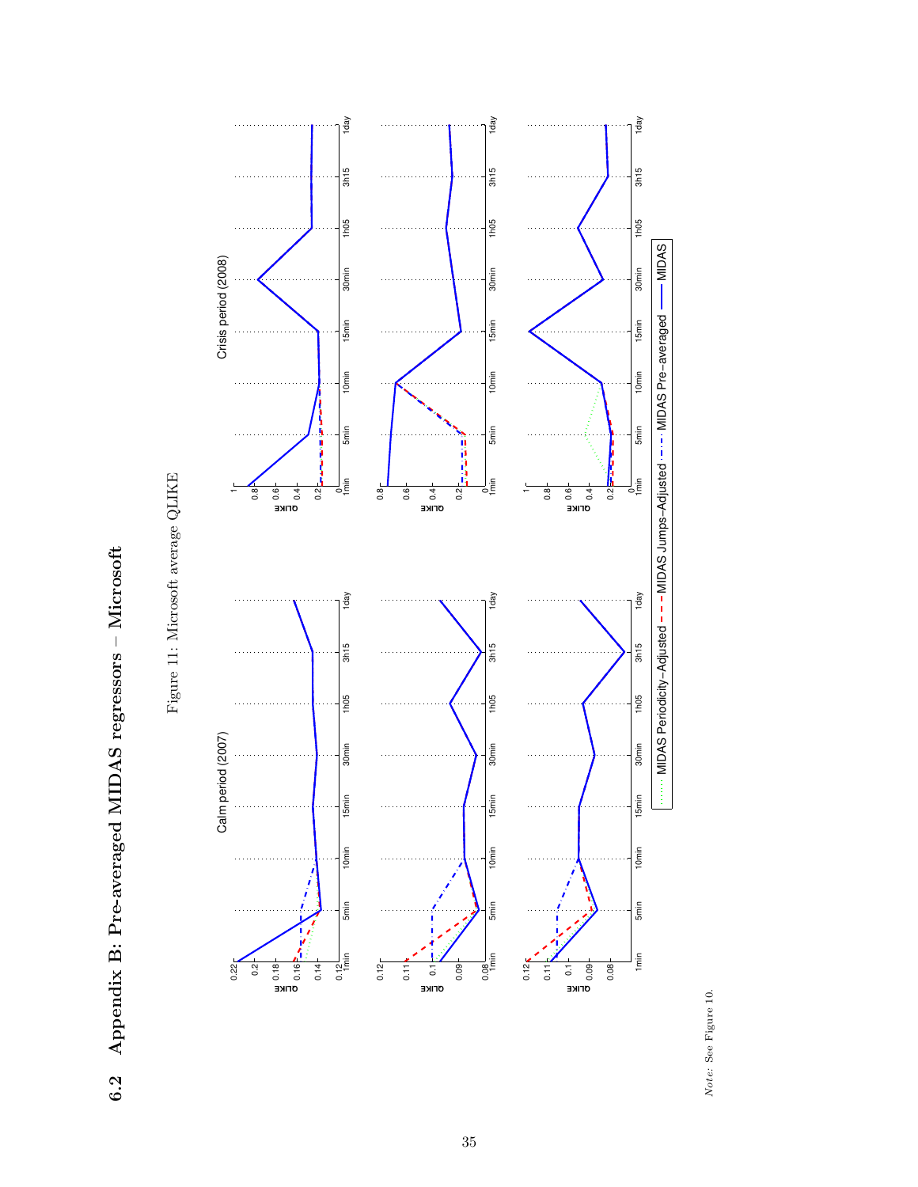## 6.2 Appendix B: Pre-averaged MIDAS regressors – Microsoft

Figure 11: Microsoft average QLIKE

*Note:* See Figure 10.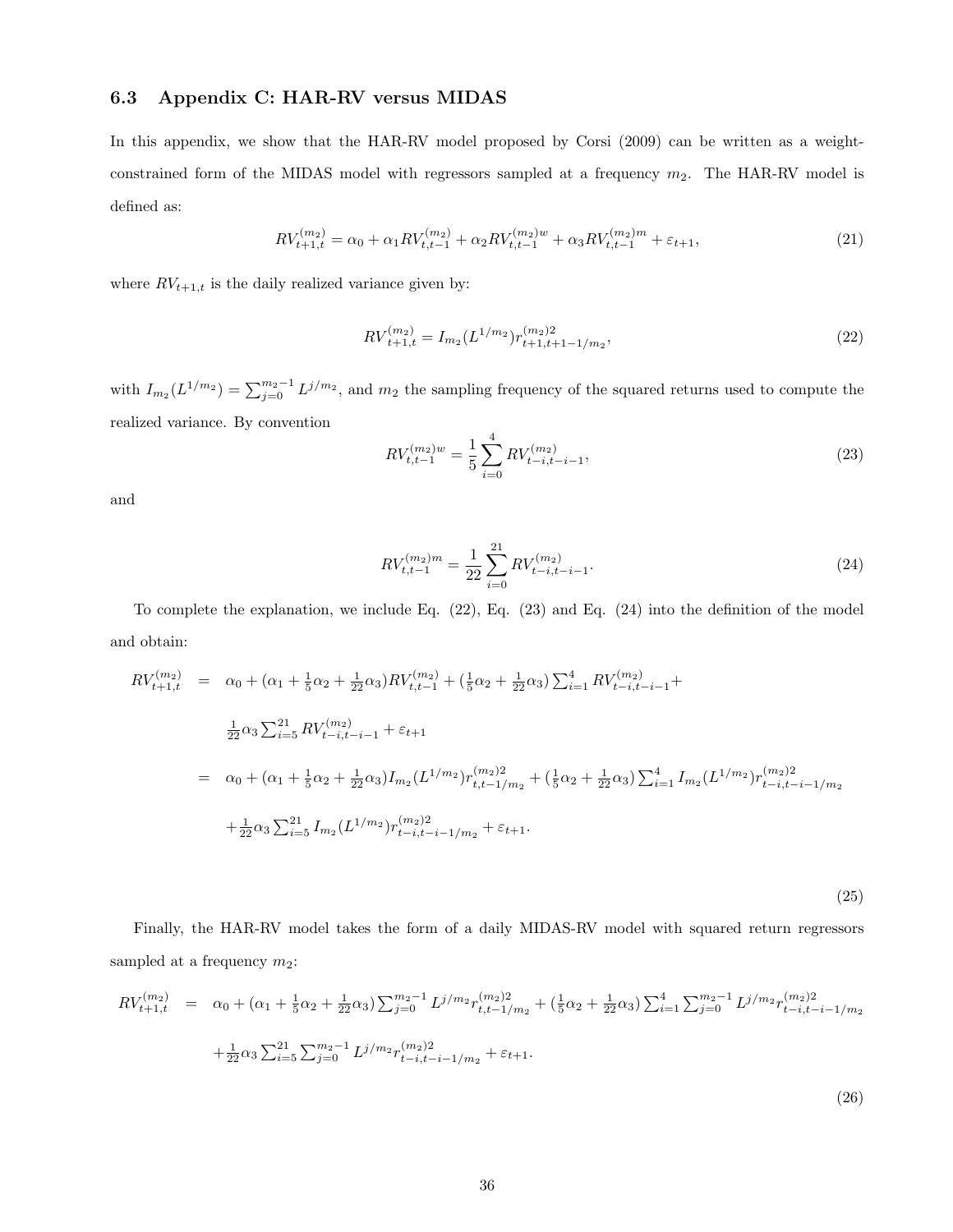### 6.3 Appendix C: HAR-RV versus MIDAS

In this appendix, we show that the HAR-RV model proposed by Corsi (2009) can be written as a weight-constrained form of the MIDAS model with regressors sampled at a frequency $m_2$. The HAR-RV model is defined as:

$$RV_{t+1,t}^{(m_2)} = \alpha_0 + \alpha_1 RV_{t,t-1}^{(m_2)} + \alpha_2 RV_{t,t-1}^{(m_2)w} + \alpha_3 RV_{t,t-1}^{(m_2)m} + \varepsilon_{t+1}, \tag{21}$$

where $RV_{t+1,t}$ is the daily realized variance given by:

$$RV_{t+1,t}^{(m_2)} = I_{m_2}(L^{1/m_2}) r_{t+1,t+1-1/m_2}^{(m_2)2}, \tag{22}$$

with $I_{m_2}(L^{1/m_2}) = \sum_{j=0}^{m_2-1} L^{j/m_2}$, and $m_2$ the sampling frequency of the squared returns used to compute the realized variance. By convention

$$RV_{t,t-1}^{(m_2)w} = \frac{1}{5}\sum_{i=0}^{4} RV_{t-i,t-i-1}^{(m_2)}, \tag{23}$$

and

$$RV_{t,t-1}^{(m_2)m} = \frac{1}{22}\sum_{i=0}^{21} RV_{t-i,t-i-1}^{(m_2)}. \tag{24}$$

To complete the explanation, we include Eq. (22), Eq. (23) and Eq. (24) into the definition of the model and obtain:

$$\begin{aligned}
RV_{t+1,t}^{(m_2)} &= \alpha_0 + (\alpha_1 + \tfrac{1}{5}\alpha_2 + \tfrac{1}{22}\alpha_3) RV_{t,t-1}^{(m_2)} + (\tfrac{1}{5}\alpha_2 + \tfrac{1}{22}\alpha_3)\textstyle\sum_{i=1}^{4} RV_{t-i,t-i-1}^{(m_2)} + \\
&\quad \tfrac{1}{22}\alpha_3 \textstyle\sum_{i=5}^{21} RV_{t-i,t-i-1}^{(m_2)} + \varepsilon_{t+1} \\
&= \alpha_0 + (\alpha_1 + \tfrac{1}{5}\alpha_2 + \tfrac{1}{22}\alpha_3) I_{m_2}(L^{1/m_2}) r_{t,t-1/m_2}^{(m_2)2} + (\tfrac{1}{5}\alpha_2 + \tfrac{1}{22}\alpha_3)\textstyle\sum_{i=1}^{4} I_{m_2}(L^{1/m_2}) r_{t-i,t-i-1/m_2}^{(m_2)2} \\
&\quad + \tfrac{1}{22}\alpha_3 \textstyle\sum_{i=5}^{21} I_{m_2}(L^{1/m_2}) r_{t-i,t-i-1/m_2}^{(m_2)2} + \varepsilon_{t+1}.
\end{aligned} \tag{25}$$

Finally, the HAR-RV model takes the form of a daily MIDAS-RV model with squared return regressors sampled at a frequency $m_2$:

$$\begin{aligned}
RV_{t+1,t}^{(m_2)} &= \alpha_0 + (\alpha_1 + \tfrac{1}{5}\alpha_2 + \tfrac{1}{22}\alpha_3)\textstyle\sum_{j=0}^{m_2-1} L^{j/m_2} r_{t,t-1/m_2}^{(m_2)2} + (\tfrac{1}{5}\alpha_2 + \tfrac{1}{22}\alpha_3)\textstyle\sum_{i=1}^{4}\sum_{j=0}^{m_2-1} L^{j/m_2} r_{t-i,t-i-1/m_2}^{(m_2)2} \\
&\quad + \tfrac{1}{22}\alpha_3 \textstyle\sum_{i=5}^{21}\sum_{j=0}^{m_2-1} L^{j/m_2} r_{t-i,t-i-1/m_2}^{(m_2)2} + \varepsilon_{t+1}.
\end{aligned} \tag{26}$$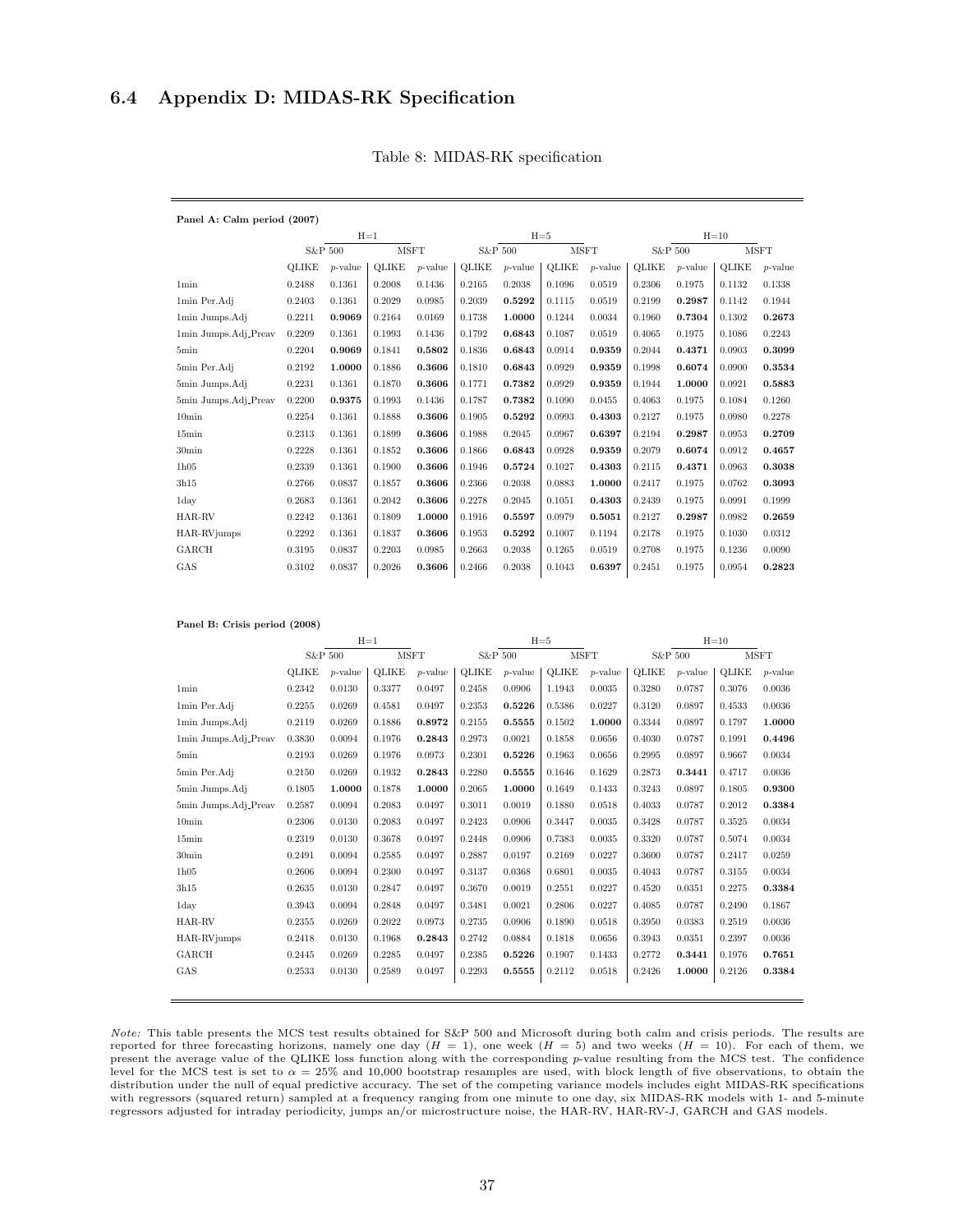## 6.4 Appendix D: MIDAS-RK Specification

Table 8: MIDAS-RK specification

**Panel A: Calm period (2007)**

| | H=1 | | | | H=5 | | | | H=10 | | | |
|---|---|---|---|---|---|---|---|---|---|---|---|---|
| | S&P 500 | | MSFT | | S&P 500 | | MSFT | | S&P 500 | | MSFT | |
| | QLIKE | *p*-value | QLIKE | *p*-value | QLIKE | *p*-value | QLIKE | *p*-value | QLIKE | *p*-value | QLIKE | *p*-value |
| 1min | 0.2488 | 0.1361 | 0.2008 | 0.1436 | 0.2165 | 0.2038 | 0.1096 | 0.0519 | 0.2306 | 0.1975 | 0.1132 | 0.1338 |
| 1min Per.Adj | 0.2403 | 0.1361 | 0.2029 | 0.0985 | 0.2039 | **0.5292** | 0.1115 | 0.0519 | 0.2199 | **0.2987** | 0.1142 | 0.1944 |
| 1min Jumps.Adj | 0.2211 | **0.9069** | 0.2164 | 0.0169 | 0.1738 | **1.0000** | 0.1244 | 0.0034 | 0.1960 | **0.7304** | 0.1302 | **0.2673** |
| 1min Jumps.Adj_Preav | 0.2209 | 0.1361 | 0.1993 | 0.1436 | 0.1792 | **0.6843** | 0.1087 | 0.0519 | 0.4065 | 0.1975 | 0.1086 | 0.2243 |
| 5min | 0.2204 | **0.9069** | 0.1841 | **0.5802** | 0.1836 | **0.6843** | 0.0914 | **0.9359** | 0.2044 | **0.4371** | 0.0903 | **0.3099** |
| 5min Per.Adj | 0.2192 | **1.0000** | 0.1886 | **0.3606** | 0.1810 | **0.6843** | 0.0929 | **0.9359** | 0.1998 | **0.6074** | 0.0900 | **0.3534** |
| 5min Jumps.Adj | 0.2231 | 0.1361 | 0.1870 | **0.3606** | 0.1771 | **0.7382** | 0.0929 | **0.9359** | 0.1944 | **1.0000** | 0.0921 | **0.5883** |
| 5min Jumps.Adj_Preav | 0.2200 | **0.9375** | 0.1993 | 0.1436 | 0.1787 | **0.7382** | 0.1090 | 0.0455 | 0.4063 | 0.1975 | 0.1084 | 0.1260 |
| 10min | 0.2254 | 0.1361 | 0.1888 | **0.3606** | 0.1905 | **0.5292** | 0.0993 | **0.4303** | 0.2127 | 0.1975 | 0.0980 | 0.2278 |
| 15min | 0.2313 | 0.1361 | 0.1899 | **0.3606** | 0.1988 | 0.2045 | 0.0967 | **0.6397** | 0.2194 | **0.2987** | 0.0953 | **0.2709** |
| 30min | 0.2228 | 0.1361 | 0.1852 | **0.3606** | 0.1866 | **0.6843** | 0.0928 | **0.9359** | 0.2079 | **0.6074** | 0.0912 | **0.4657** |
| 1h05 | 0.2339 | 0.1361 | 0.1900 | **0.3606** | 0.1946 | **0.5724** | 0.1027 | **0.4303** | 0.2115 | **0.4371** | 0.0963 | **0.3038** |
| 3h15 | 0.2766 | 0.0837 | 0.1857 | **0.3606** | 0.2366 | 0.2038 | 0.0883 | **1.0000** | 0.2417 | 0.1975 | 0.0762 | **0.3093** |
| 1day | 0.2683 | 0.1361 | 0.2042 | **0.3606** | 0.2278 | 0.2045 | 0.1051 | **0.4303** | 0.2439 | 0.1975 | 0.0991 | 0.1999 |
| HAR-RV | 0.2242 | 0.1361 | 0.1809 | **1.0000** | 0.1916 | **0.5597** | 0.0979 | **0.5051** | 0.2127 | **0.2987** | 0.0982 | **0.2659** |
| HAR-RVjumps | 0.2292 | 0.1361 | 0.1837 | **0.3606** | 0.1953 | **0.5292** | 0.1007 | 0.1194 | 0.2178 | 0.1975 | 0.1030 | 0.0312 |
| GARCH | 0.3195 | 0.0837 | 0.2203 | 0.0985 | 0.2663 | 0.2038 | 0.1265 | 0.0519 | 0.2708 | 0.1975 | 0.1236 | 0.0090 |
| GAS | 0.3102 | 0.0837 | 0.2026 | **0.3606** | 0.2466 | 0.2038 | 0.1043 | **0.6397** | 0.2451 | 0.1975 | 0.0954 | **0.2823** |

**Panel B: Crisis period (2008)**

| | H=1 | | | | H=5 | | | | H=10 | | | |
|---|---|---|---|---|---|---|---|---|---|---|---|---|
| | S&P 500 | | MSFT | | S&P 500 | | MSFT | | S&P 500 | | MSFT | |
| | QLIKE | *p*-value | QLIKE | *p*-value | QLIKE | *p*-value | QLIKE | *p*-value | QLIKE | *p*-value | QLIKE | *p*-value |
| 1min | 0.2342 | 0.0130 | 0.3377 | 0.0497 | 0.2458 | 0.0906 | 1.1943 | 0.0035 | 0.3280 | 0.0787 | 0.3076 | 0.0036 |
| 1min Per.Adj | 0.2255 | 0.0269 | 0.4581 | 0.0497 | 0.2353 | **0.5226** | 0.5386 | 0.0227 | 0.3120 | 0.0897 | 0.4533 | 0.0036 |
| 1min Jumps.Adj | 0.2119 | 0.0269 | 0.1886 | **0.8972** | 0.2155 | **0.5555** | 0.1502 | **1.0000** | 0.3344 | 0.0897 | 0.1797 | **1.0000** |
| 1min Jumps.Adj_Preav | 0.3830 | 0.0094 | 0.1976 | **0.2843** | 0.2973 | 0.0021 | 0.1858 | 0.0656 | 0.4030 | 0.0787 | 0.1991 | **0.4496** |
| 5min | 0.2193 | 0.0269 | 0.1976 | 0.0973 | 0.2301 | **0.5226** | 0.1963 | 0.0656 | 0.2995 | 0.0897 | 0.9667 | 0.0034 |
| 5min Per.Adj | 0.2150 | 0.0269 | 0.1932 | **0.2843** | 0.2280 | **0.5555** | 0.1646 | 0.1629 | 0.2873 | **0.3441** | 0.4717 | 0.0036 |
| 5min Jumps.Adj | 0.1805 | **1.0000** | 0.1878 | **1.0000** | 0.2065 | **1.0000** | 0.1649 | 0.1433 | 0.3243 | 0.0897 | 0.1805 | **0.9300** |
| 5min Jumps.Adj_Preav | 0.2587 | 0.0094 | 0.2083 | 0.0497 | 0.3011 | 0.0019 | 0.1880 | 0.0518 | 0.4033 | 0.0787 | 0.2012 | **0.3384** |
| 10min | 0.2306 | 0.0130 | 0.2083 | 0.0497 | 0.2423 | 0.0906 | 0.3447 | 0.0035 | 0.3428 | 0.0787 | 0.3525 | 0.0034 |
| 15min | 0.2319 | 0.0130 | 0.3678 | 0.0497 | 0.2448 | 0.0906 | 0.7383 | 0.0035 | 0.3320 | 0.0787 | 0.5074 | 0.0034 |
| 30min | 0.2491 | 0.0094 | 0.2585 | 0.0497 | 0.2887 | 0.0197 | 0.2169 | 0.0227 | 0.3600 | 0.0787 | 0.2417 | 0.0259 |
| 1h05 | 0.2606 | 0.0094 | 0.2300 | 0.0497 | 0.3137 | 0.0368 | 0.6801 | 0.0035 | 0.4043 | 0.0787 | 0.3155 | 0.0034 |
| 3h15 | 0.2635 | 0.0130 | 0.2847 | 0.0497 | 0.3670 | 0.0019 | 0.2551 | 0.0227 | 0.4520 | 0.0351 | 0.2275 | **0.3384** |
| 1day | 0.3943 | 0.0094 | 0.2848 | 0.0497 | 0.3481 | 0.0021 | 0.2806 | 0.0227 | 0.4085 | 0.0787 | 0.2490 | 0.1867 |
| HAR-RV | 0.2355 | 0.0269 | 0.2022 | 0.0973 | 0.2735 | 0.0906 | 0.1890 | 0.0518 | 0.3950 | 0.0383 | 0.2519 | 0.0036 |
| HAR-RVjumps | 0.2418 | 0.0130 | 0.1968 | **0.2843** | 0.2742 | 0.0884 | 0.1818 | 0.0656 | 0.3943 | 0.0351 | 0.2397 | 0.0036 |
| GARCH | 0.2445 | 0.0269 | 0.2285 | 0.0497 | 0.2385 | **0.5226** | 0.1907 | 0.1433 | 0.2772 | **0.3441** | 0.1976 | **0.7651** |
| GAS | 0.2533 | 0.0130 | 0.2589 | 0.0497 | 0.2293 | **0.5555** | 0.2112 | 0.0518 | 0.2426 | **1.0000** | 0.2126 | **0.3384** |

*Note:* This table presents the MCS test results obtained for S&P 500 and Microsoft during both calm and crisis periods. The results are reported for three forecasting horizons, namely one day ($H = 1$), one week ($H = 5$) and two weeks ($H = 10$). For each of them, we present the average value of the QLIKE loss function along with the corresponding *p*-value resulting from the MCS test. The confidence level for the MCS test is set to $\alpha = 25\%$ and 10,000 bootstrap resamples are used, with block length of five observations, to obtain the distribution under the null of equal predictive accuracy. The set of the competing variance models includes eight MIDAS-RK specifications with regressors (squared return) sampled at a frequency ranging from one minute to one day, six MIDAS-RK models with 1- and 5-minute regressors adjusted for intraday periodicity, jumps an/or microstructure noise, the HAR-RV, HAR-RV-J, GARCH and GAS models.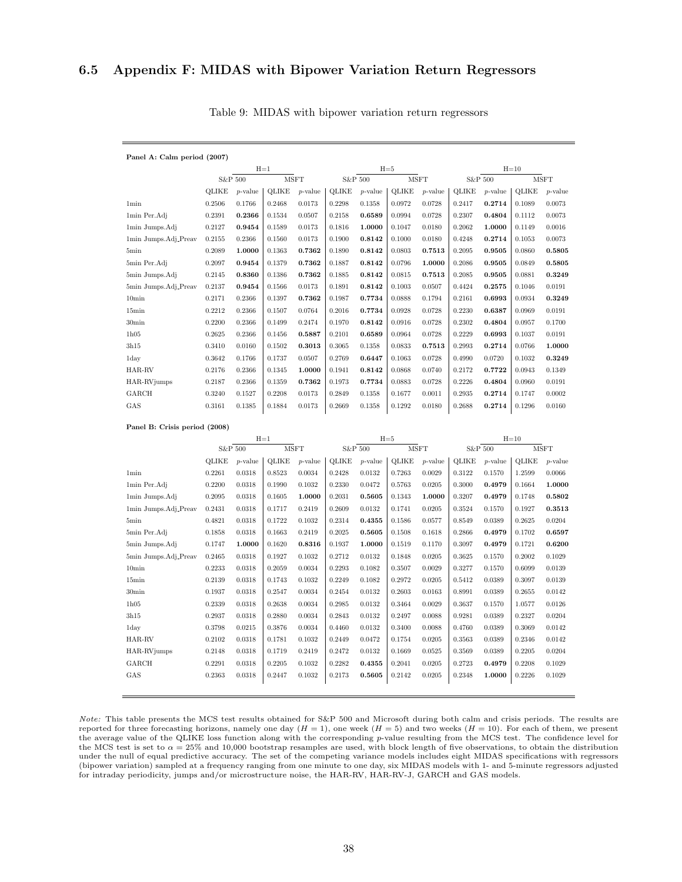## 6.5 Appendix F: MIDAS with Bipower Variation Return Regressors

Table 9: MIDAS with bipower variation return regressors

**Panel A: Calm period (2007)**

| | H=1 | | | | H=5 | | | | H=10 | | | |
|---|---|---|---|---|---|---|---|---|---|---|---|---|
| | S&P 500 | | MSFT | | S&P 500 | | MSFT | | S&P 500 | | MSFT | |
| | QLIKE | *p*-value | QLIKE | *p*-value | QLIKE | *p*-value | QLIKE | *p*-value | QLIKE | *p*-value | QLIKE | *p*-value |
| 1min | 0.2506 | 0.1766 | 0.2468 | 0.0173 | 0.2298 | 0.1358 | 0.0972 | 0.0728 | 0.2417 | **0.2714** | 0.1089 | 0.0073 |
| 1min Per.Adj | 0.2391 | **0.2366** | 0.1534 | 0.0507 | 0.2158 | **0.6589** | 0.0994 | 0.0728 | 0.2307 | **0.4804** | 0.1112 | 0.0073 |
| 1min Jumps.Adj | 0.2127 | **0.9454** | 0.1589 | 0.0173 | 0.1816 | **1.0000** | 0.1047 | 0.0180 | 0.2062 | **1.0000** | 0.1149 | 0.0016 |
| 1min Jumps.Adj_Preav | 0.2155 | 0.2366 | 0.1560 | 0.0173 | 0.1900 | **0.8142** | 0.1000 | 0.0180 | 0.4248 | **0.2714** | 0.1053 | 0.0073 |
| 5min | 0.2089 | **1.0000** | 0.1363 | **0.7362** | 0.1890 | **0.8142** | 0.0803 | **0.7513** | 0.2095 | **0.9505** | 0.0860 | **0.5805** |
| 5min Per.Adj | 0.2097 | **0.9454** | 0.1379 | **0.7362** | 0.1887 | **0.8142** | 0.0796 | **1.0000** | 0.2086 | **0.9505** | 0.0849 | **0.5805** |
| 5min Jumps.Adj | 0.2145 | **0.8360** | 0.1386 | **0.7362** | 0.1885 | **0.8142** | 0.0815 | **0.7513** | 0.2085 | **0.9505** | 0.0881 | **0.3249** |
| 5min Jumps.Adj_Preav | 0.2137 | **0.9454** | 0.1566 | 0.0173 | 0.1891 | **0.8142** | 0.1003 | 0.0507 | 0.4424 | **0.2575** | 0.1046 | 0.0191 |
| 10min | 0.2171 | 0.2366 | 0.1397 | **0.7362** | 0.1987 | **0.7734** | 0.0888 | 0.1794 | 0.2161 | **0.6993** | 0.0934 | **0.3249** |
| 15min | 0.2212 | 0.2366 | 0.1507 | 0.0764 | 0.2016 | **0.7734** | 0.0928 | 0.0728 | 0.2230 | **0.6387** | 0.0969 | 0.0191 |
| 30min | 0.2200 | 0.2366 | 0.1499 | 0.2474 | 0.1970 | **0.8142** | 0.0916 | 0.0728 | 0.2302 | **0.4804** | 0.0957 | 0.1700 |
| 1h05 | 0.2625 | 0.2366 | 0.1456 | **0.5887** | 0.2101 | **0.6589** | 0.0964 | 0.0728 | 0.2229 | **0.6993** | 0.1037 | 0.0191 |
| 3h15 | 0.3410 | 0.0160 | 0.1502 | **0.3013** | 0.3065 | 0.1358 | 0.0833 | **0.7513** | 0.2993 | **0.2714** | 0.0766 | **1.0000** |
| 1day | 0.3642 | 0.1766 | 0.1737 | 0.0507 | 0.2769 | **0.6447** | 0.1063 | 0.0728 | 0.4990 | 0.0720 | 0.1032 | **0.3249** |
| HAR-RV | 0.2176 | 0.2366 | 0.1345 | **1.0000** | 0.1941 | **0.8142** | 0.0868 | 0.0740 | 0.2172 | **0.7722** | 0.0943 | 0.1349 |
| HAR-RVjumps | 0.2187 | 0.2366 | 0.1359 | **0.7362** | 0.1973 | **0.7734** | 0.0883 | 0.0728 | 0.2226 | **0.4804** | 0.0960 | 0.0191 |
| GARCH | 0.3240 | 0.1527 | 0.2208 | 0.0173 | 0.2849 | 0.1358 | 0.1677 | 0.0011 | 0.2935 | **0.2714** | 0.1747 | 0.0002 |
| GAS | 0.3161 | 0.1385 | 0.1884 | 0.0173 | 0.2669 | 0.1358 | 0.1292 | 0.0180 | 0.2688 | **0.2714** | 0.1296 | 0.0160 |

**Panel B: Crisis period (2008)**

| | H=1 | | | | H=5 | | | | H=10 | | | |
|---|---|---|---|---|---|---|---|---|---|---|---|---|
| | S&P 500 | | MSFT | | S&P 500 | | MSFT | | S&P 500 | | MSFT | |
| | QLIKE | *p*-value | QLIKE | *p*-value | QLIKE | *p*-value | QLIKE | *p*-value | QLIKE | *p*-value | QLIKE | *p*-value |
| 1min | 0.2261 | 0.0318 | 0.8523 | 0.0034 | 0.2428 | 0.0132 | 0.7263 | 0.0029 | 0.3122 | 0.1570 | 1.2599 | 0.0066 |
| 1min Per.Adj | 0.2200 | 0.0318 | 0.1990 | 0.1032 | 0.2330 | 0.0472 | 0.5763 | 0.0205 | 0.3000 | **0.4979** | 0.1664 | **1.0000** |
| 1min Jumps.Adj | 0.2095 | 0.0318 | 0.1605 | **1.0000** | 0.2031 | **0.5605** | 0.1343 | **1.0000** | 0.3207 | **0.4979** | 0.1748 | **0.5802** |
| 1min Jumps.Adj_Preav | 0.2431 | 0.0318 | 0.1717 | 0.2419 | 0.2609 | 0.0132 | 0.1741 | 0.0205 | 0.3524 | 0.1570 | 0.1927 | **0.3513** |
| 5min | 0.4821 | 0.0318 | 0.1722 | 0.1032 | 0.2314 | **0.4355** | 0.1586 | 0.0577 | 0.8549 | 0.0389 | 0.2625 | 0.0204 |
| 5min Per.Adj | 0.1858 | 0.0318 | 0.1663 | 0.2419 | 0.2025 | **0.5605** | 0.1508 | 0.1618 | 0.2866 | **0.4979** | 0.1702 | **0.6597** |
| 5min Jumps.Adj | 0.1747 | **1.0000** | 0.1620 | **0.8316** | 0.1937 | **1.0000** | 0.1519 | 0.1170 | 0.3097 | **0.4979** | 0.1721 | **0.6200** |
| 5min Jumps.Adj_Preav | 0.2465 | 0.0318 | 0.1927 | 0.1032 | 0.2712 | 0.0132 | 0.1848 | 0.0205 | 0.3625 | 0.1570 | 0.2002 | 0.1029 |
| 10min | 0.2233 | 0.0318 | 0.2059 | 0.0034 | 0.2293 | 0.1082 | 0.3507 | 0.0029 | 0.3277 | 0.1570 | 0.6099 | 0.0139 |
| 15min | 0.2139 | 0.0318 | 0.1743 | 0.1032 | 0.2249 | 0.1082 | 0.2972 | 0.0205 | 0.5412 | 0.0389 | 0.3097 | 0.0139 |
| 30min | 0.1937 | 0.0318 | 0.2547 | 0.0034 | 0.2454 | 0.0132 | 0.2603 | 0.0163 | 0.8991 | 0.0389 | 0.2655 | 0.0142 |
| 1h05 | 0.2339 | 0.0318 | 0.2638 | 0.0034 | 0.2985 | 0.0132 | 0.3464 | 0.0029 | 0.3637 | 0.1570 | 1.0577 | 0.0126 |
| 3h15 | 0.2937 | 0.0318 | 0.2880 | 0.0034 | 0.2843 | 0.0132 | 0.2497 | 0.0088 | 0.9281 | 0.0389 | 0.2327 | 0.0204 |
| 1day | 0.3798 | 0.0215 | 0.3876 | 0.0034 | 0.4460 | 0.0132 | 0.3400 | 0.0088 | 0.4760 | 0.0389 | 0.3069 | 0.0142 |
| HAR-RV | 0.2102 | 0.0318 | 0.1781 | 0.1032 | 0.2449 | 0.0472 | 0.1754 | 0.0205 | 0.3563 | 0.0389 | 0.2346 | 0.0142 |
| HAR-RVjumps | 0.2148 | 0.0318 | 0.1719 | 0.2419 | 0.2472 | 0.0132 | 0.1669 | 0.0525 | 0.3569 | 0.0389 | 0.2205 | 0.0204 |
| GARCH | 0.2291 | 0.0318 | 0.2205 | 0.1032 | 0.2282 | **0.4355** | 0.2041 | 0.0205 | 0.2723 | **0.4979** | 0.2208 | 0.1029 |
| GAS | 0.2363 | 0.0318 | 0.2447 | 0.1032 | 0.2173 | **0.5605** | 0.2142 | 0.0205 | 0.2348 | **1.0000** | 0.2226 | 0.1029 |

*Note:* This table presents the MCS test results obtained for S&P 500 and Microsoft during both calm and crisis periods. The results are reported for three forecasting horizons, namely one day ($H = 1$), one week ($H = 5$) and two weeks ($H = 10$). For each of them, we present the average value of the QLIKE loss function along with the corresponding *p*-value resulting from the MCS test. The confidence level for the MCS test is set to $\alpha = 25\%$ and 10,000 bootstrap resamples are used, with block length of five observations, to obtain the distribution under the null of equal predictive accuracy. The set of the competing variance models includes eight MIDAS specifications with regressors (bipower variation) sampled at a frequency ranging from one minute to one day, six MIDAS models with 1- and 5-minute regressors adjusted for intraday periodicity, jumps and/or microstructure noise, the HAR-RV, HAR-RV-J, GARCH and GAS models.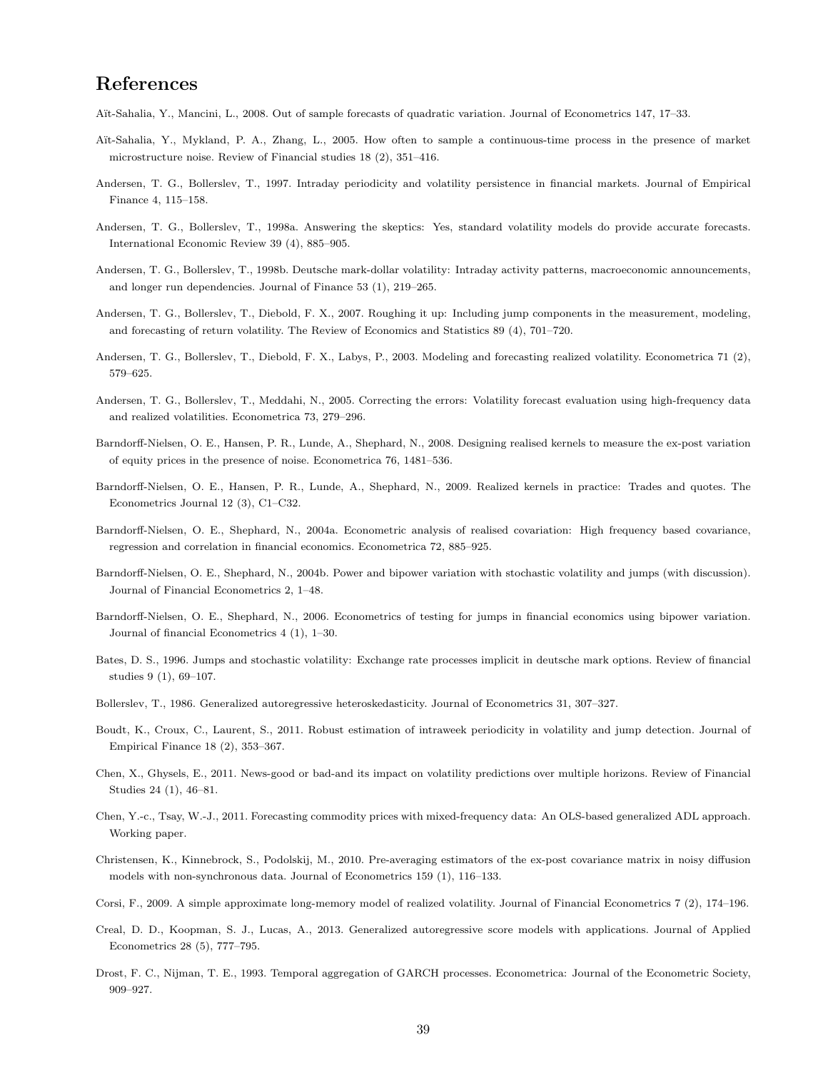# References

Aït-Sahalia, Y., Mancini, L., 2008. Out of sample forecasts of quadratic variation. Journal of Econometrics 147, 17–33.

Aït-Sahalia, Y., Mykland, P. A., Zhang, L., 2005. How often to sample a continuous-time process in the presence of market microstructure noise. Review of Financial studies 18 (2), 351–416.

Andersen, T. G., Bollerslev, T., 1997. Intraday periodicity and volatility persistence in financial markets. Journal of Empirical Finance 4, 115–158.

Andersen, T. G., Bollerslev, T., 1998a. Answering the skeptics: Yes, standard volatility models do provide accurate forecasts. International Economic Review 39 (4), 885–905.

Andersen, T. G., Bollerslev, T., 1998b. Deutsche mark-dollar volatility: Intraday activity patterns, macroeconomic announcements, and longer run dependencies. Journal of Finance 53 (1), 219–265.

Andersen, T. G., Bollerslev, T., Diebold, F. X., 2007. Roughing it up: Including jump components in the measurement, modeling, and forecasting of return volatility. The Review of Economics and Statistics 89 (4), 701–720.

Andersen, T. G., Bollerslev, T., Diebold, F. X., Labys, P., 2003. Modeling and forecasting realized volatility. Econometrica 71 (2), 579–625.

Andersen, T. G., Bollerslev, T., Meddahi, N., 2005. Correcting the errors: Volatility forecast evaluation using high-frequency data and realized volatilities. Econometrica 73, 279–296.

Barndorff-Nielsen, O. E., Hansen, P. R., Lunde, A., Shephard, N., 2008. Designing realised kernels to measure the ex-post variation of equity prices in the presence of noise. Econometrica 76, 1481–536.

Barndorff-Nielsen, O. E., Hansen, P. R., Lunde, A., Shephard, N., 2009. Realized kernels in practice: Trades and quotes. The Econometrics Journal 12 (3), C1–C32.

Barndorff-Nielsen, O. E., Shephard, N., 2004a. Econometric analysis of realised covariation: High frequency based covariance, regression and correlation in financial economics. Econometrica 72, 885–925.

Barndorff-Nielsen, O. E., Shephard, N., 2004b. Power and bipower variation with stochastic volatility and jumps (with discussion). Journal of Financial Econometrics 2, 1–48.

Barndorff-Nielsen, O. E., Shephard, N., 2006. Econometrics of testing for jumps in financial economics using bipower variation. Journal of financial Econometrics 4 (1), 1–30.

Bates, D. S., 1996. Jumps and stochastic volatility: Exchange rate processes implicit in deutsche mark options. Review of financial studies 9 (1), 69–107.

Bollerslev, T., 1986. Generalized autoregressive heteroskedasticity. Journal of Econometrics 31, 307–327.

Boudt, K., Croux, C., Laurent, S., 2011. Robust estimation of intraweek periodicity in volatility and jump detection. Journal of Empirical Finance 18 (2), 353–367.

Chen, X., Ghysels, E., 2011. News-good or bad-and its impact on volatility predictions over multiple horizons. Review of Financial Studies 24 (1), 46–81.

Chen, Y.-c., Tsay, W.-J., 2011. Forecasting commodity prices with mixed-frequency data: An OLS-based generalized ADL approach. Working paper.

Christensen, K., Kinnebrock, S., Podolskij, M., 2010. Pre-averaging estimators of the ex-post covariance matrix in noisy diffusion models with non-synchronous data. Journal of Econometrics 159 (1), 116–133.

Corsi, F., 2009. A simple approximate long-memory model of realized volatility. Journal of Financial Econometrics 7 (2), 174–196.

Creal, D. D., Koopman, S. J., Lucas, A., 2013. Generalized autoregressive score models with applications. Journal of Applied Econometrics 28 (5), 777–795.

Drost, F. C., Nijman, T. E., 1993. Temporal aggregation of GARCH processes. Econometrica: Journal of the Econometric Society, 909–927.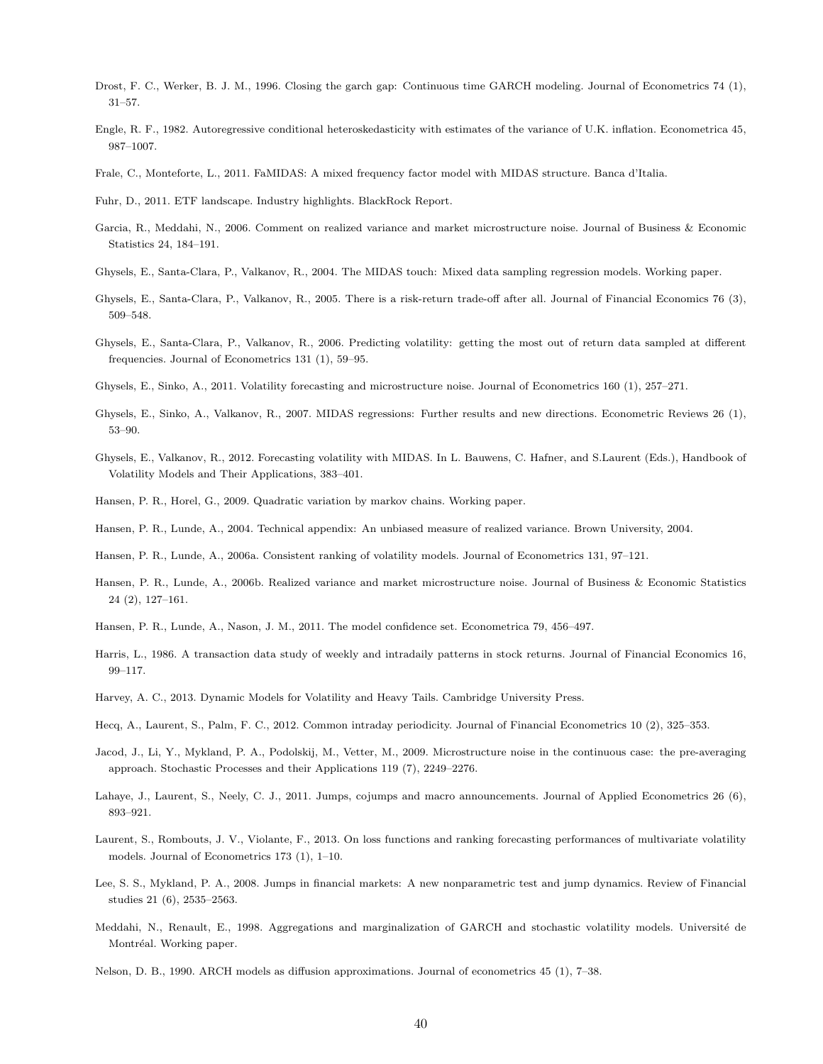Drost, F. C., Werker, B. J. M., 1996. Closing the garch gap: Continuous time GARCH modeling. Journal of Econometrics 74 (1), 31–57.

Engle, R. F., 1982. Autoregressive conditional heteroskedasticity with estimates of the variance of U.K. inflation. Econometrica 45, 987–1007.

Frale, C., Monteforte, L., 2011. FaMIDAS: A mixed frequency factor model with MIDAS structure. Banca d'Italia.

Fuhr, D., 2011. ETF landscape. Industry highlights. BlackRock Report.

Garcia, R., Meddahi, N., 2006. Comment on realized variance and market microstructure noise. Journal of Business & Economic Statistics 24, 184–191.

Ghysels, E., Santa-Clara, P., Valkanov, R., 2004. The MIDAS touch: Mixed data sampling regression models. Working paper.

Ghysels, E., Santa-Clara, P., Valkanov, R., 2005. There is a risk-return trade-off after all. Journal of Financial Economics 76 (3), 509–548.

Ghysels, E., Santa-Clara, P., Valkanov, R., 2006. Predicting volatility: getting the most out of return data sampled at different frequencies. Journal of Econometrics 131 (1), 59–95.

Ghysels, E., Sinko, A., 2011. Volatility forecasting and microstructure noise. Journal of Econometrics 160 (1), 257–271.

Ghysels, E., Sinko, A., Valkanov, R., 2007. MIDAS regressions: Further results and new directions. Econometric Reviews 26 (1), 53–90.

Ghysels, E., Valkanov, R., 2012. Forecasting volatility with MIDAS. In L. Bauwens, C. Hafner, and S.Laurent (Eds.), Handbook of Volatility Models and Their Applications, 383–401.

Hansen, P. R., Horel, G., 2009. Quadratic variation by markov chains. Working paper.

Hansen, P. R., Lunde, A., 2004. Technical appendix: An unbiased measure of realized variance. Brown University, 2004.

Hansen, P. R., Lunde, A., 2006a. Consistent ranking of volatility models. Journal of Econometrics 131, 97–121.

Hansen, P. R., Lunde, A., 2006b. Realized variance and market microstructure noise. Journal of Business & Economic Statistics 24 (2), 127–161.

Hansen, P. R., Lunde, A., Nason, J. M., 2011. The model confidence set. Econometrica 79, 456–497.

Harris, L., 1986. A transaction data study of weekly and intradaily patterns in stock returns. Journal of Financial Economics 16, 99–117.

Harvey, A. C., 2013. Dynamic Models for Volatility and Heavy Tails. Cambridge University Press.

Hecq, A., Laurent, S., Palm, F. C., 2012. Common intraday periodicity. Journal of Financial Econometrics 10 (2), 325–353.

Jacod, J., Li, Y., Mykland, P. A., Podolskij, M., Vetter, M., 2009. Microstructure noise in the continuous case: the pre-averaging approach. Stochastic Processes and their Applications 119 (7), 2249–2276.

Lahaye, J., Laurent, S., Neely, C. J., 2011. Jumps, cojumps and macro announcements. Journal of Applied Econometrics 26 (6), 893–921.

Laurent, S., Rombouts, J. V., Violante, F., 2013. On loss functions and ranking forecasting performances of multivariate volatility models. Journal of Econometrics 173 (1), 1–10.

Lee, S. S., Mykland, P. A., 2008. Jumps in financial markets: A new nonparametric test and jump dynamics. Review of Financial studies 21 (6), 2535–2563.

Meddahi, N., Renault, E., 1998. Aggregations and marginalization of GARCH and stochastic volatility models. Université de Montréal. Working paper.

Nelson, D. B., 1990. ARCH models as diffusion approximations. Journal of econometrics 45 (1), 7–38.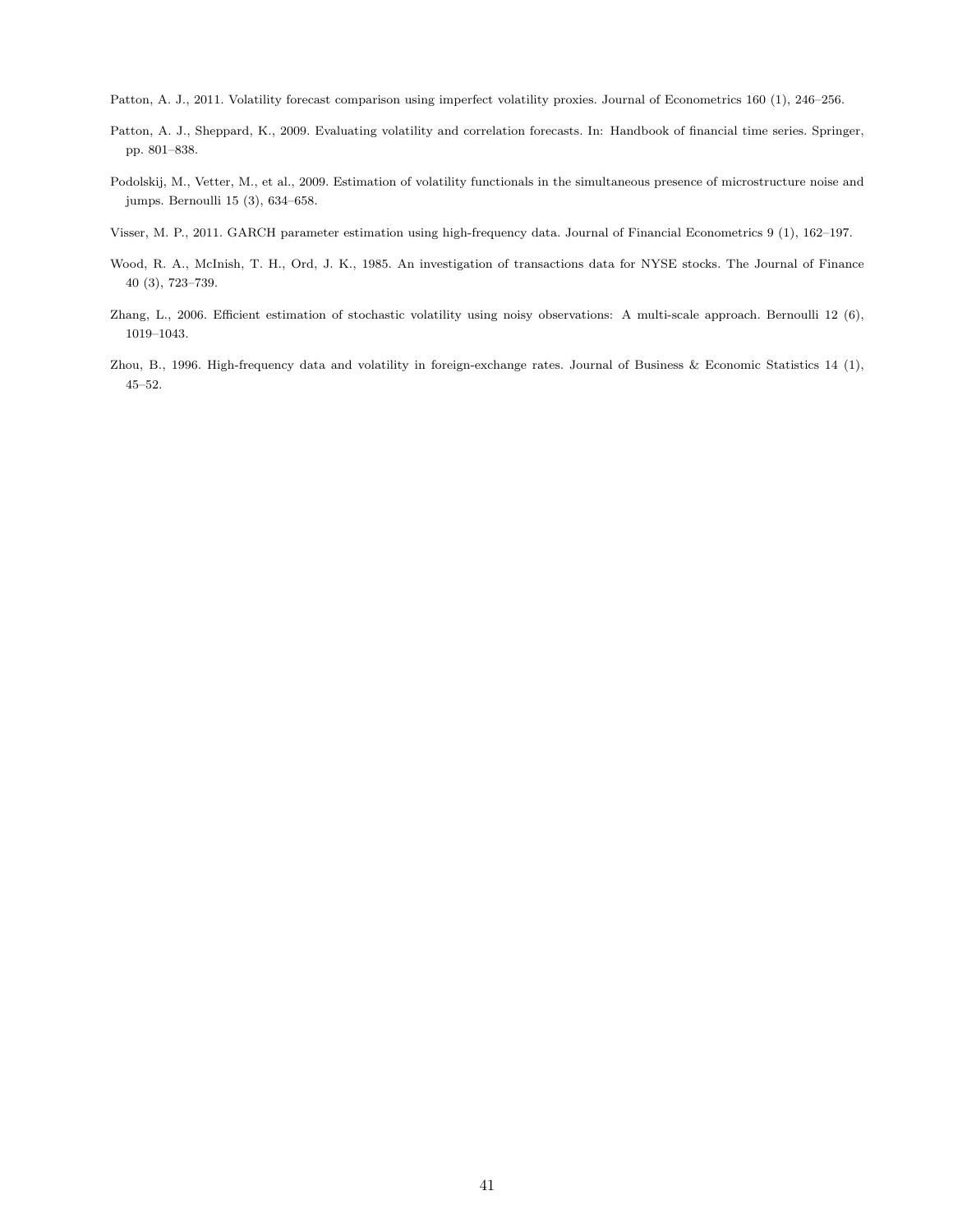Patton, A. J., 2011. Volatility forecast comparison using imperfect volatility proxies. Journal of Econometrics 160 (1), 246–256.

Patton, A. J., Sheppard, K., 2009. Evaluating volatility and correlation forecasts. In: Handbook of financial time series. Springer, pp. 801–838.

Podolskij, M., Vetter, M., et al., 2009. Estimation of volatility functionals in the simultaneous presence of microstructure noise and jumps. Bernoulli 15 (3), 634–658.

Visser, M. P., 2011. GARCH parameter estimation using high-frequency data. Journal of Financial Econometrics 9 (1), 162–197.

Wood, R. A., McInish, T. H., Ord, J. K., 1985. An investigation of transactions data for NYSE stocks. The Journal of Finance 40 (3), 723–739.

Zhang, L., 2006. Efficient estimation of stochastic volatility using noisy observations: A multi-scale approach. Bernoulli 12 (6), 1019–1043.

Zhou, B., 1996. High-frequency data and volatility in foreign-exchange rates. Journal of Business & Economic Statistics 14 (1), 45–52.